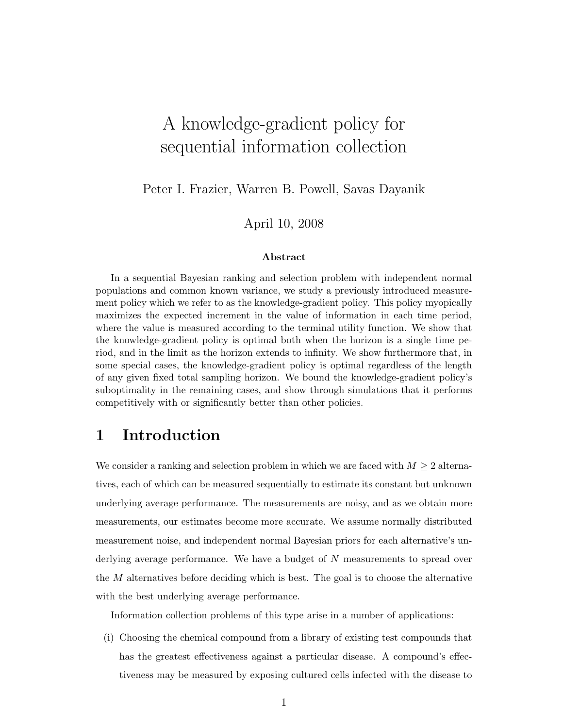# A knowledge-gradient policy for sequential information collection

Peter I. Frazier, Warren B. Powell, Savas Dayanik

April 10, 2008

**Abstract**

In a sequential Bayesian ranking and selection problem with independent normal populations and common known variance, we study a previously introduced measurement policy which we refer to as the knowledge-gradient policy. This policy myopically maximizes the expected increment in the value of information in each time period, where the value is measured according to the terminal utility function. We show that the knowledge-gradient policy is optimal both when the horizon is a single time period, and in the limit as the horizon extends to infinity. We show furthermore that, in some special cases, the knowledge-gradient policy is optimal regardless of the length of any given fixed total sampling horizon. We bound the knowledge-gradient policy's suboptimality in the remaining cases, and show through simulations that it performs competitively with or significantly better than other policies.

## 1 Introduction

We consider a ranking and selection problem in which we are faced with $M \geq 2$ alternatives, each of which can be measured sequentially to estimate its constant but unknown underlying average performance. The measurements are noisy, and as we obtain more measurements, our estimates become more accurate. We assume normally distributed measurement noise, and independent normal Bayesian priors for each alternative's underlying average performance. We have a budget of $N$ measurements to spread over the $M$ alternatives before deciding which is best. The goal is to choose the alternative with the best underlying average performance.

Information collection problems of this type arise in a number of applications:

(i) Choosing the chemical compound from a library of existing test compounds that has the greatest effectiveness against a particular disease. A compound's effectiveness may be measured by exposing cultured cells infected with the disease to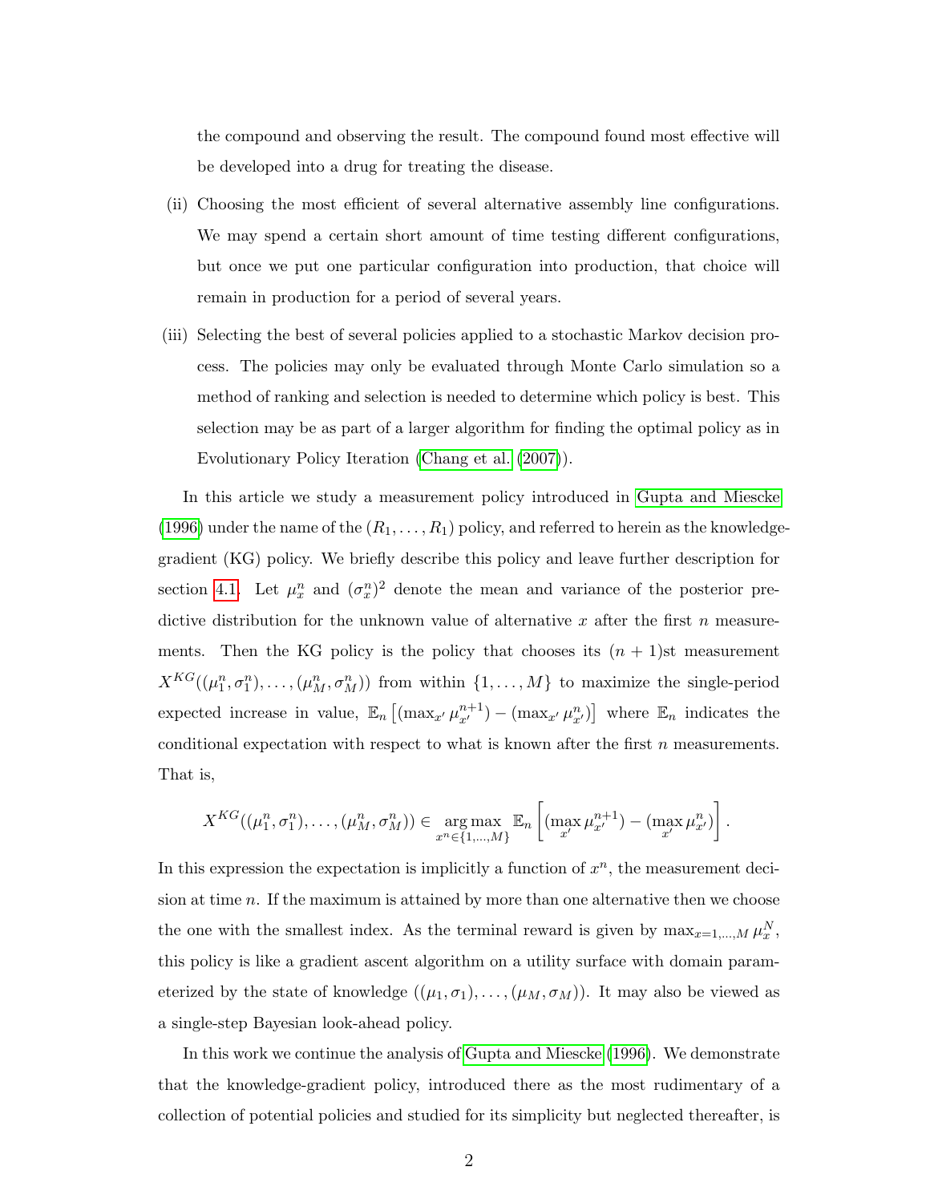the compound and observing the result. The compound found most effective will be developed into a drug for treating the disease.

(ii) Choosing the most efficient of several alternative assembly line configurations. We may spend a certain short amount of time testing different configurations, but once we put one particular configuration into production, that choice will remain in production for a period of several years.

(iii) Selecting the best of several policies applied to a stochastic Markov decision process. The policies may only be evaluated through Monte Carlo simulation so a method of ranking and selection is needed to determine which policy is best. This selection may be as part of a larger algorithm for finding the optimal policy as in Evolutionary Policy Iteration (Chang et al. (2007)).

In this article we study a measurement policy introduced in Gupta and Miescke (1996) under the name of the $(R_1, \ldots, R_1)$ policy, and referred to herein as the knowledge-gradient (KG) policy. We briefly describe this policy and leave further description for section 4.1. Let $\mu_x^n$ and $(\sigma_x^n)^2$ denote the mean and variance of the posterior predictive distribution for the unknown value of alternative $x$ after the first $n$ measurements. Then the KG policy is the policy that chooses its $(n+1)$st measurement $X^{KG}((\mu_1^n, \sigma_1^n), \ldots, (\mu_M^n, \sigma_M^n))$ from within $\{1, \ldots, M\}$ to maximize the single-period expected increase in value, $\mathbb{E}_n\left[(\max_{x'} \mu_{x'}^{n+1}) - (\max_{x'} \mu_{x'}^n)\right]$ where $\mathbb{E}_n$ indicates the conditional expectation with respect to what is known after the first $n$ measurements. That is,

$$X^{KG}((\mu_1^n, \sigma_1^n), \ldots, (\mu_M^n, \sigma_M^n)) \in \underset{x^n \in \{1,\ldots,M\}}{\arg\max} \; \mathbb{E}_n\left[(\max_{x'} \mu_{x'}^{n+1}) - (\max_{x'} \mu_{x'}^n)\right].$$

In this expression the expectation is implicitly a function of $x^n$, the measurement decision at time $n$. If the maximum is attained by more than one alternative then we choose the one with the smallest index. As the terminal reward is given by $\max_{x=1,\ldots,M} \mu_x^N$, this policy is like a gradient ascent algorithm on a utility surface with domain parameterized by the state of knowledge $((\mu_1, \sigma_1), \ldots, (\mu_M, \sigma_M))$. It may also be viewed as a single-step Bayesian look-ahead policy.

In this work we continue the analysis of Gupta and Miescke (1996). We demonstrate that the knowledge-gradient policy, introduced there as the most rudimentary of a collection of potential policies and studied for its simplicity but neglected thereafter, is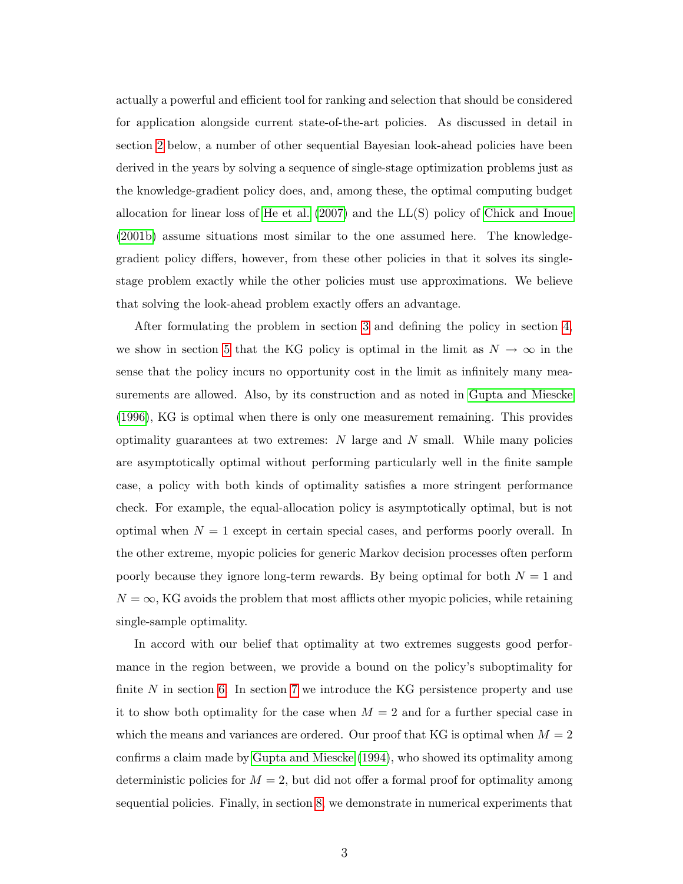actually a powerful and efficient tool for ranking and selection that should be considered for application alongside current state-of-the-art policies. As discussed in detail in section 2 below, a number of other sequential Bayesian look-ahead policies have been derived in the years by solving a sequence of single-stage optimization problems just as the knowledge-gradient policy does, and, among these, the optimal computing budget allocation for linear loss of He et al. (2007) and the LL(S) policy of Chick and Inoue (2001b) assume situations most similar to the one assumed here. The knowledge-gradient policy differs, however, from these other policies in that it solves its single-stage problem exactly while the other policies must use approximations. We believe that solving the look-ahead problem exactly offers an advantage.

After formulating the problem in section 3 and defining the policy in section 4, we show in section 5 that the KG policy is optimal in the limit as $N \to \infty$ in the sense that the policy incurs no opportunity cost in the limit as infinitely many measurements are allowed. Also, by its construction and as noted in Gupta and Miescke (1996), KG is optimal when there is only one measurement remaining. This provides optimality guarantees at two extremes: $N$ large and $N$ small. While many policies are asymptotically optimal without performing particularly well in the finite sample case, a policy with both kinds of optimality satisfies a more stringent performance check. For example, the equal-allocation policy is asymptotically optimal, but is not optimal when $N = 1$ except in certain special cases, and performs poorly overall. In the other extreme, myopic policies for generic Markov decision processes often perform poorly because they ignore long-term rewards. By being optimal for both $N = 1$ and $N = \infty$, KG avoids the problem that most afflicts other myopic policies, while retaining single-sample optimality.

In accord with our belief that optimality at two extremes suggests good performance in the region between, we provide a bound on the policy's suboptimality for finite $N$ in section 6. In section 7 we introduce the KG persistence property and use it to show both optimality for the case when $M = 2$ and for a further special case in which the means and variances are ordered. Our proof that KG is optimal when $M = 2$ confirms a claim made by Gupta and Miescke (1994), who showed its optimality among deterministic policies for $M = 2$, but did not offer a formal proof for optimality among sequential policies. Finally, in section 8, we demonstrate in numerical experiments that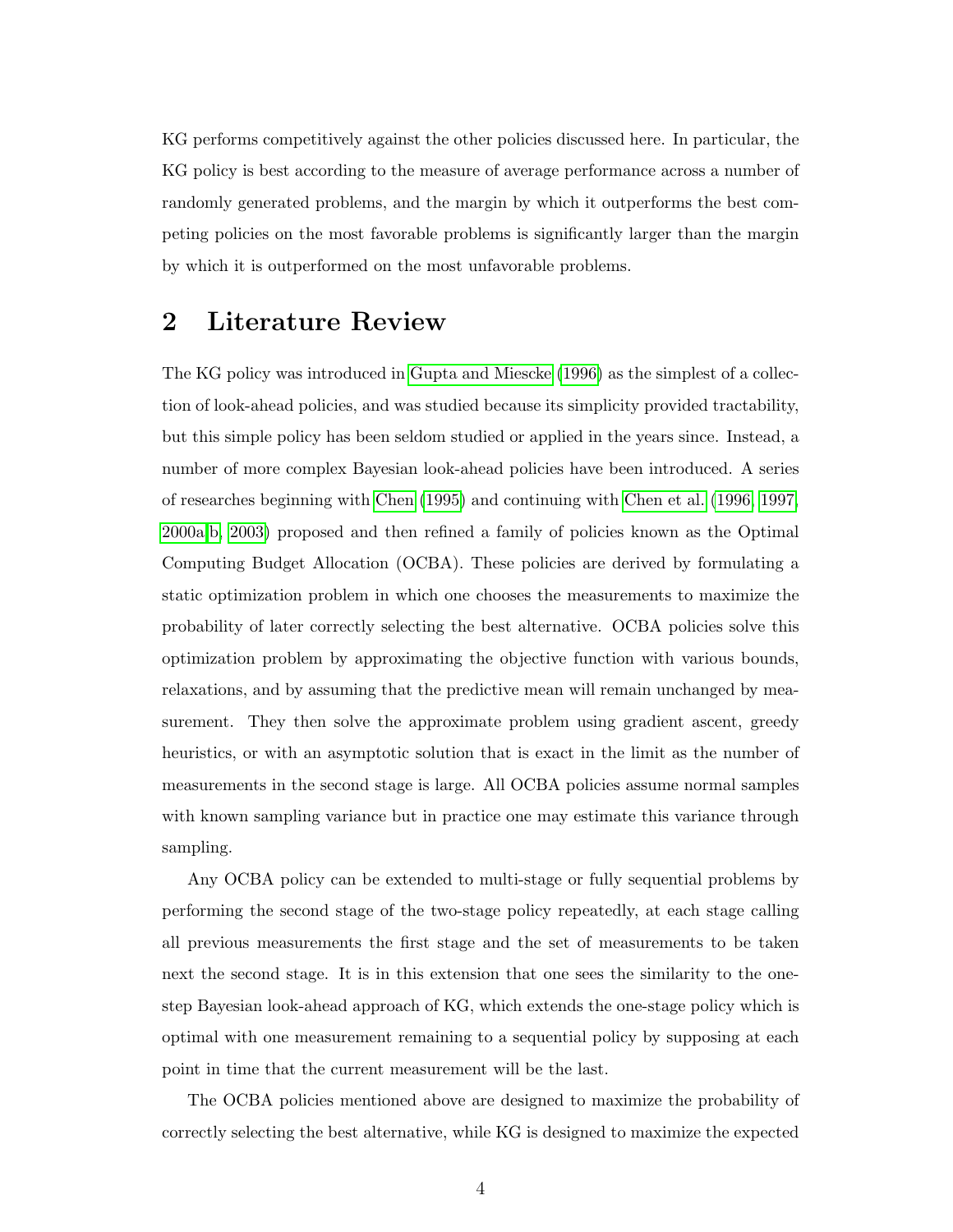KG performs competitively against the other policies discussed here. In particular, the KG policy is best according to the measure of average performance across a number of randomly generated problems, and the margin by which it outperforms the best competing policies on the most favorable problems is significantly larger than the margin by which it is outperformed on the most unfavorable problems.

## 2 Literature Review

The KG policy was introduced in Gupta and Miescke (1996) as the simplest of a collection of look-ahead policies, and was studied because its simplicity provided tractability, but this simple policy has been seldom studied or applied in the years since. Instead, a number of more complex Bayesian look-ahead policies have been introduced. A series of researches beginning with Chen (1995) and continuing with Chen et al. (1996, 1997, 2000a,b, 2003) proposed and then refined a family of policies known as the Optimal Computing Budget Allocation (OCBA). These policies are derived by formulating a static optimization problem in which one chooses the measurements to maximize the probability of later correctly selecting the best alternative. OCBA policies solve this optimization problem by approximating the objective function with various bounds, relaxations, and by assuming that the predictive mean will remain unchanged by measurement. They then solve the approximate problem using gradient ascent, greedy heuristics, or with an asymptotic solution that is exact in the limit as the number of measurements in the second stage is large. All OCBA policies assume normal samples with known sampling variance but in practice one may estimate this variance through sampling.

Any OCBA policy can be extended to multi-stage or fully sequential problems by performing the second stage of the two-stage policy repeatedly, at each stage calling all previous measurements the first stage and the set of measurements to be taken next the second stage. It is in this extension that one sees the similarity to the one-step Bayesian look-ahead approach of KG, which extends the one-stage policy which is optimal with one measurement remaining to a sequential policy by supposing at each point in time that the current measurement will be the last.

The OCBA policies mentioned above are designed to maximize the probability of correctly selecting the best alternative, while KG is designed to maximize the expected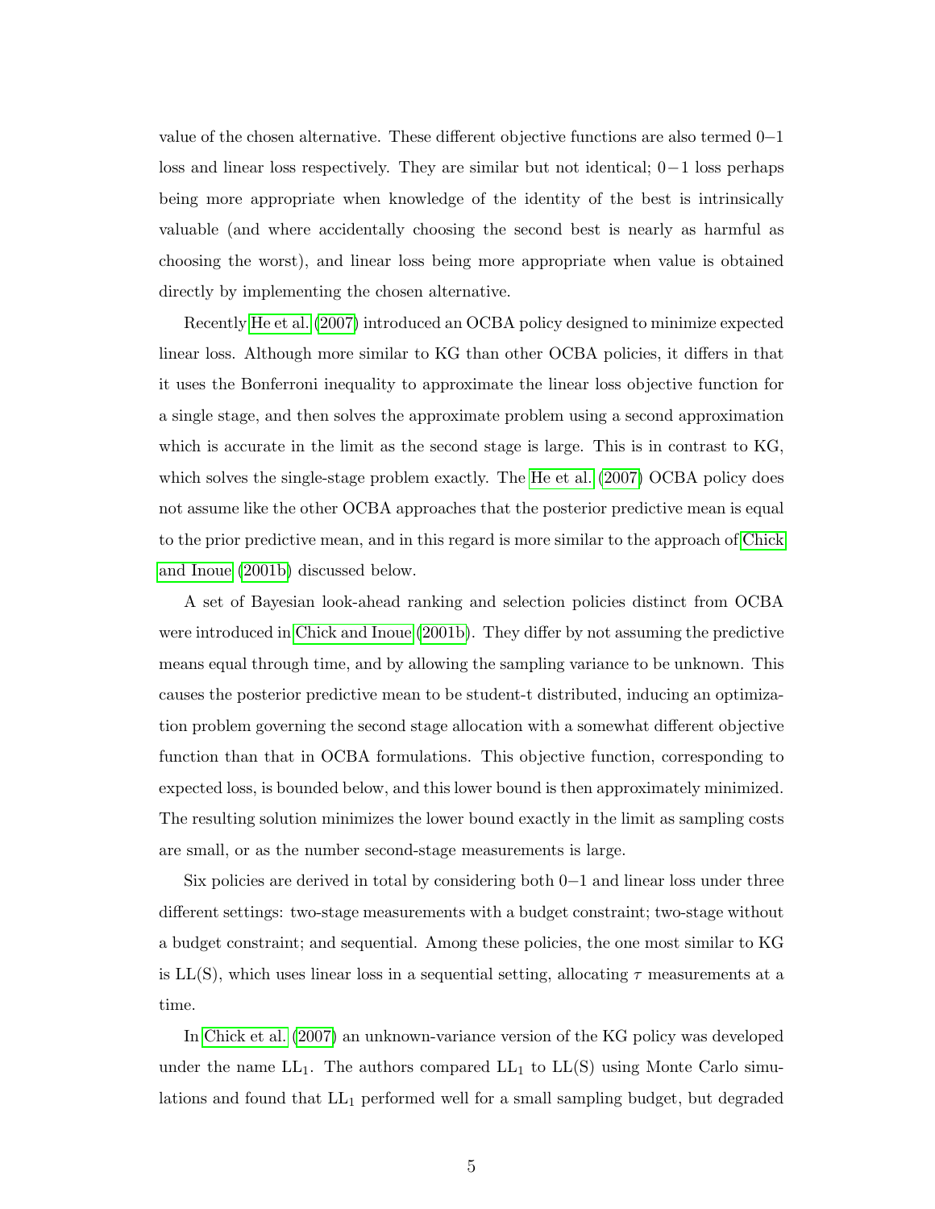value of the chosen alternative. These different objective functions are also termed $0-1$ loss and linear loss respectively. They are similar but not identical; $0-1$ loss perhaps being more appropriate when knowledge of the identity of the best is intrinsically valuable (and where accidentally choosing the second best is nearly as harmful as choosing the worst), and linear loss being more appropriate when value is obtained directly by implementing the chosen alternative.

Recently He et al. (2007) introduced an OCBA policy designed to minimize expected linear loss. Although more similar to KG than other OCBA policies, it differs in that it uses the Bonferroni inequality to approximate the linear loss objective function for a single stage, and then solves the approximate problem using a second approximation which is accurate in the limit as the second stage is large. This is in contrast to KG, which solves the single-stage problem exactly. The He et al. (2007) OCBA policy does not assume like the other OCBA approaches that the posterior predictive mean is equal to the prior predictive mean, and in this regard is more similar to the approach of Chick and Inoue (2001b) discussed below.

A set of Bayesian look-ahead ranking and selection policies distinct from OCBA were introduced in Chick and Inoue (2001b). They differ by not assuming the predictive means equal through time, and by allowing the sampling variance to be unknown. This causes the posterior predictive mean to be student-t distributed, inducing an optimization problem governing the second stage allocation with a somewhat different objective function than that in OCBA formulations. This objective function, corresponding to expected loss, is bounded below, and this lower bound is then approximately minimized. The resulting solution minimizes the lower bound exactly in the limit as sampling costs are small, or as the number second-stage measurements is large.

Six policies are derived in total by considering both $0-1$ and linear loss under three different settings: two-stage measurements with a budget constraint; two-stage without a budget constraint; and sequential. Among these policies, the one most similar to KG is LL(S), which uses linear loss in a sequential setting, allocating $\tau$ measurements at a time.

In Chick et al. (2007) an unknown-variance version of the KG policy was developed under the name $\text{LL}_1$. The authors compared $\text{LL}_1$ to LL(S) using Monte Carlo simulations and found that $\text{LL}_1$ performed well for a small sampling budget, but degraded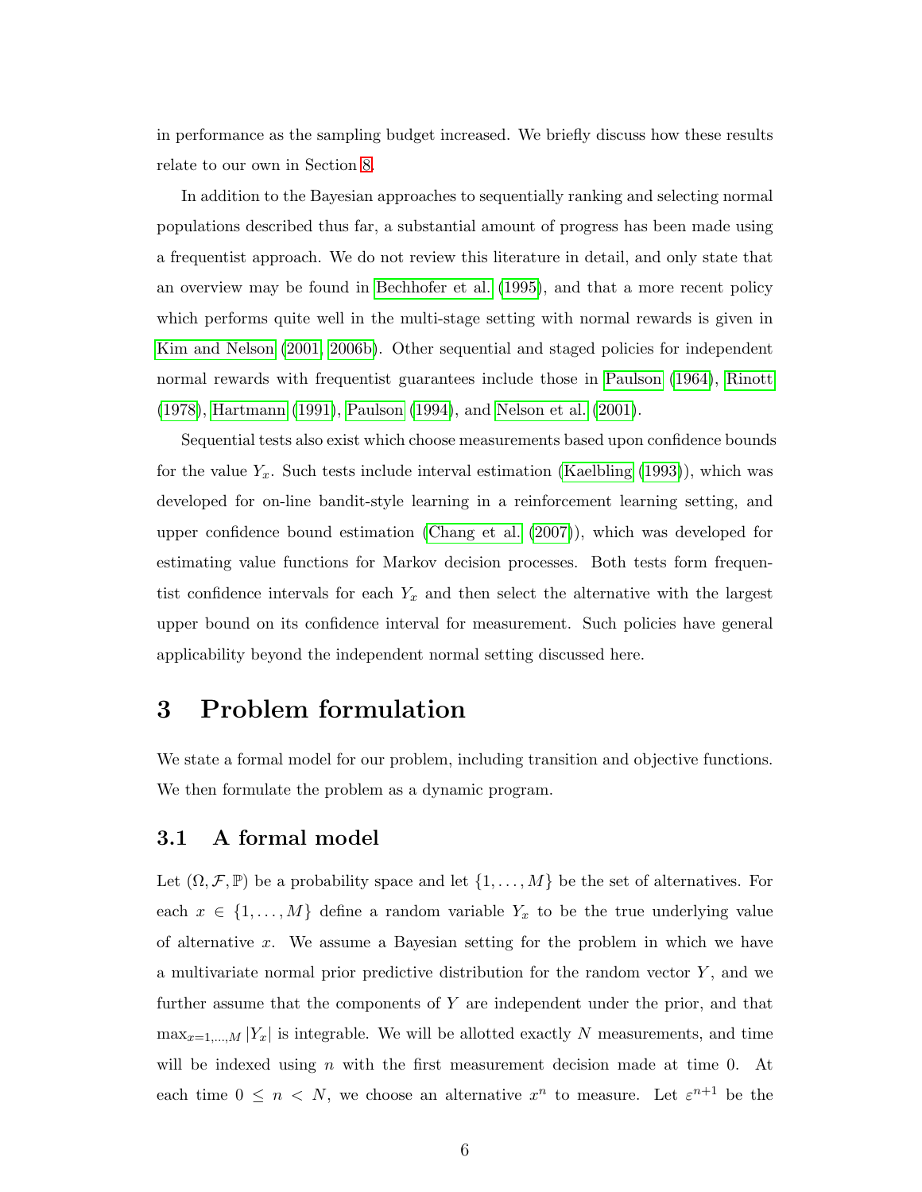in performance as the sampling budget increased. We briefly discuss how these results relate to our own in Section 8.

In addition to the Bayesian approaches to sequentially ranking and selecting normal populations described thus far, a substantial amount of progress has been made using a frequentist approach. We do not review this literature in detail, and only state that an overview may be found in Bechhofer et al. (1995), and that a more recent policy which performs quite well in the multi-stage setting with normal rewards is given in Kim and Nelson (2001, 2006b). Other sequential and staged policies for independent normal rewards with frequentist guarantees include those in Paulson (1964), Rinott (1978), Hartmann (1991), Paulson (1994), and Nelson et al. (2001).

Sequential tests also exist which choose measurements based upon confidence bounds for the value $Y_x$. Such tests include interval estimation (Kaelbling (1993)), which was developed for on-line bandit-style learning in a reinforcement learning setting, and upper confidence bound estimation (Chang et al. (2007)), which was developed for estimating value functions for Markov decision processes. Both tests form frequentist confidence intervals for each $Y_x$ and then select the alternative with the largest upper bound on its confidence interval for measurement. Such policies have general applicability beyond the independent normal setting discussed here.

# 3 Problem formulation

We state a formal model for our problem, including transition and objective functions. We then formulate the problem as a dynamic program.

## 3.1 A formal model

Let $(\Omega, \mathcal{F}, \mathbb{P})$ be a probability space and let $\{1, \ldots, M\}$ be the set of alternatives. For each $x \in \{1, \ldots, M\}$ define a random variable $Y_x$ to be the true underlying value of alternative $x$. We assume a Bayesian setting for the problem in which we have a multivariate normal prior predictive distribution for the random vector $Y$, and we further assume that the components of $Y$ are independent under the prior, and that $\max_{x=1,\ldots,M} |Y_x|$ is integrable. We will be allotted exactly $N$ measurements, and time will be indexed using $n$ with the first measurement decision made at time 0. At each time $0 \leq n < N$, we choose an alternative $x^n$ to measure. Let $\varepsilon^{n+1}$ be the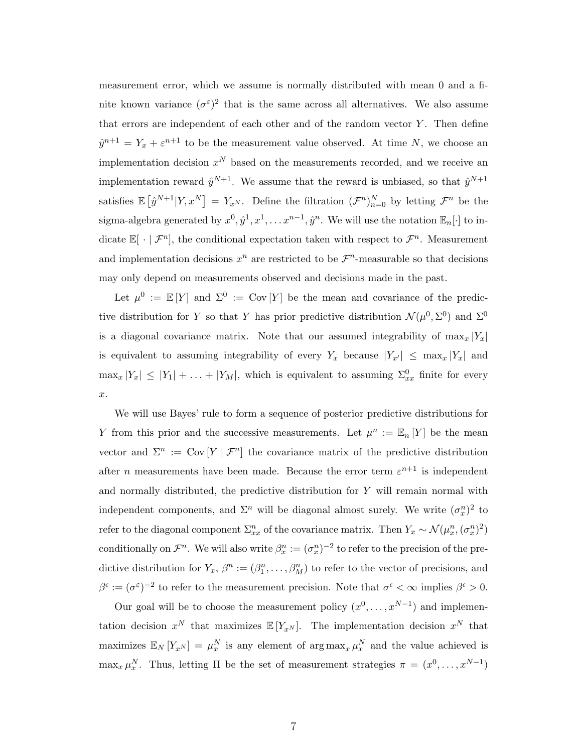measurement error, which we assume is normally distributed with mean 0 and a finite known variance $(\sigma^\varepsilon)^2$ that is the same across all alternatives. We also assume that errors are independent of each other and of the random vector $Y$. Then define $\hat{y}^{n+1} = Y_x + \varepsilon^{n+1}$ to be the measurement value observed. At time $N$, we choose an implementation decision $x^N$ based on the measurements recorded, and we receive an implementation reward $\hat{y}^{N+1}$. We assume that the reward is unbiased, so that $\hat{y}^{N+1}$ satisfies $\mathbb{E}\left[\hat{y}^{N+1}|Y, x^N\right] = Y_{x^N}$. Define the filtration $(\mathcal{F}^n)_{n=0}^N$ by letting $\mathcal{F}^n$ be the sigma-algebra generated by $x^0, \hat{y}^1, x^1, \ldots x^{n-1}, \hat{y}^n$. We will use the notation $\mathbb{E}_n[\cdot]$ to indicate $\mathbb{E}[\ \cdot \mid \mathcal{F}^n]$, the conditional expectation taken with respect to $\mathcal{F}^n$. Measurement and implementation decisions $x^n$ are restricted to be $\mathcal{F}^n$-measurable so that decisions may only depend on measurements observed and decisions made in the past.

Let $\mu^0 := \mathbb{E}[Y]$ and $\Sigma^0 := \mathrm{Cov}[Y]$ be the mean and covariance of the predictive distribution for $Y$ so that $Y$ has prior predictive distribution $\mathcal{N}(\mu^0, \Sigma^0)$ and $\Sigma^0$ is a diagonal covariance matrix. Note that our assumed integrability of $\max_x |Y_x|$ is equivalent to assuming integrability of every $Y_x$ because $|Y_{x'}| \leq \max_x |Y_x|$ and $\max_x |Y_x| \leq |Y_1| + \ldots + |Y_M|$, which is equivalent to assuming $\Sigma^0_{xx}$ finite for every $x$.

We will use Bayes' rule to form a sequence of posterior predictive distributions for $Y$ from this prior and the successive measurements. Let $\mu^n := \mathbb{E}_n[Y]$ be the mean vector and $\Sigma^n := \mathrm{Cov}[Y \mid \mathcal{F}^n]$ the covariance matrix of the predictive distribution after $n$ measurements have been made. Because the error term $\varepsilon^{n+1}$ is independent and normally distributed, the predictive distribution for $Y$ will remain normal with independent components, and $\Sigma^n$ will be diagonal almost surely. We write $(\sigma^n_x)^2$ to refer to the diagonal component $\Sigma^n_{xx}$ of the covariance matrix. Then $Y_x \sim \mathcal{N}(\mu^n_x, (\sigma^n_x)^2)$ conditionally on $\mathcal{F}^n$. We will also write $\beta^n_x := (\sigma^n_x)^{-2}$ to refer to the precision of the predictive distribution for $Y_x$, $\beta^n := (\beta^n_1, \ldots, \beta^n_M)$ to refer to the vector of precisions, and $\beta^\epsilon := (\sigma^\varepsilon)^{-2}$ to refer to the measurement precision. Note that $\sigma^\epsilon < \infty$ implies $\beta^\epsilon > 0$.

Our goal will be to choose the measurement policy $(x^0, \ldots, x^{N-1})$ and implementation decision $x^N$ that maximizes $\mathbb{E}[Y_{x^N}]$. The implementation decision $x^N$ that maximizes $\mathbb{E}_N[Y_{x^N}] = \mu^N_x$ is any element of $\arg\max_x \mu^N_x$ and the value achieved is $\max_x \mu^N_x$. Thus, letting $\Pi$ be the set of measurement strategies $\pi = (x^0, \ldots, x^{N-1})$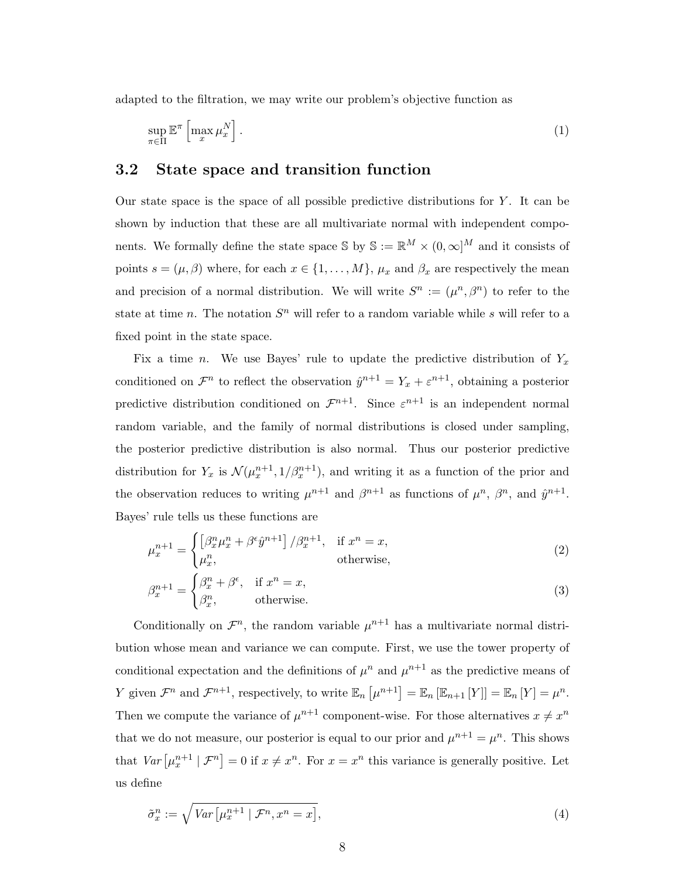adapted to the filtration, we may write our problem's objective function as

$$\sup_{\pi \in \Pi} \mathbb{E}^{\pi} \left[ \max_x \mu_x^N \right]. \tag{1}$$

## 3.2 State space and transition function

Our state space is the space of all possible predictive distributions for $Y$. It can be shown by induction that these are all multivariate normal with independent components. We formally define the state space $\mathbb{S}$ by $\mathbb{S} := \mathbb{R}^M \times (0, \infty]^M$ and it consists of points $s = (\mu, \beta)$ where, for each $x \in \{1, \ldots, M\}$, $\mu_x$ and $\beta_x$ are respectively the mean and precision of a normal distribution. We will write $S^n := (\mu^n, \beta^n)$ to refer to the state at time $n$. The notation $S^n$ will refer to a random variable while $s$ will refer to a fixed point in the state space.

Fix a time $n$. We use Bayes' rule to update the predictive distribution of $Y_x$ conditioned on $\mathcal{F}^n$ to reflect the observation $\hat{y}^{n+1} = Y_x + \varepsilon^{n+1}$, obtaining a posterior predictive distribution conditioned on $\mathcal{F}^{n+1}$. Since $\varepsilon^{n+1}$ is an independent normal random variable, and the family of normal distributions is closed under sampling, the posterior predictive distribution is also normal. Thus our posterior predictive distribution for $Y_x$ is $\mathcal{N}(\mu_x^{n+1}, 1/\beta_x^{n+1})$, and writing it as a function of the prior and the observation reduces to writing $\mu^{n+1}$ and $\beta^{n+1}$ as functions of $\mu^n$, $\beta^n$, and $\hat{y}^{n+1}$. Bayes' rule tells us these functions are

$$\mu_x^{n+1} = \begin{cases} \left[ \beta_x^n \mu_x^n + \beta^{\epsilon} \hat{y}^{n+1} \right] / \beta_x^{n+1}, & \text{if } x^n = x, \\ \mu_x^n, & \text{otherwise,} \end{cases} \tag{2}$$

$$\beta_x^{n+1} = \begin{cases} \beta_x^n + \beta^{\epsilon}, & \text{if } x^n = x, \\ \beta_x^n, & \text{otherwise.} \end{cases} \tag{3}$$

Conditionally on $\mathcal{F}^n$, the random variable $\mu^{n+1}$ has a multivariate normal distribution whose mean and variance we can compute. First, we use the tower property of conditional expectation and the definitions of $\mu^n$ and $\mu^{n+1}$ as the predictive means of $Y$ given $\mathcal{F}^n$ and $\mathcal{F}^{n+1}$, respectively, to write $\mathbb{E}_n \left[ \mu^{n+1} \right] = \mathbb{E}_n \left[ \mathbb{E}_{n+1} [Y] \right] = \mathbb{E}_n [Y] = \mu^n$. Then we compute the variance of $\mu^{n+1}$ component-wise. For those alternatives $x \neq x^n$ that we do not measure, our posterior is equal to our prior and $\mu^{n+1} = \mu^n$. This shows that $Var\left[ \mu_x^{n+1} \mid \mathcal{F}^n \right] = 0$ if $x \neq x^n$. For $x = x^n$ this variance is generally positive. Let us define

$$\tilde{\sigma}_x^n := \sqrt{Var\left[ \mu_x^{n+1} \mid \mathcal{F}^n, x^n = x \right]}, \tag{4}$$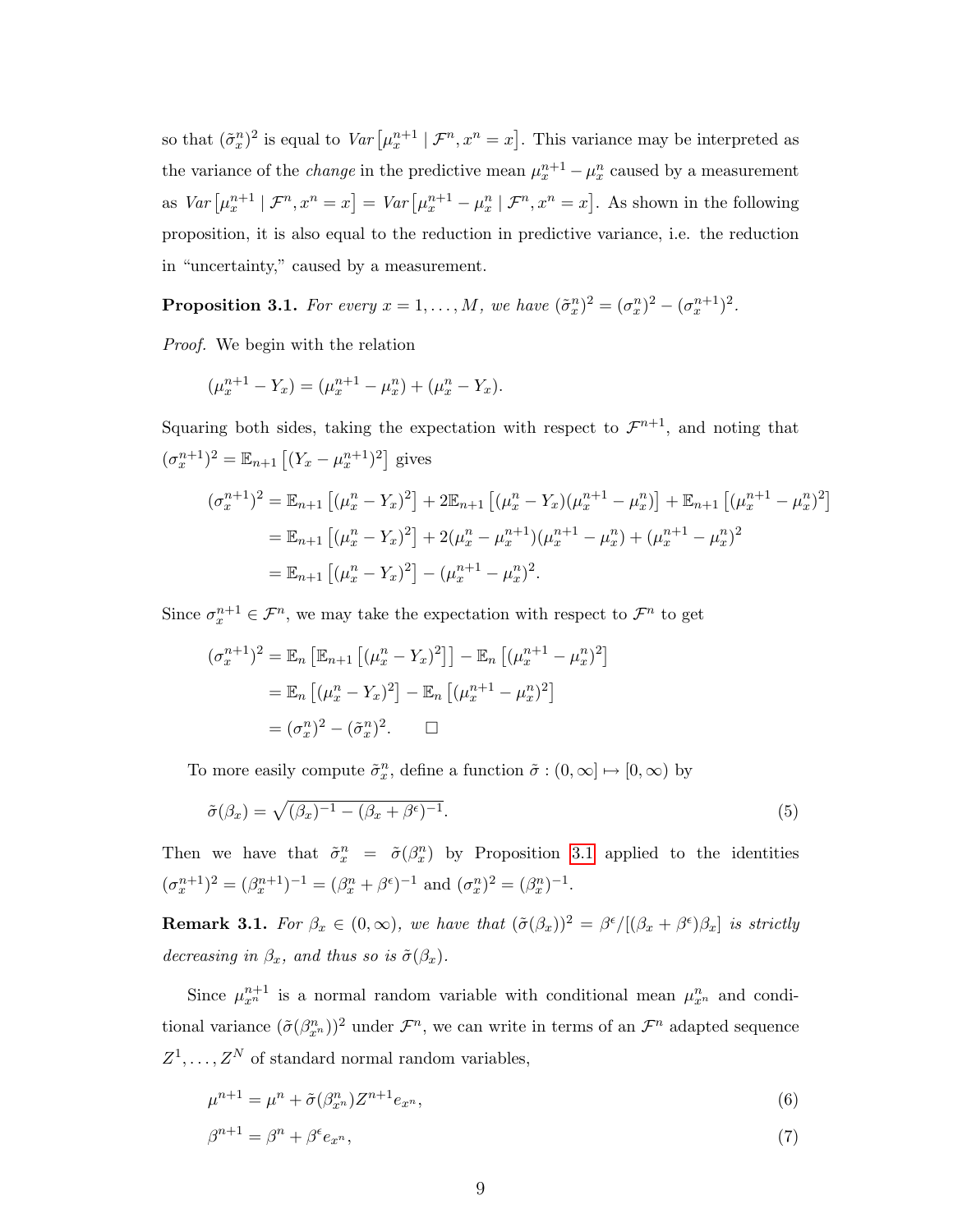so that $(\tilde{\sigma}_x^n)^2$ is equal to $Var\left[\mu_x^{n+1} \mid \mathcal{F}^n, x^n = x\right]$. This variance may be interpreted as the variance of the *change* in the predictive mean $\mu_x^{n+1} - \mu_x^n$ caused by a measurement as $Var\left[\mu_x^{n+1} \mid \mathcal{F}^n, x^n = x\right] = Var\left[\mu_x^{n+1} - \mu_x^n \mid \mathcal{F}^n, x^n = x\right]$. As shown in the following proposition, it is also equal to the reduction in predictive variance, i.e. the reduction in "uncertainty," caused by a measurement.

**Proposition 3.1.** *For every $x = 1, \ldots, M$, we have $(\tilde{\sigma}_x^n)^2 = (\sigma_x^n)^2 - (\sigma_x^{n+1})^2$.*

*Proof.* We begin with the relation

$$(\mu_x^{n+1} - Y_x) = (\mu_x^{n+1} - \mu_x^n) + (\mu_x^n - Y_x).$$

Squaring both sides, taking the expectation with respect to $\mathcal{F}^{n+1}$, and noting that $(\sigma_x^{n+1})^2 = \mathbb{E}_{n+1}\left[(Y_x - \mu_x^{n+1})^2\right]$ gives

$$\begin{aligned}
(\sigma_x^{n+1})^2 &= \mathbb{E}_{n+1}\left[(\mu_x^n - Y_x)^2\right] + 2\mathbb{E}_{n+1}\left[(\mu_x^n - Y_x)(\mu_x^{n+1} - \mu_x^n)\right] + \mathbb{E}_{n+1}\left[(\mu_x^{n+1} - \mu_x^n)^2\right] \\
&= \mathbb{E}_{n+1}\left[(\mu_x^n - Y_x)^2\right] + 2(\mu_x^n - \mu_x^{n+1})(\mu_x^{n+1} - \mu_x^n) + (\mu_x^{n+1} - \mu_x^n)^2 \\
&= \mathbb{E}_{n+1}\left[(\mu_x^n - Y_x)^2\right] - (\mu_x^{n+1} - \mu_x^n)^2.
\end{aligned}$$

Since $\sigma_x^{n+1} \in \mathcal{F}^n$, we may take the expectation with respect to $\mathcal{F}^n$ to get

$$\begin{aligned}
(\sigma_x^{n+1})^2 &= \mathbb{E}_n\left[\mathbb{E}_{n+1}\left[(\mu_x^n - Y_x)^2\right]\right] - \mathbb{E}_n\left[(\mu_x^{n+1} - \mu_x^n)^2\right] \\
&= \mathbb{E}_n\left[(\mu_x^n - Y_x)^2\right] - \mathbb{E}_n\left[(\mu_x^{n+1} - \mu_x^n)^2\right] \\
&= (\sigma_x^n)^2 - (\tilde{\sigma}_x^n)^2. \qquad \square
\end{aligned}$$

To more easily compute $\tilde{\sigma}_x^n$, define a function $\tilde{\sigma} : (0, \infty] \mapsto [0, \infty)$ by

$$\tilde{\sigma}(\beta_x) = \sqrt{(\beta_x)^{-1} - (\beta_x + \beta^\epsilon)^{-1}}. \tag{5}$$

Then we have that $\tilde{\sigma}_x^n = \tilde{\sigma}(\beta_x^n)$ by Proposition 3.1 applied to the identities $(\sigma_x^{n+1})^2 = (\beta_x^{n+1})^{-1} = (\beta_x^n + \beta^\epsilon)^{-1}$ and $(\sigma_x^n)^2 = (\beta_x^n)^{-1}$.

**Remark 3.1.** *For $\beta_x \in (0, \infty)$, we have that $(\tilde{\sigma}(\beta_x))^2 = \beta^\epsilon / [(\beta_x + \beta^\epsilon)\beta_x]$ is strictly decreasing in $\beta_x$, and thus so is $\tilde{\sigma}(\beta_x)$.*

Since $\mu_{x^n}^{n+1}$ is a normal random variable with conditional mean $\mu_{x^n}^n$ and conditional variance $(\tilde{\sigma}(\beta_{x^n}^n))^2$ under $\mathcal{F}^n$, we can write in terms of an $\mathcal{F}^n$ adapted sequence $Z^1, \ldots, Z^N$ of standard normal random variables,

$$\mu^{n+1} = \mu^n + \tilde{\sigma}(\beta_{x^n}^n) Z^{n+1} e_{x^n}, \tag{6}$$

$$\beta^{n+1} = \beta^n + \beta^\epsilon e_{x^n}, \tag{7}$$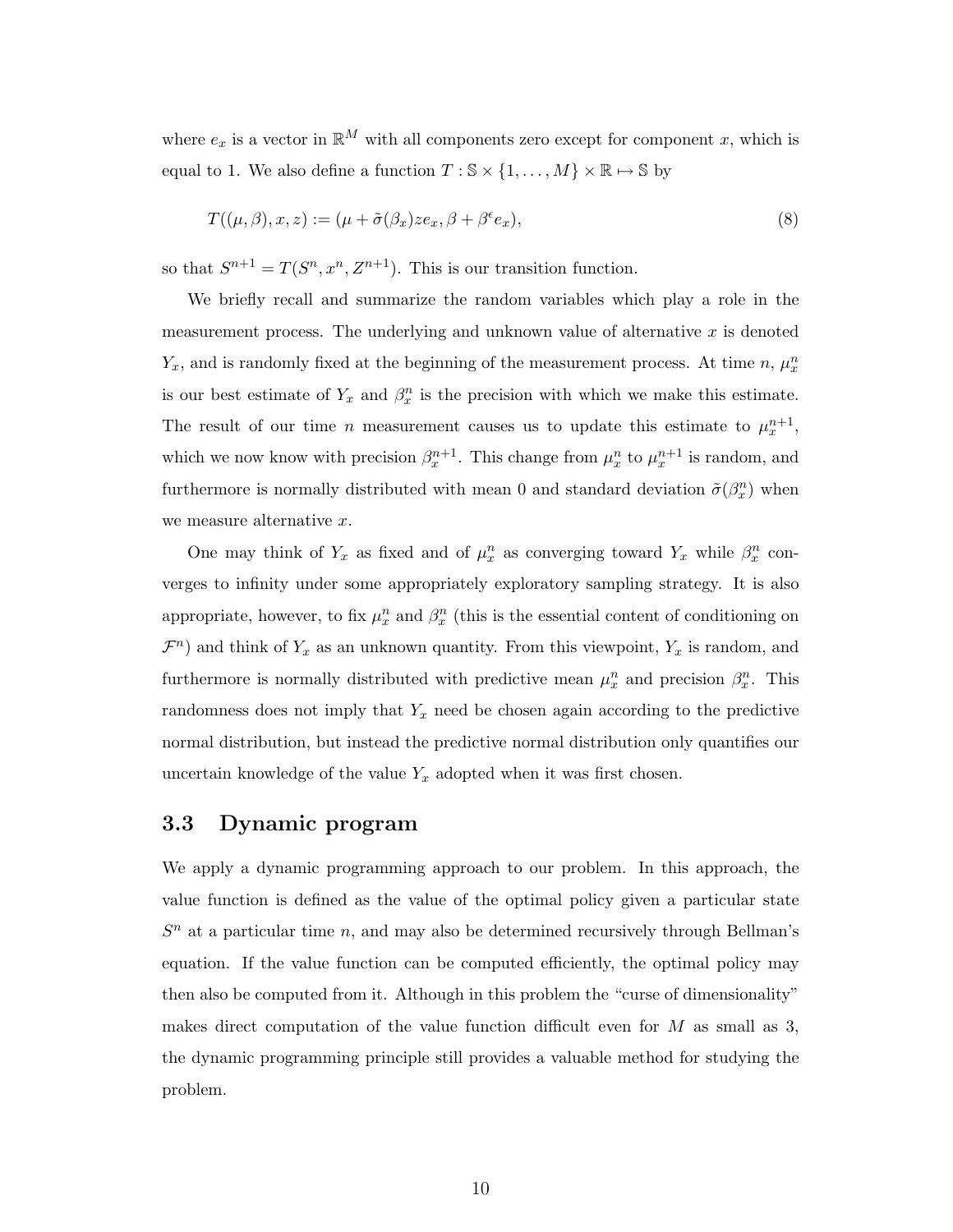where $e_x$ is a vector in $\mathbb{R}^M$ with all components zero except for component $x$, which is equal to 1. We also define a function $T : \mathbb{S} \times \{1, \ldots, M\} \times \mathbb{R} \mapsto \mathbb{S}$ by

$$T((\mu, \beta), x, z) := (\mu + \tilde{\sigma}(\beta_x) z e_x, \beta + \beta^\epsilon e_x), \tag{8}$$

so that $S^{n+1} = T(S^n, x^n, Z^{n+1})$. This is our transition function.

We briefly recall and summarize the random variables which play a role in the measurement process. The underlying and unknown value of alternative $x$ is denoted $Y_x$, and is randomly fixed at the beginning of the measurement process. At time $n$, $\mu_x^n$ is our best estimate of $Y_x$ and $\beta_x^n$ is the precision with which we make this estimate. The result of our time $n$ measurement causes us to update this estimate to $\mu_x^{n+1}$, which we now know with precision $\beta_x^{n+1}$. This change from $\mu_x^n$ to $\mu_x^{n+1}$ is random, and furthermore is normally distributed with mean 0 and standard deviation $\tilde{\sigma}(\beta_x^n)$ when we measure alternative $x$.

One may think of $Y_x$ as fixed and of $\mu_x^n$ as converging toward $Y_x$ while $\beta_x^n$ converges to infinity under some appropriately exploratory sampling strategy. It is also appropriate, however, to fix $\mu_x^n$ and $\beta_x^n$ (this is the essential content of conditioning on $\mathcal{F}^n$) and think of $Y_x$ as an unknown quantity. From this viewpoint, $Y_x$ is random, and furthermore is normally distributed with predictive mean $\mu_x^n$ and precision $\beta_x^n$. This randomness does not imply that $Y_x$ need be chosen again according to the predictive normal distribution, but instead the predictive normal distribution only quantifies our uncertain knowledge of the value $Y_x$ adopted when it was first chosen.

## 3.3 Dynamic program

We apply a dynamic programming approach to our problem. In this approach, the value function is defined as the value of the optimal policy given a particular state $S^n$ at a particular time $n$, and may also be determined recursively through Bellman's equation. If the value function can be computed efficiently, the optimal policy may then also be computed from it. Although in this problem the "curse of dimensionality" makes direct computation of the value function difficult even for $M$ as small as 3, the dynamic programming principle still provides a valuable method for studying the problem.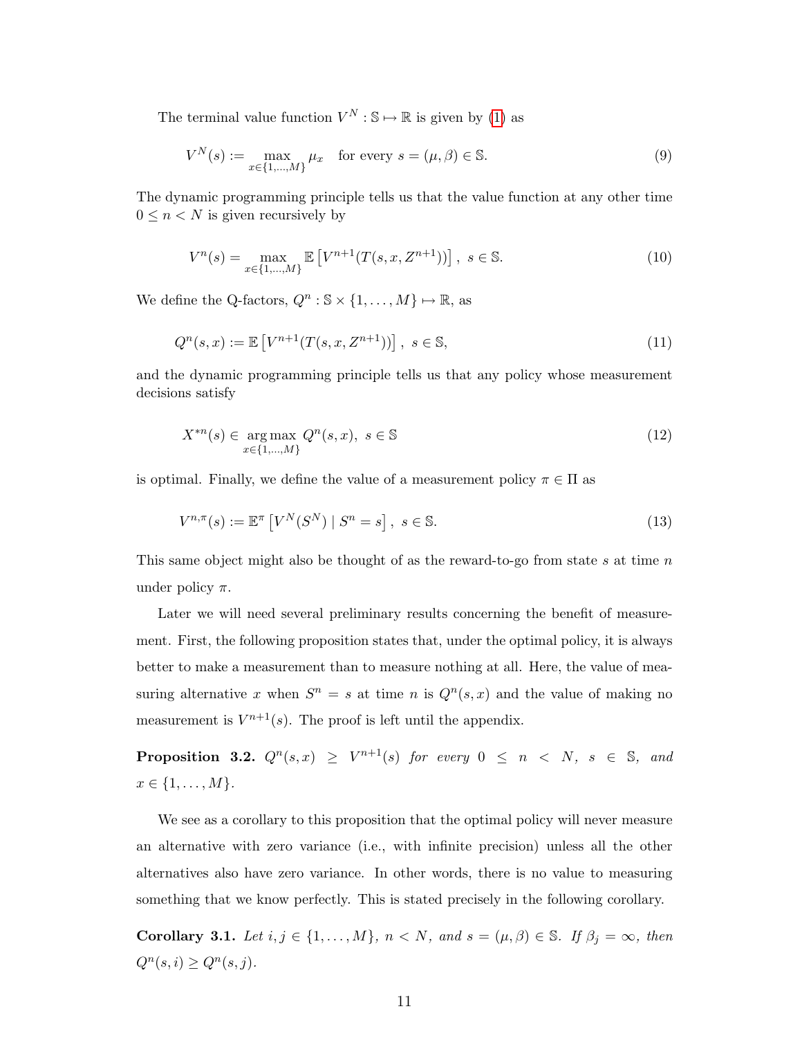The terminal value function $V^N : \mathbb{S} \mapsto \mathbb{R}$ is given by (1) as

$$V^N(s) := \max_{x \in \{1,\dots,M\}} \mu_x \quad \text{for every } s = (\mu, \beta) \in \mathbb{S}. \tag{9}$$

The dynamic programming principle tells us that the value function at any other time $0 \le n < N$ is given recursively by

$$V^n(s) = \max_{x \in \{1,\dots,M\}} \mathbb{E}\left[V^{n+1}(T(s, x, Z^{n+1}))\right], \ s \in \mathbb{S}. \tag{10}$$

We define the Q-factors, $Q^n : \mathbb{S} \times \{1, \dots, M\} \mapsto \mathbb{R}$, as

$$Q^n(s, x) := \mathbb{E}\left[V^{n+1}(T(s, x, Z^{n+1}))\right], \ s \in \mathbb{S}, \tag{11}$$

and the dynamic programming principle tells us that any policy whose measurement decisions satisfy

$$X^{*n}(s) \in \operatorname*{arg\,max}_{x \in \{1,\dots,M\}} Q^n(s, x), \ s \in \mathbb{S} \tag{12}$$

is optimal. Finally, we define the value of a measurement policy $\pi \in \Pi$ as

$$V^{n,\pi}(s) := \mathbb{E}^\pi\left[V^N(S^N) \mid S^n = s\right], \ s \in \mathbb{S}. \tag{13}$$

This same object might also be thought of as the reward-to-go from state $s$ at time $n$ under policy $\pi$.

Later we will need several preliminary results concerning the benefit of measurement. First, the following proposition states that, under the optimal policy, it is always better to make a measurement than to measure nothing at all. Here, the value of measuring alternative $x$ when $S^n = s$ at time $n$ is $Q^n(s, x)$ and the value of making no measurement is $V^{n+1}(s)$. The proof is left until the appendix.

**Proposition 3.2.** *$Q^n(s, x) \ge V^{n+1}(s)$ for every $0 \le n < N$, $s \in \mathbb{S}$, and $x \in \{1, \dots, M\}$.*

We see as a corollary to this proposition that the optimal policy will never measure an alternative with zero variance (i.e., with infinite precision) unless all the other alternatives also have zero variance. In other words, there is no value to measuring something that we know perfectly. This is stated precisely in the following corollary.

**Corollary 3.1.** *Let $i, j \in \{1, \dots, M\}$, $n < N$, and $s = (\mu, \beta) \in \mathbb{S}$. If $\beta_j = \infty$, then $Q^n(s, i) \ge Q^n(s, j)$.*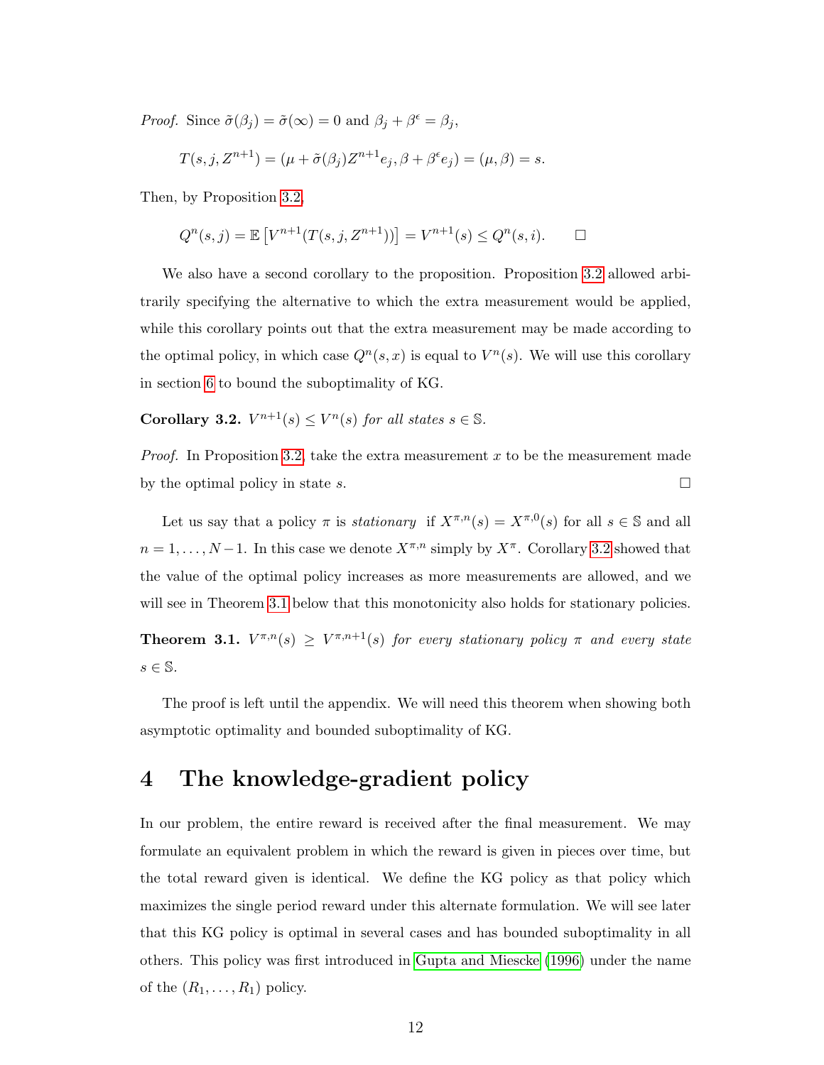*Proof.* Since $\tilde{\sigma}(\beta_j) = \tilde{\sigma}(\infty) = 0$ and $\beta_j + \beta^\epsilon = \beta_j$,

$$T(s, j, Z^{n+1}) = (\mu + \tilde{\sigma}(\beta_j) Z^{n+1} e_j, \beta + \beta^\epsilon e_j) = (\mu, \beta) = s.$$

Then, by Proposition 3.2,

$$Q^n(s, j) = \mathbb{E}\left[V^{n+1}(T(s, j, Z^{n+1}))\right] = V^{n+1}(s) \leq Q^n(s, i). \qquad \square$$

We also have a second corollary to the proposition. Proposition 3.2 allowed arbitrarily specifying the alternative to which the extra measurement would be applied, while this corollary points out that the extra measurement may be made according to the optimal policy, in which case $Q^n(s, x)$ is equal to $V^n(s)$. We will use this corollary in section 6 to bound the suboptimality of KG.

**Corollary 3.2.** *$V^{n+1}(s) \leq V^n(s)$ for all states $s \in \mathbb{S}$.*

*Proof.* In Proposition 3.2, take the extra measurement $x$ to be the measurement made by the optimal policy in state $s$. $\square$

Let us say that a policy $\pi$ is *stationary* if $X^{\pi,n}(s) = X^{\pi,0}(s)$ for all $s \in \mathbb{S}$ and all $n = 1, \ldots, N-1$. In this case we denote $X^{\pi,n}$ simply by $X^\pi$. Corollary 3.2 showed that the value of the optimal policy increases as more measurements are allowed, and we will see in Theorem 3.1 below that this monotonicity also holds for stationary policies.

**Theorem 3.1.** *$V^{\pi,n}(s) \geq V^{\pi,n+1}(s)$ for every stationary policy $\pi$ and every state $s \in \mathbb{S}$.*

The proof is left until the appendix. We will need this theorem when showing both asymptotic optimality and bounded suboptimality of KG.

# 4 The knowledge-gradient policy

In our problem, the entire reward is received after the final measurement. We may formulate an equivalent problem in which the reward is given in pieces over time, but the total reward given is identical. We define the KG policy as that policy which maximizes the single period reward under this alternate formulation. We will see later that this KG policy is optimal in several cases and has bounded suboptimality in all others. This policy was first introduced in Gupta and Miescke (1996) under the name of the $(R_1, \ldots, R_1)$ policy.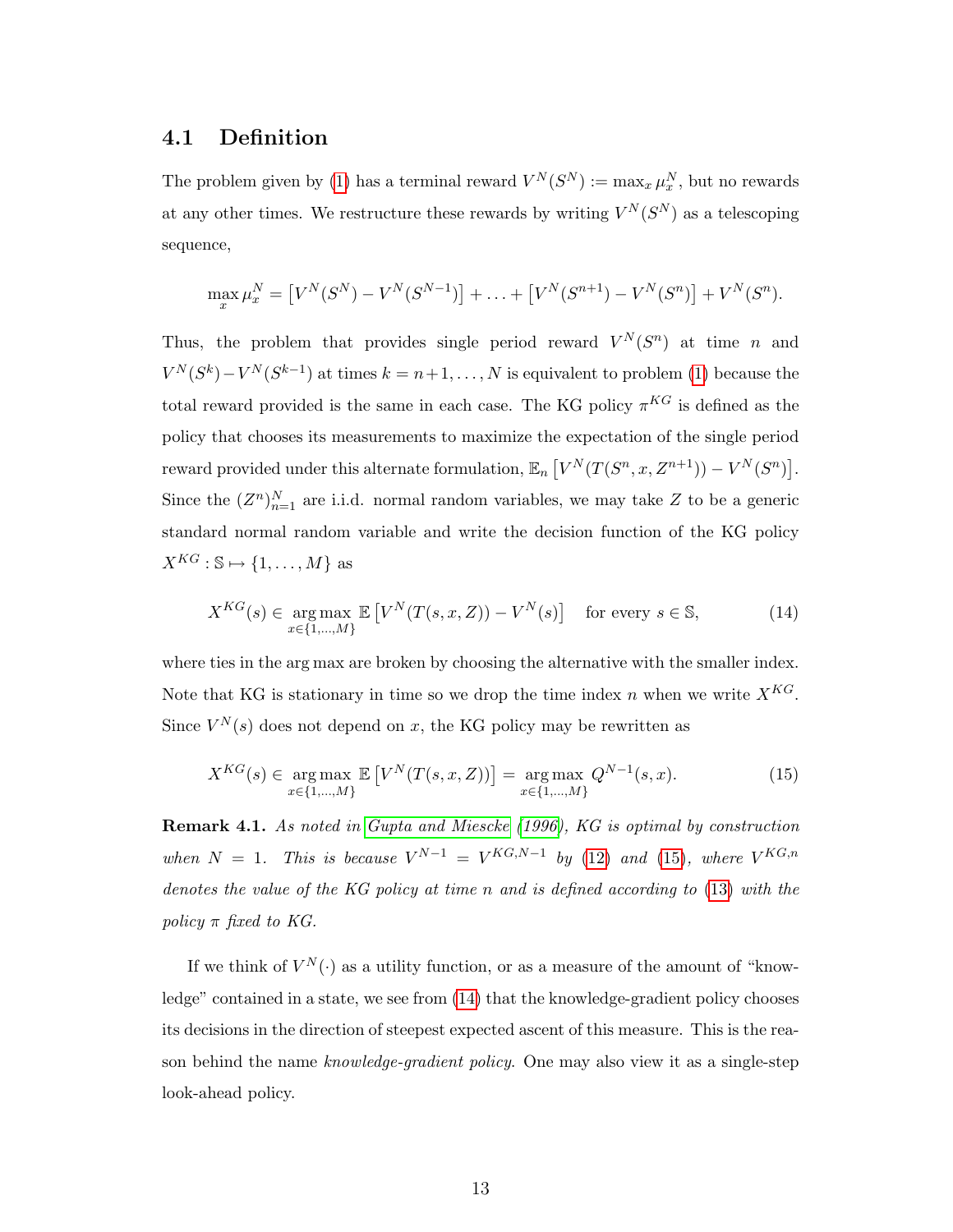### 4.1 Definition

The problem given by (1) has a terminal reward $V^N(S^N) := \max_x \mu_x^N$, but no rewards at any other times. We restructure these rewards by writing $V^N(S^N)$ as a telescoping sequence,

$$\max_x \mu_x^N = \left[V^N(S^N) - V^N(S^{N-1})\right] + \ldots + \left[V^N(S^{n+1}) - V^N(S^n)\right] + V^N(S^n).$$

Thus, the problem that provides single period reward $V^N(S^n)$ at time $n$ and $V^N(S^k) - V^N(S^{k-1})$ at times $k = n+1, \ldots, N$ is equivalent to problem (1) because the total reward provided is the same in each case. The KG policy $\pi^{KG}$ is defined as the policy that chooses its measurements to maximize the expectation of the single period reward provided under this alternate formulation, $\mathbb{E}_n\left[V^N(T(S^n, x, Z^{n+1})) - V^N(S^n)\right]$. Since the $(Z^n)_{n=1}^N$ are i.i.d. normal random variables, we may take $Z$ to be a generic standard normal random variable and write the decision function of the KG policy $X^{KG} : \mathbb{S} \mapsto \{1, \ldots, M\}$ as

$$X^{KG}(s) \in \underset{x \in \{1,\ldots,M\}}{\arg\max} \; \mathbb{E}\left[V^N(T(s, x, Z)) - V^N(s)\right] \quad \text{for every } s \in \mathbb{S}, \tag{14}$$

where ties in the arg max are broken by choosing the alternative with the smaller index. Note that KG is stationary in time so we drop the time index $n$ when we write $X^{KG}$. Since $V^N(s)$ does not depend on $x$, the KG policy may be rewritten as

$$X^{KG}(s) \in \underset{x \in \{1,\ldots,M\}}{\arg\max} \; \mathbb{E}\left[V^N(T(s, x, Z))\right] = \underset{x \in \{1,\ldots,M\}}{\arg\max} \; Q^{N-1}(s, x). \tag{15}$$

**Remark 4.1.** *As noted in Gupta and Miescke (1996), KG is optimal by construction when $N = 1$. This is because $V^{N-1} = V^{KG,N-1}$ by (12) and (15), where $V^{KG,n}$ denotes the value of the KG policy at time $n$ and is defined according to (13) with the policy $\pi$ fixed to KG.*

If we think of $V^N(\cdot)$ as a utility function, or as a measure of the amount of "knowledge" contained in a state, we see from (14) that the knowledge-gradient policy chooses its decisions in the direction of steepest expected ascent of this measure. This is the reason behind the name *knowledge-gradient policy.* One may also view it as a single-step look-ahead policy.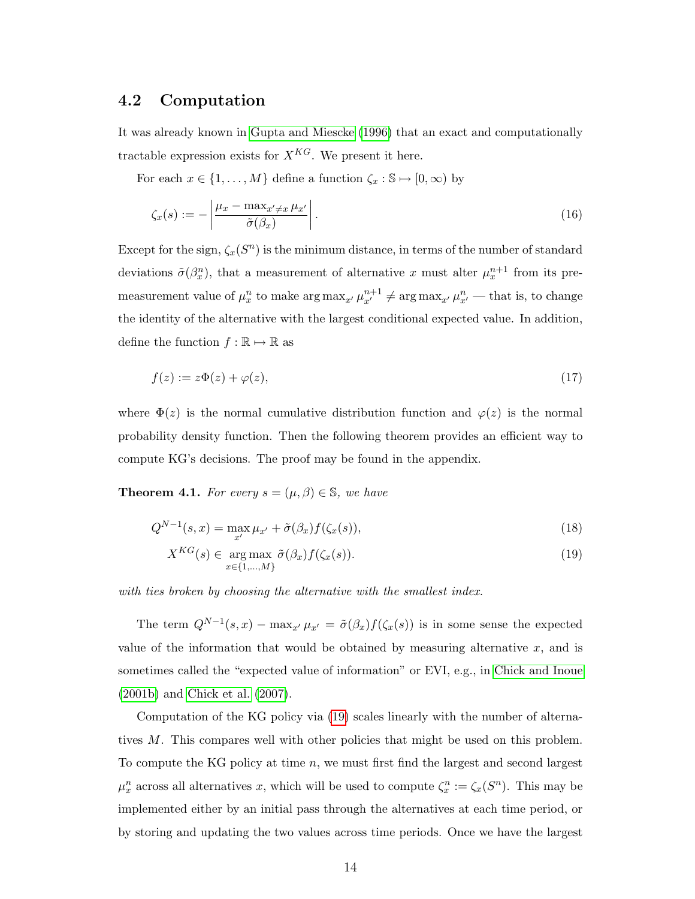## 4.2 Computation

It was already known in Gupta and Miescke (1996) that an exact and computationally tractable expression exists for $X^{KG}$. We present it here.

For each $x \in \{1, \ldots, M\}$ define a function $\zeta_x : \mathbb{S} \mapsto [0, \infty)$ by

$$\zeta_x(s) := -\left| \frac{\mu_x - \max_{x' \neq x} \mu_{x'}}{\tilde{\sigma}(\beta_x)} \right|. \tag{16}$$

Except for the sign, $\zeta_x(S^n)$ is the minimum distance, in terms of the number of standard deviations $\tilde{\sigma}(\beta_x^n)$, that a measurement of alternative $x$ must alter $\mu_x^{n+1}$ from its pre-measurement value of $\mu_x^n$ to make $\arg\max_{x'} \mu_{x'}^{n+1} \neq \arg\max_{x'} \mu_{x'}^n$ — that is, to change the identity of the alternative with the largest conditional expected value. In addition, define the function $f : \mathbb{R} \mapsto \mathbb{R}$ as

$$f(z) := z\Phi(z) + \varphi(z), \tag{17}$$

where $\Phi(z)$ is the normal cumulative distribution function and $\varphi(z)$ is the normal probability density function. Then the following theorem provides an efficient way to compute KG's decisions. The proof may be found in the appendix.

**Theorem 4.1.** *For every $s = (\mu, \beta) \in \mathbb{S}$, we have*

$$Q^{N-1}(s, x) = \max_{x'} \mu_{x'} + \tilde{\sigma}(\beta_x) f(\zeta_x(s)), \tag{18}$$

$$X^{KG}(s) \in \underset{x \in \{1,\ldots,M\}}{\arg\max}\ \tilde{\sigma}(\beta_x) f(\zeta_x(s)). \tag{19}$$

*with ties broken by choosing the alternative with the smallest index.*

The term $Q^{N-1}(s, x) - \max_{x'} \mu_{x'} = \tilde{\sigma}(\beta_x) f(\zeta_x(s))$ is in some sense the expected value of the information that would be obtained by measuring alternative $x$, and is sometimes called the "expected value of information" or EVI, e.g., in Chick and Inoue (2001b) and Chick et al. (2007).

Computation of the KG policy via (19) scales linearly with the number of alternatives $M$. This compares well with other policies that might be used on this problem. To compute the KG policy at time $n$, we must first find the largest and second largest $\mu_x^n$ across all alternatives $x$, which will be used to compute $\zeta_x^n := \zeta_x(S^n)$. This may be implemented either by an initial pass through the alternatives at each time period, or by storing and updating the two values across time periods. Once we have the largest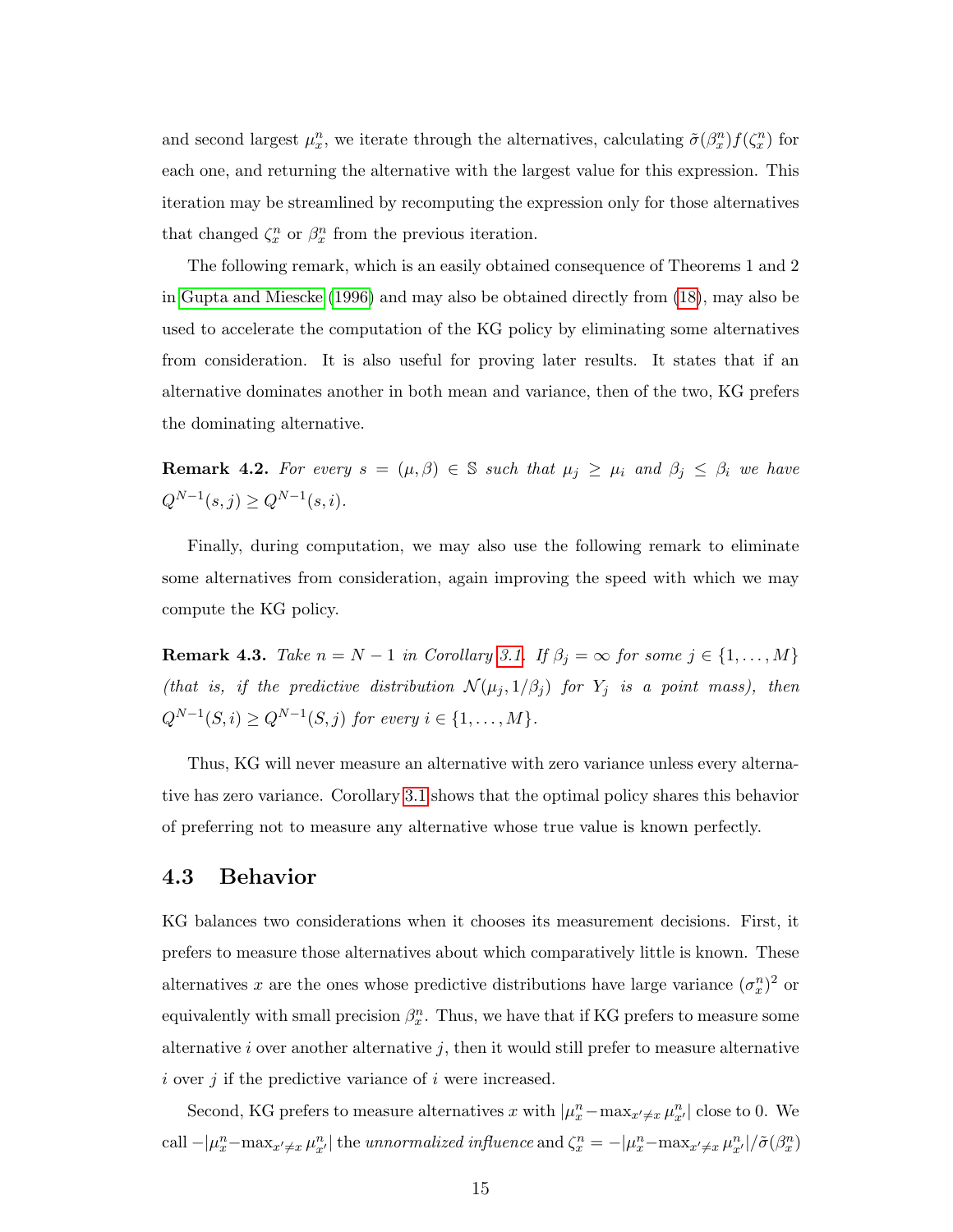and second largest $\mu_x^n$, we iterate through the alternatives, calculating $\tilde{\sigma}(\beta_x^n) f(\zeta_x^n)$ for each one, and returning the alternative with the largest value for this expression. This iteration may be streamlined by recomputing the expression only for those alternatives that changed $\zeta_x^n$ or $\beta_x^n$ from the previous iteration.

The following remark, which is an easily obtained consequence of Theorems 1 and 2 in Gupta and Miescke (1996) and may also be obtained directly from (18), may also be used to accelerate the computation of the KG policy by eliminating some alternatives from consideration. It is also useful for proving later results. It states that if an alternative dominates another in both mean and variance, then of the two, KG prefers the dominating alternative.

**Remark 4.2.** *For every $s = (\mu, \beta) \in \mathbb{S}$ such that $\mu_j \geq \mu_i$ and $\beta_j \leq \beta_i$ we have $Q^{N-1}(s, j) \geq Q^{N-1}(s, i)$.*

Finally, during computation, we may also use the following remark to eliminate some alternatives from consideration, again improving the speed with which we may compute the KG policy.

**Remark 4.3.** *Take $n = N - 1$ in Corollary 3.1. If $\beta_j = \infty$ for some $j \in \{1, \ldots, M\}$ (that is, if the predictive distribution $\mathcal{N}(\mu_j, 1/\beta_j)$ for $Y_j$ is a point mass), then $Q^{N-1}(S, i) \geq Q^{N-1}(S, j)$ for every $i \in \{1, \ldots, M\}$.*

Thus, KG will never measure an alternative with zero variance unless every alternative has zero variance. Corollary 3.1 shows that the optimal policy shares this behavior of preferring not to measure any alternative whose true value is known perfectly.

### 4.3 Behavior

KG balances two considerations when it chooses its measurement decisions. First, it prefers to measure those alternatives about which comparatively little is known. These alternatives $x$ are the ones whose predictive distributions have large variance $(\sigma_x^n)^2$ or equivalently with small precision $\beta_x^n$. Thus, we have that if KG prefers to measure some alternative $i$ over another alternative $j$, then it would still prefer to measure alternative $i$ over $j$ if the predictive variance of $i$ were increased.

Second, KG prefers to measure alternatives $x$ with $|\mu_x^n - \max_{x' \neq x} \mu_{x'}^n|$ close to 0. We call $-|\mu_x^n - \max_{x' \neq x} \mu_{x'}^n|$ the *unnormalized influence* and $\zeta_x^n = -|\mu_x^n - \max_{x' \neq x} \mu_{x'}^n| / \tilde{\sigma}(\beta_x^n)$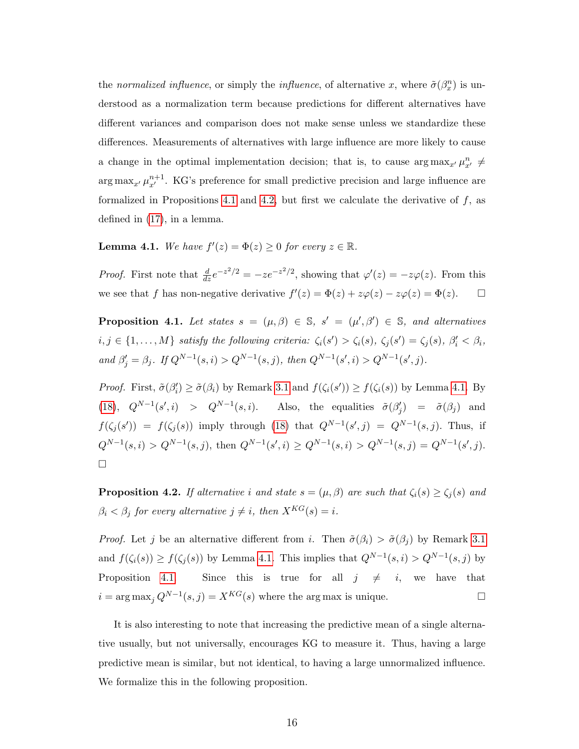the *normalized influence*, or simply the *influence*, of alternative $x$, where $\tilde{\sigma}(\beta_x^n)$ is understood as a normalization term because predictions for different alternatives have different variances and comparison does not make sense unless we standardize these differences. Measurements of alternatives with large influence are more likely to cause a change in the optimal implementation decision; that is, to cause $\arg\max_{x'} \mu_{x'}^n \neq \arg\max_{x'} \mu_{x'}^{n+1}$. KG's preference for small predictive precision and large influence are formalized in Propositions 4.1 and 4.2, but first we calculate the derivative of $f$, as defined in (17), in a lemma.

**Lemma 4.1.** *We have $f'(z) = \Phi(z) \geq 0$ for every $z \in \mathbb{R}$.*

*Proof.* First note that $\frac{d}{dz} e^{-z^2/2} = -ze^{-z^2/2}$, showing that $\varphi'(z) = -z\varphi(z)$. From this we see that $f$ has non-negative derivative $f'(z) = \Phi(z) + z\varphi(z) - z\varphi(z) = \Phi(z)$. $\square$

**Proposition 4.1.** *Let states $s = (\mu, \beta) \in \mathbb{S}$, $s' = (\mu', \beta') \in \mathbb{S}$, and alternatives $i, j \in \{1, \ldots, M\}$ satisfy the following criteria: $\zeta_i(s') > \zeta_i(s)$, $\zeta_j(s') = \zeta_j(s)$, $\beta_i' < \beta_i$, and $\beta_j' = \beta_j$. If $Q^{N-1}(s, i) > Q^{N-1}(s, j)$, then $Q^{N-1}(s', i) > Q^{N-1}(s', j)$.*

*Proof.* First, $\tilde{\sigma}(\beta_i') \geq \tilde{\sigma}(\beta_i)$ by Remark 3.1 and $f(\zeta_i(s')) \geq f(\zeta_i(s))$ by Lemma 4.1. By (18), $Q^{N-1}(s', i) > Q^{N-1}(s, i)$. Also, the equalities $\tilde{\sigma}(\beta_j') = \tilde{\sigma}(\beta_j)$ and $f(\zeta_j(s')) = f(\zeta_j(s))$ imply through (18) that $Q^{N-1}(s', j) = Q^{N-1}(s, j)$. Thus, if $Q^{N-1}(s, i) > Q^{N-1}(s, j)$, then $Q^{N-1}(s', i) \geq Q^{N-1}(s, i) > Q^{N-1}(s, j) = Q^{N-1}(s', j)$. $\square$

**Proposition 4.2.** *If alternative $i$ and state $s = (\mu, \beta)$ are such that $\zeta_i(s) \geq \zeta_j(s)$ and $\beta_i < \beta_j$ for every alternative $j \neq i$, then $X^{KG}(s) = i$.*

*Proof.* Let $j$ be an alternative different from $i$. Then $\tilde{\sigma}(\beta_i) > \tilde{\sigma}(\beta_j)$ by Remark 3.1 and $f(\zeta_i(s)) \geq f(\zeta_j(s))$ by Lemma 4.1. This implies that $Q^{N-1}(s, i) > Q^{N-1}(s, j)$ by Proposition 4.1. Since this is true for all $j \neq i$, we have that $i = \arg\max_j Q^{N-1}(s, j) = X^{KG}(s)$ where the $\arg\max$ is unique. $\square$

It is also interesting to note that increasing the predictive mean of a single alternative usually, but not universally, encourages KG to measure it. Thus, having a large predictive mean is similar, but not identical, to having a large unnormalized influence. We formalize this in the following proposition.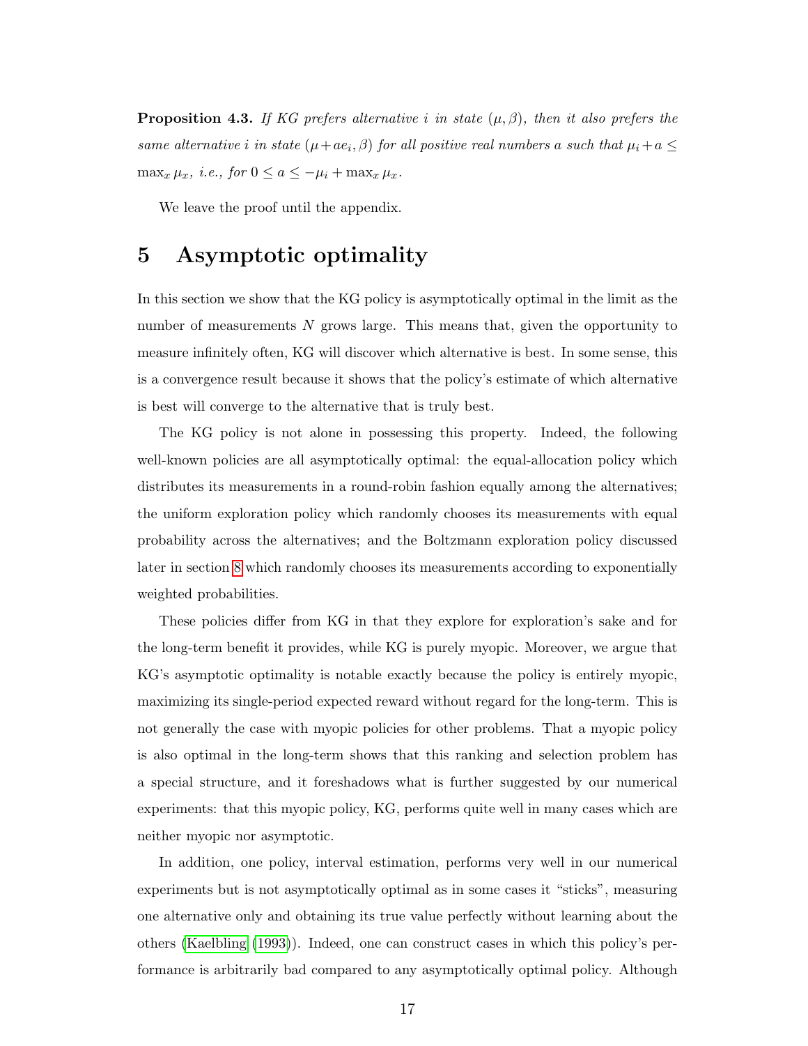**Proposition 4.3.** *If KG prefers alternative $i$ in state $(\mu, \beta)$, then it also prefers the same alternative $i$ in state $(\mu + ae_i, \beta)$ for all positive real numbers $a$ such that $\mu_i + a \leq \max_x \mu_x$, i.e., for $0 \leq a \leq -\mu_i + \max_x \mu_x$.*

We leave the proof until the appendix.

# 5 Asymptotic optimality

In this section we show that the KG policy is asymptotically optimal in the limit as the number of measurements $N$ grows large. This means that, given the opportunity to measure infinitely often, KG will discover which alternative is best. In some sense, this is a convergence result because it shows that the policy's estimate of which alternative is best will converge to the alternative that is truly best.

The KG policy is not alone in possessing this property. Indeed, the following well-known policies are all asymptotically optimal: the equal-allocation policy which distributes its measurements in a round-robin fashion equally among the alternatives; the uniform exploration policy which randomly chooses its measurements with equal probability across the alternatives; and the Boltzmann exploration policy discussed later in section 8 which randomly chooses its measurements according to exponentially weighted probabilities.

These policies differ from KG in that they explore for exploration's sake and for the long-term benefit it provides, while KG is purely myopic. Moreover, we argue that KG's asymptotic optimality is notable exactly because the policy is entirely myopic, maximizing its single-period expected reward without regard for the long-term. This is not generally the case with myopic policies for other problems. That a myopic policy is also optimal in the long-term shows that this ranking and selection problem has a special structure, and it foreshadows what is further suggested by our numerical experiments: that this myopic policy, KG, performs quite well in many cases which are neither myopic nor asymptotic.

In addition, one policy, interval estimation, performs very well in our numerical experiments but is not asymptotically optimal as in some cases it "sticks", measuring one alternative only and obtaining its true value perfectly without learning about the others (Kaelbling (1993)). Indeed, one can construct cases in which this policy's performance is arbitrarily bad compared to any asymptotically optimal policy. Although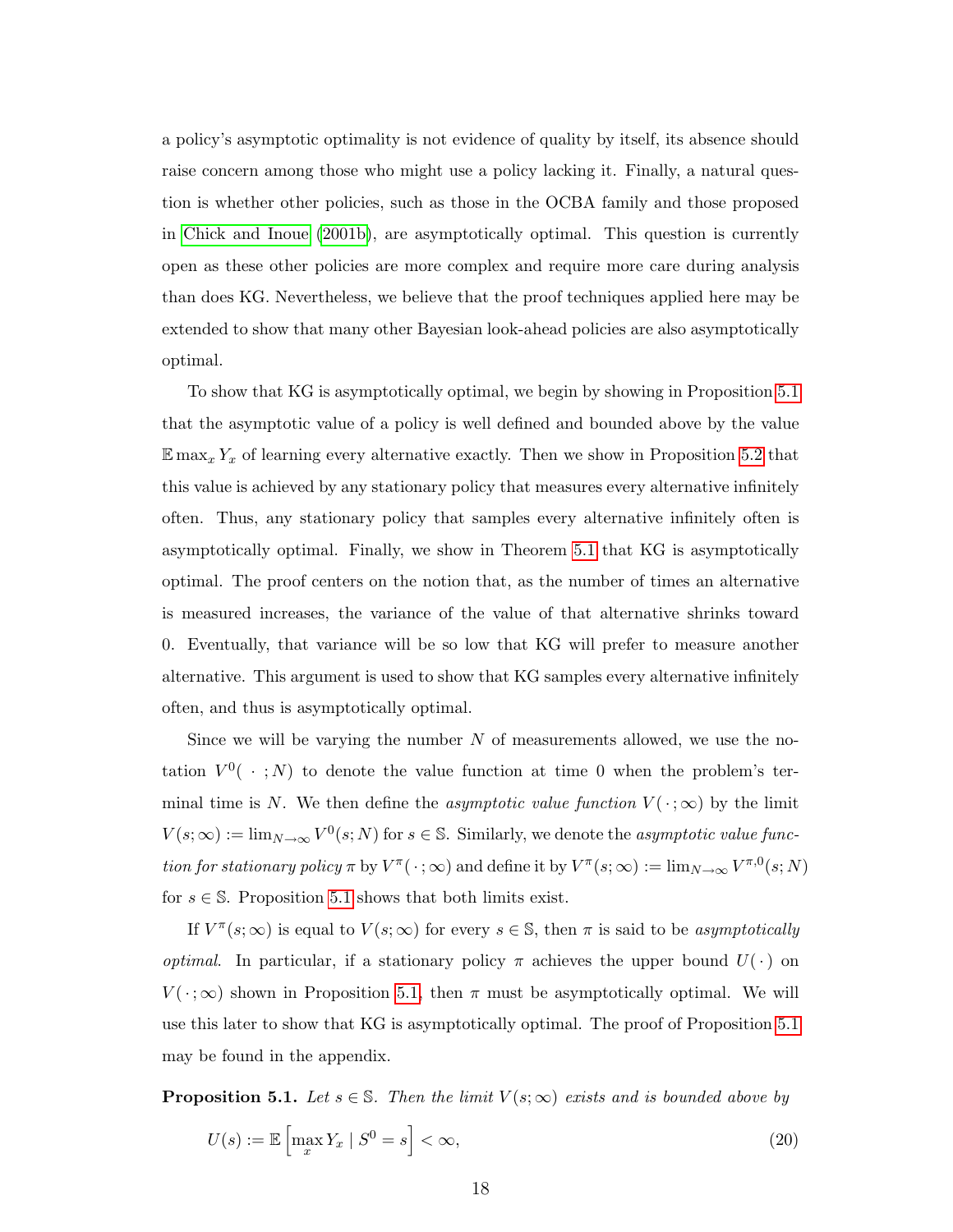a policy's asymptotic optimality is not evidence of quality by itself, its absence should raise concern among those who might use a policy lacking it. Finally, a natural question is whether other policies, such as those in the OCBA family and those proposed in Chick and Inoue (2001b), are asymptotically optimal. This question is currently open as these other policies are more complex and require more care during analysis than does KG. Nevertheless, we believe that the proof techniques applied here may be extended to show that many other Bayesian look-ahead policies are also asymptotically optimal.

To show that KG is asymptotically optimal, we begin by showing in Proposition 5.1 that the asymptotic value of a policy is well defined and bounded above by the value $\mathbb{E} \max_x Y_x$ of learning every alternative exactly. Then we show in Proposition 5.2 that this value is achieved by any stationary policy that measures every alternative infinitely often. Thus, any stationary policy that samples every alternative infinitely often is asymptotically optimal. Finally, we show in Theorem 5.1 that KG is asymptotically optimal. The proof centers on the notion that, as the number of times an alternative is measured increases, the variance of the value of that alternative shrinks toward 0. Eventually, that variance will be so low that KG will prefer to measure another alternative. This argument is used to show that KG samples every alternative infinitely often, and thus is asymptotically optimal.

Since we will be varying the number $N$ of measurements allowed, we use the notation $V^0(\,\cdot\,;N)$ to denote the value function at time 0 when the problem's terminal time is $N$. We then define the *asymptotic value function* $V(\,\cdot\,;\infty)$ by the limit $V(s;\infty) := \lim_{N\to\infty} V^0(s;N)$ for $s \in \mathbb{S}$. Similarly, we denote the *asymptotic value function for stationary policy* $\pi$ by $V^\pi(\,\cdot\,;\infty)$ and define it by $V^\pi(s;\infty) := \lim_{N\to\infty} V^{\pi,0}(s;N)$ for $s \in \mathbb{S}$. Proposition 5.1 shows that both limits exist.

If $V^\pi(s;\infty)$ is equal to $V(s;\infty)$ for every $s \in \mathbb{S}$, then $\pi$ is said to be *asymptotically optimal*. In particular, if a stationary policy $\pi$ achieves the upper bound $U(\,\cdot\,)$ on $V(\,\cdot\,;\infty)$ shown in Proposition 5.1, then $\pi$ must be asymptotically optimal. We will use this later to show that KG is asymptotically optimal. The proof of Proposition 5.1 may be found in the appendix.

**Proposition 5.1.** *Let $s \in \mathbb{S}$. Then the limit $V(s;\infty)$ exists and is bounded above by*

$$U(s) := \mathbb{E}\left[\max_x Y_x \mid S^0 = s\right] < \infty, \tag{20}$$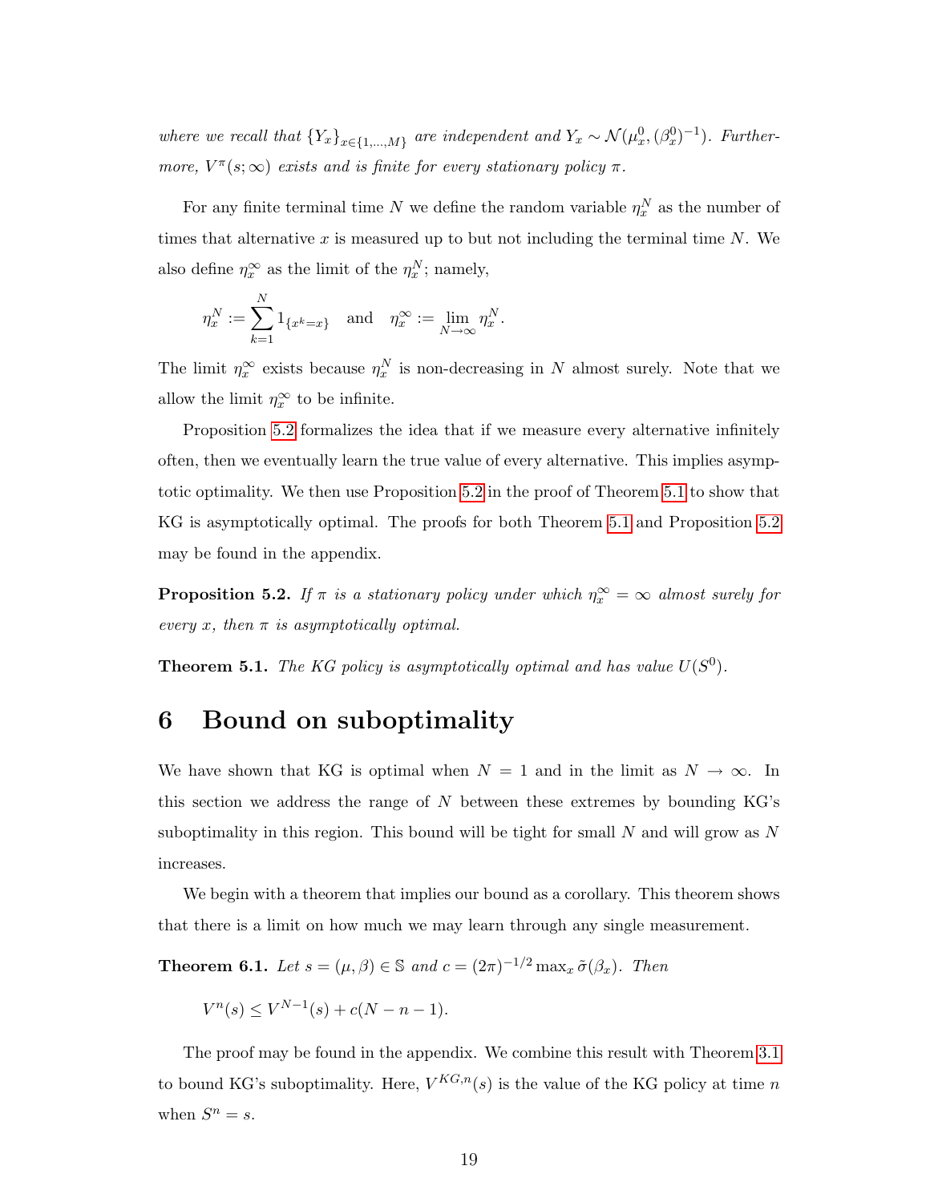*where we recall that* $\{Y_x\}_{x\in\{1,\ldots,M\}}$ *are independent and* $Y_x \sim \mathcal{N}(\mu_x^0, (\beta_x^0)^{-1})$*. Furthermore,* $V^\pi(s;\infty)$ *exists and is finite for every stationary policy* $\pi$*.*

For any finite terminal time $N$ we define the random variable $\eta_x^N$ as the number of times that alternative $x$ is measured up to but not including the terminal time $N$. We also define $\eta_x^\infty$ as the limit of the $\eta_x^N$; namely,

$$\eta_x^N := \sum_{k=1}^{N} 1_{\{x^k = x\}} \quad \text{and} \quad \eta_x^\infty := \lim_{N\to\infty} \eta_x^N.$$

The limit $\eta_x^\infty$ exists because $\eta_x^N$ is non-decreasing in $N$ almost surely. Note that we allow the limit $\eta_x^\infty$ to be infinite.

Proposition 5.2 formalizes the idea that if we measure every alternative infinitely often, then we eventually learn the true value of every alternative. This implies asymptotic optimality. We then use Proposition 5.2 in the proof of Theorem 5.1 to show that KG is asymptotically optimal. The proofs for both Theorem 5.1 and Proposition 5.2 may be found in the appendix.

**Proposition 5.2.** *If* $\pi$ *is a stationary policy under which* $\eta_x^\infty = \infty$ *almost surely for every* $x$*, then* $\pi$ *is asymptotically optimal.*

**Theorem 5.1.** *The KG policy is asymptotically optimal and has value* $U(S^0)$*.*

# 6 Bound on suboptimality

We have shown that KG is optimal when $N = 1$ and in the limit as $N \to \infty$. In this section we address the range of $N$ between these extremes by bounding KG's suboptimality in this region. This bound will be tight for small $N$ and will grow as $N$ increases.

We begin with a theorem that implies our bound as a corollary. This theorem shows that there is a limit on how much we may learn through any single measurement.

**Theorem 6.1.** *Let* $s = (\mu, \beta) \in \mathbb{S}$ *and* $c = (2\pi)^{-1/2} \max_x \tilde{\sigma}(\beta_x)$*. Then*

$$V^n(s) \leq V^{N-1}(s) + c(N - n - 1).$$

The proof may be found in the appendix. We combine this result with Theorem 3.1 to bound KG's suboptimality. Here, $V^{KG,n}(s)$ is the value of the KG policy at time $n$ when $S^n = s$.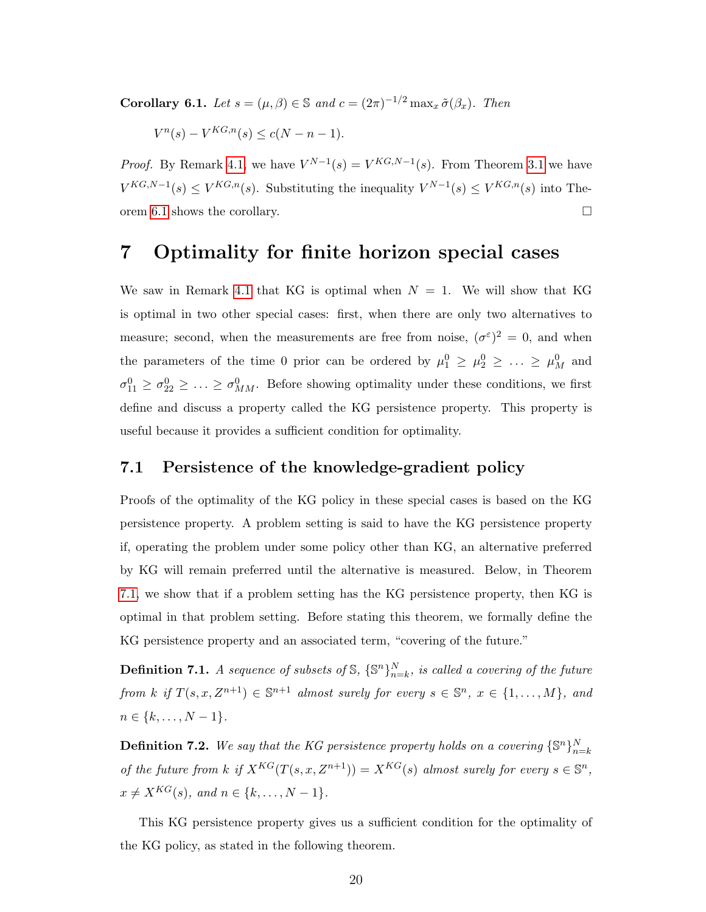**Corollary 6.1.** *Let $s = (\mu, \beta) \in \mathbb{S}$ and $c = (2\pi)^{-1/2} \max_x \tilde{\sigma}(\beta_x)$. Then*

$$V^n(s) - V^{KG,n}(s) \le c(N - n - 1).$$

*Proof.* By Remark 4.1, we have $V^{N-1}(s) = V^{KG,N-1}(s)$. From Theorem 3.1 we have $V^{KG,N-1}(s) \le V^{KG,n}(s)$. Substituting the inequality $V^{N-1}(s) \le V^{KG,n}(s)$ into Theorem 6.1 shows the corollary. $\square$

# 7 Optimality for finite horizon special cases

We saw in Remark 4.1 that KG is optimal when $N = 1$. We will show that KG is optimal in two other special cases: first, when there are only two alternatives to measure; second, when the measurements are free from noise, $(\sigma^\varepsilon)^2 = 0$, and when the parameters of the time 0 prior can be ordered by $\mu_1^0 \ge \mu_2^0 \ge \ldots \ge \mu_M^0$ and $\sigma_{11}^0 \ge \sigma_{22}^0 \ge \ldots \ge \sigma_{MM}^0$. Before showing optimality under these conditions, we first define and discuss a property called the KG persistence property. This property is useful because it provides a sufficient condition for optimality.

## 7.1 Persistence of the knowledge-gradient policy

Proofs of the optimality of the KG policy in these special cases is based on the KG persistence property. A problem setting is said to have the KG persistence property if, operating the problem under some policy other than KG, an alternative preferred by KG will remain preferred until the alternative is measured. Below, in Theorem 7.1, we show that if a problem setting has the KG persistence property, then KG is optimal in that problem setting. Before stating this theorem, we formally define the KG persistence property and an associated term, "covering of the future."

**Definition 7.1.** *A sequence of subsets of $\mathbb{S}$, $\{\mathbb{S}^n\}_{n=k}^N$, is called a covering of the future from $k$ if $T(s, x, Z^{n+1}) \in \mathbb{S}^{n+1}$ almost surely for every $s \in \mathbb{S}^n$, $x \in \{1, \ldots, M\}$, and $n \in \{k, \ldots, N-1\}$.*

**Definition 7.2.** *We say that the KG persistence property holds on a covering $\{\mathbb{S}^n\}_{n=k}^N$ of the future from $k$ if $X^{KG}(T(s, x, Z^{n+1})) = X^{KG}(s)$ almost surely for every $s \in \mathbb{S}^n$, $x \neq X^{KG}(s)$, and $n \in \{k, \ldots, N-1\}$.*

This KG persistence property gives us a sufficient condition for the optimality of the KG policy, as stated in the following theorem.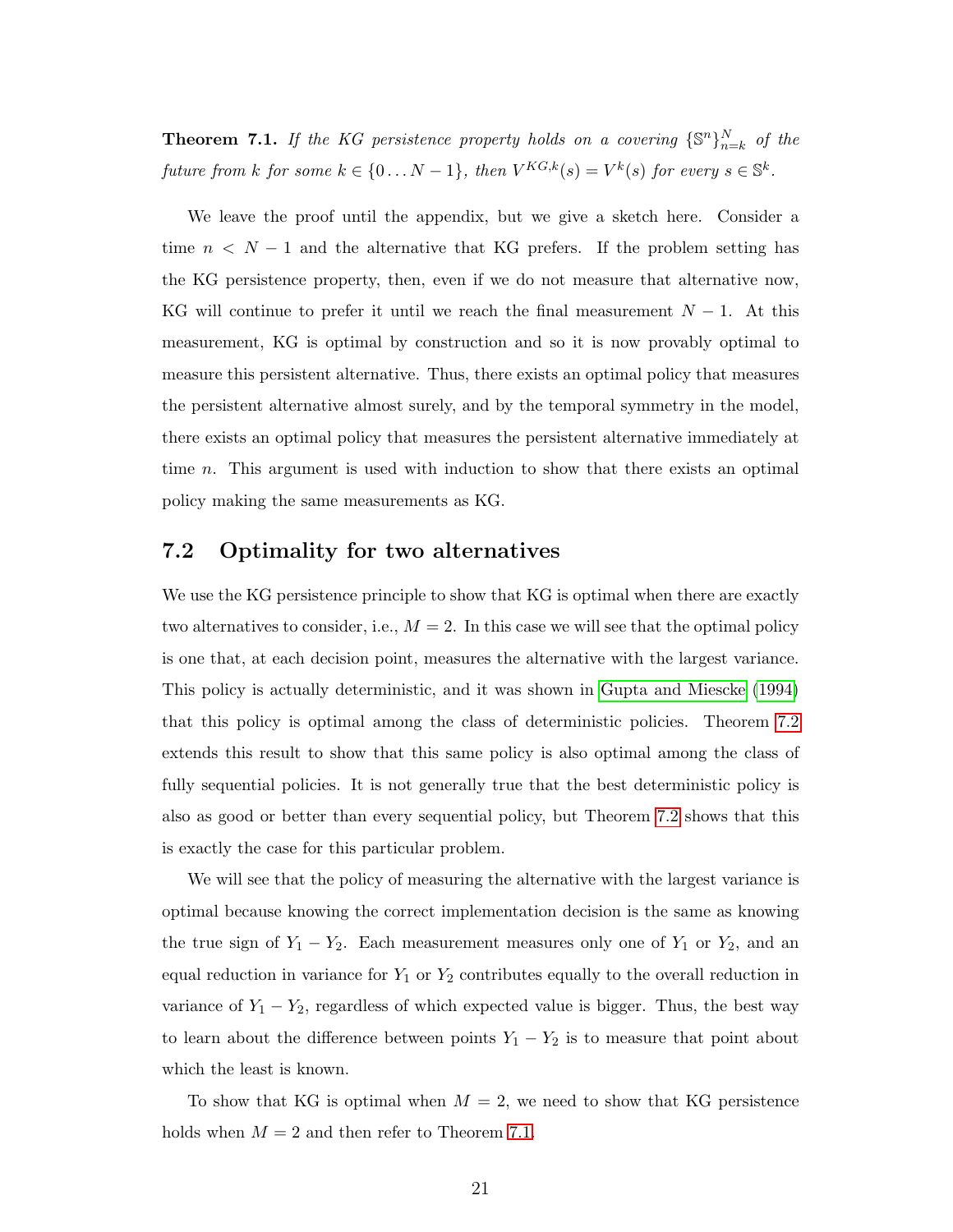**Theorem 7.1.** *If the KG persistence property holds on a covering $\{\mathbb{S}^n\}_{n=k}^N$ of the future from $k$ for some $k \in \{0 \dots N-1\}$, then $V^{KG,k}(s) = V^k(s)$ for every $s \in \mathbb{S}^k$.*

We leave the proof until the appendix, but we give a sketch here. Consider a time $n < N-1$ and the alternative that KG prefers. If the problem setting has the KG persistence property, then, even if we do not measure that alternative now, KG will continue to prefer it until we reach the final measurement $N-1$. At this measurement, KG is optimal by construction and so it is now provably optimal to measure this persistent alternative. Thus, there exists an optimal policy that measures the persistent alternative almost surely, and by the temporal symmetry in the model, there exists an optimal policy that measures the persistent alternative immediately at time $n$. This argument is used with induction to show that there exists an optimal policy making the same measurements as KG.

## 7.2 Optimality for two alternatives

We use the KG persistence principle to show that KG is optimal when there are exactly two alternatives to consider, i.e., $M = 2$. In this case we will see that the optimal policy is one that, at each decision point, measures the alternative with the largest variance. This policy is actually deterministic, and it was shown in Gupta and Miescke (1994) that this policy is optimal among the class of deterministic policies. Theorem 7.2 extends this result to show that this same policy is also optimal among the class of fully sequential policies. It is not generally true that the best deterministic policy is also as good or better than every sequential policy, but Theorem 7.2 shows that this is exactly the case for this particular problem.

We will see that the policy of measuring the alternative with the largest variance is optimal because knowing the correct implementation decision is the same as knowing the true sign of $Y_1 - Y_2$. Each measurement measures only one of $Y_1$ or $Y_2$, and an equal reduction in variance for $Y_1$ or $Y_2$ contributes equally to the overall reduction in variance of $Y_1 - Y_2$, regardless of which expected value is bigger. Thus, the best way to learn about the difference between points $Y_1 - Y_2$ is to measure that point about which the least is known.

To show that KG is optimal when $M = 2$, we need to show that KG persistence holds when $M = 2$ and then refer to Theorem 7.1.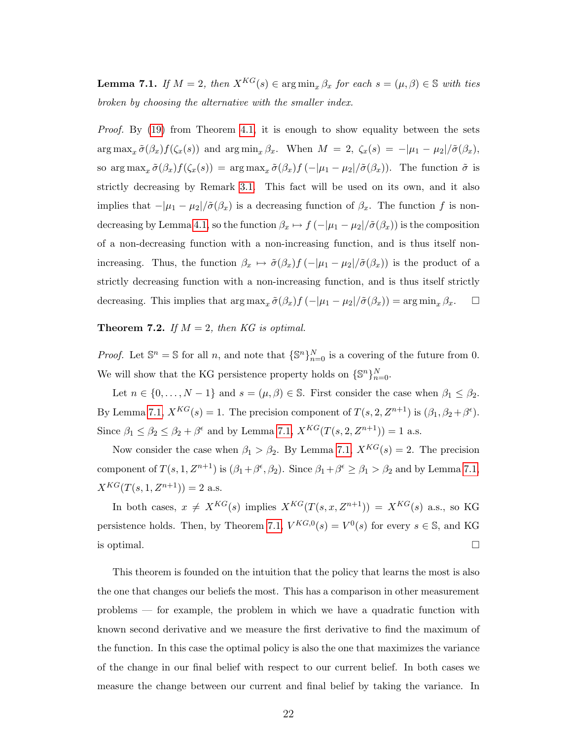**Lemma 7.1.** *If $M = 2$, then $X^{KG}(s) \in \arg\min_x \beta_x$ for each $s = (\mu, \beta) \in \mathbb{S}$ with ties broken by choosing the alternative with the smaller index.*

*Proof.* By (19) from Theorem 4.1, it is enough to show equality between the sets $\arg\max_x \tilde{\sigma}(\beta_x) f(\zeta_x(s))$ and $\arg\min_x \beta_x$. When $M = 2$, $\zeta_x(s) = -|\mu_1 - \mu_2|/\tilde{\sigma}(\beta_x)$, so $\arg\max_x \tilde{\sigma}(\beta_x) f(\zeta_x(s)) = \arg\max_x \tilde{\sigma}(\beta_x) f\left(-|\mu_1 - \mu_2|/\tilde{\sigma}(\beta_x)\right)$. The function $\tilde{\sigma}$ is strictly decreasing by Remark 3.1. This fact will be used on its own, and it also implies that $-|\mu_1 - \mu_2|/\tilde{\sigma}(\beta_x)$ is a decreasing function of $\beta_x$. The function $f$ is non-decreasing by Lemma 4.1, so the function $\beta_x \mapsto f\left(-|\mu_1 - \mu_2|/\tilde{\sigma}(\beta_x)\right)$ is the composition of a non-decreasing function with a non-increasing function, and is thus itself non-increasing. Thus, the function $\beta_x \mapsto \tilde{\sigma}(\beta_x) f\left(-|\mu_1 - \mu_2|/\tilde{\sigma}(\beta_x)\right)$ is the product of a strictly decreasing function with a non-increasing function, and is thus itself strictly decreasing. This implies that $\arg\max_x \tilde{\sigma}(\beta_x) f\left(-|\mu_1 - \mu_2|/\tilde{\sigma}(\beta_x)\right) = \arg\min_x \beta_x$. □

**Theorem 7.2.** *If $M = 2$, then KG is optimal.*

*Proof.* Let $\mathbb{S}^n = \mathbb{S}$ for all $n$, and note that $\{\mathbb{S}^n\}_{n=0}^N$ is a covering of the future from 0. We will show that the KG persistence property holds on $\{\mathbb{S}^n\}_{n=0}^N$.

Let $n \in \{0, \ldots, N-1\}$ and $s = (\mu, \beta) \in \mathbb{S}$. First consider the case when $\beta_1 \leq \beta_2$. By Lemma 7.1, $X^{KG}(s) = 1$. The precision component of $T(s, 2, Z^{n+1})$ is $(\beta_1, \beta_2 + \beta^\epsilon)$. Since $\beta_1 \leq \beta_2 \leq \beta_2 + \beta^\epsilon$ and by Lemma 7.1, $X^{KG}(T(s, 2, Z^{n+1})) = 1$ a.s.

Now consider the case when $\beta_1 > \beta_2$. By Lemma 7.1, $X^{KG}(s) = 2$. The precision component of $T(s, 1, Z^{n+1})$ is $(\beta_1 + \beta^\epsilon, \beta_2)$. Since $\beta_1 + \beta^\epsilon \geq \beta_1 > \beta_2$ and by Lemma 7.1, $X^{KG}(T(s, 1, Z^{n+1})) = 2$ a.s.

In both cases, $x \neq X^{KG}(s)$ implies $X^{KG}(T(s, x, Z^{n+1})) = X^{KG}(s)$ a.s., so KG persistence holds. Then, by Theorem 7.1, $V^{KG,0}(s) = V^0(s)$ for every $s \in \mathbb{S}$, and KG is optimal. □

This theorem is founded on the intuition that the policy that learns the most is also the one that changes our beliefs the most. This has a comparison in other measurement problems — for example, the problem in which we have a quadratic function with known second derivative and we measure the first derivative to find the maximum of the function. In this case the optimal policy is also the one that maximizes the variance of the change in our final belief with respect to our current belief. In both cases we measure the change between our current and final belief by taking the variance. In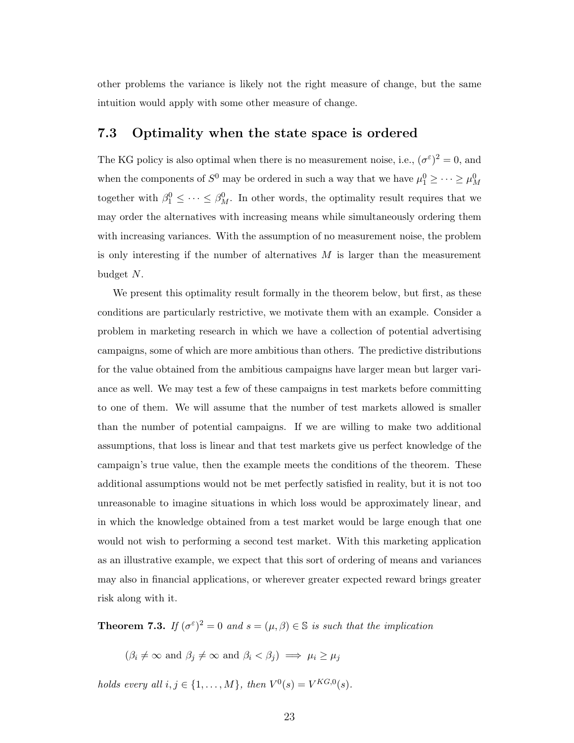other problems the variance is likely not the right measure of change, but the same intuition would apply with some other measure of change.

## 7.3 Optimality when the state space is ordered

The KG policy is also optimal when there is no measurement noise, i.e., $(\sigma^\varepsilon)^2 = 0$, and when the components of $S^0$ may be ordered in such a way that we have $\mu_1^0 \geq \cdots \geq \mu_M^0$ together with $\beta_1^0 \leq \cdots \leq \beta_M^0$. In other words, the optimality result requires that we may order the alternatives with increasing means while simultaneously ordering them with increasing variances. With the assumption of no measurement noise, the problem is only interesting if the number of alternatives $M$ is larger than the measurement budget $N$.

We present this optimality result formally in the theorem below, but first, as these conditions are particularly restrictive, we motivate them with an example. Consider a problem in marketing research in which we have a collection of potential advertising campaigns, some of which are more ambitious than others. The predictive distributions for the value obtained from the ambitious campaigns have larger mean but larger variance as well. We may test a few of these campaigns in test markets before committing to one of them. We will assume that the number of test markets allowed is smaller than the number of potential campaigns. If we are willing to make two additional assumptions, that loss is linear and that test markets give us perfect knowledge of the campaign's true value, then the example meets the conditions of the theorem. These additional assumptions would not be met perfectly satisfied in reality, but it is not too unreasonable to imagine situations in which loss would be approximately linear, and in which the knowledge obtained from a test market would be large enough that one would not wish to performing a second test market. With this marketing application as an illustrative example, we expect that this sort of ordering of means and variances may also in financial applications, or wherever greater expected reward brings greater risk along with it.

**Theorem 7.3.** *If $(\sigma^\varepsilon)^2 = 0$ and $s = (\mu, \beta) \in \mathbb{S}$ is such that the implication*

$$(\beta_i \neq \infty \text{ and } \beta_j \neq \infty \text{ and } \beta_i < \beta_j) \implies \mu_i \geq \mu_j$$

*holds every all $i, j \in \{1, \ldots, M\}$, then $V^0(s) = V^{KG,0}(s)$.*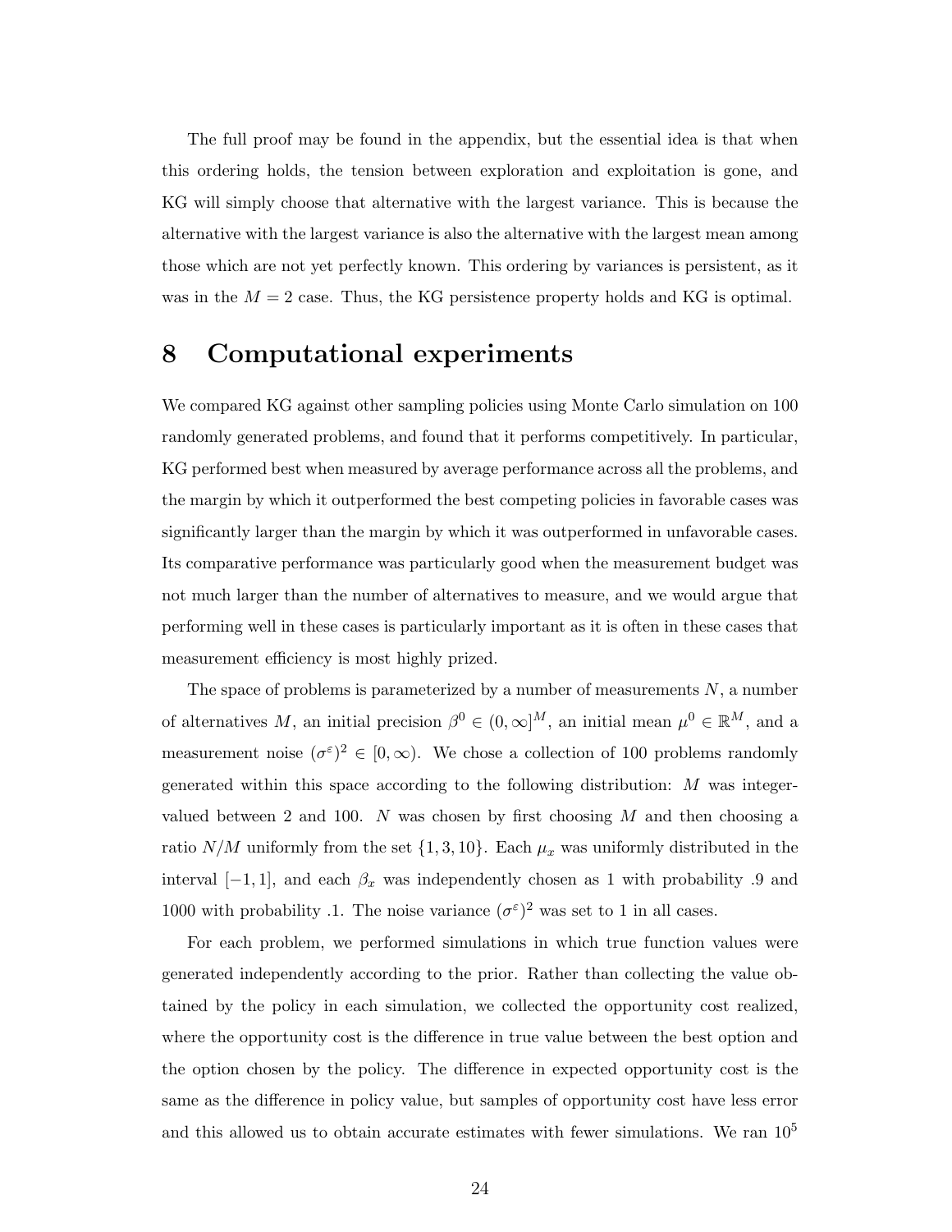The full proof may be found in the appendix, but the essential idea is that when this ordering holds, the tension between exploration and exploitation is gone, and KG will simply choose that alternative with the largest variance. This is because the alternative with the largest variance is also the alternative with the largest mean among those which are not yet perfectly known. This ordering by variances is persistent, as it was in the $M = 2$ case. Thus, the KG persistence property holds and KG is optimal.

# 8 Computational experiments

We compared KG against other sampling policies using Monte Carlo simulation on 100 randomly generated problems, and found that it performs competitively. In particular, KG performed best when measured by average performance across all the problems, and the margin by which it outperformed the best competing policies in favorable cases was significantly larger than the margin by which it was outperformed in unfavorable cases. Its comparative performance was particularly good when the measurement budget was not much larger than the number of alternatives to measure, and we would argue that performing well in these cases is particularly important as it is often in these cases that measurement efficiency is most highly prized.

The space of problems is parameterized by a number of measurements $N$, a number of alternatives $M$, an initial precision $\beta^0 \in (0, \infty]^M$, an initial mean $\mu^0 \in \mathbb{R}^M$, and a measurement noise $(\sigma^\varepsilon)^2 \in [0, \infty)$. We chose a collection of 100 problems randomly generated within this space according to the following distribution: $M$ was integer-valued between 2 and 100. $N$ was chosen by first choosing $M$ and then choosing a ratio $N/M$ uniformly from the set $\{1, 3, 10\}$. Each $\mu_x$ was uniformly distributed in the interval $[-1, 1]$, and each $\beta_x$ was independently chosen as 1 with probability .9 and 1000 with probability .1. The noise variance $(\sigma^\varepsilon)^2$ was set to 1 in all cases.

For each problem, we performed simulations in which true function values were generated independently according to the prior. Rather than collecting the value obtained by the policy in each simulation, we collected the opportunity cost realized, where the opportunity cost is the difference in true value between the best option and the option chosen by the policy. The difference in expected opportunity cost is the same as the difference in policy value, but samples of opportunity cost have less error and this allowed us to obtain accurate estimates with fewer simulations. We ran $10^5$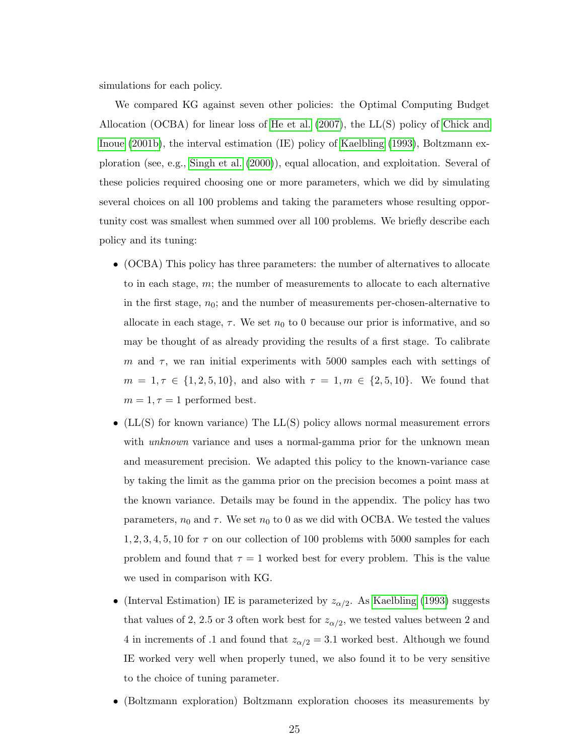simulations for each policy.

We compared KG against seven other policies: the Optimal Computing Budget Allocation (OCBA) for linear loss of He et al. (2007), the LL(S) policy of Chick and Inoue (2001b), the interval estimation (IE) policy of Kaelbling (1993), Boltzmann exploration (see, e.g., Singh et al. (2000)), equal allocation, and exploitation. Several of these policies required choosing one or more parameters, which we did by simulating several choices on all 100 problems and taking the parameters whose resulting opportunity cost was smallest when summed over all 100 problems. We briefly describe each policy and its tuning:

- (OCBA) This policy has three parameters: the number of alternatives to allocate to in each stage, $m$; the number of measurements to allocate to each alternative in the first stage, $n_0$; and the number of measurements per-chosen-alternative to allocate in each stage, $\tau$. We set $n_0$ to 0 because our prior is informative, and so may be thought of as already providing the results of a first stage. To calibrate $m$ and $\tau$, we ran initial experiments with 5000 samples each with settings of $m = 1, \tau \in \{1, 2, 5, 10\}$, and also with $\tau = 1, m \in \{2, 5, 10\}$. We found that $m = 1, \tau = 1$ performed best.
- (LL(S) for known variance) The LL(S) policy allows normal measurement errors with *unknown* variance and uses a normal-gamma prior for the unknown mean and measurement precision. We adapted this policy to the known-variance case by taking the limit as the gamma prior on the precision becomes a point mass at the known variance. Details may be found in the appendix. The policy has two parameters, $n_0$ and $\tau$. We set $n_0$ to 0 as we did with OCBA. We tested the values 1, 2, 3, 4, 5, 10 for $\tau$ on our collection of 100 problems with 5000 samples for each problem and found that $\tau = 1$ worked best for every problem. This is the value we used in comparison with KG.
- (Interval Estimation) IE is parameterized by $z_{\alpha/2}$. As Kaelbling (1993) suggests that values of 2, 2.5 or 3 often work best for $z_{\alpha/2}$, we tested values between 2 and 4 in increments of .1 and found that $z_{\alpha/2} = 3.1$ worked best. Although we found IE worked very well when properly tuned, we also found it to be very sensitive to the choice of tuning parameter.
- (Boltzmann exploration) Boltzmann exploration chooses its measurements by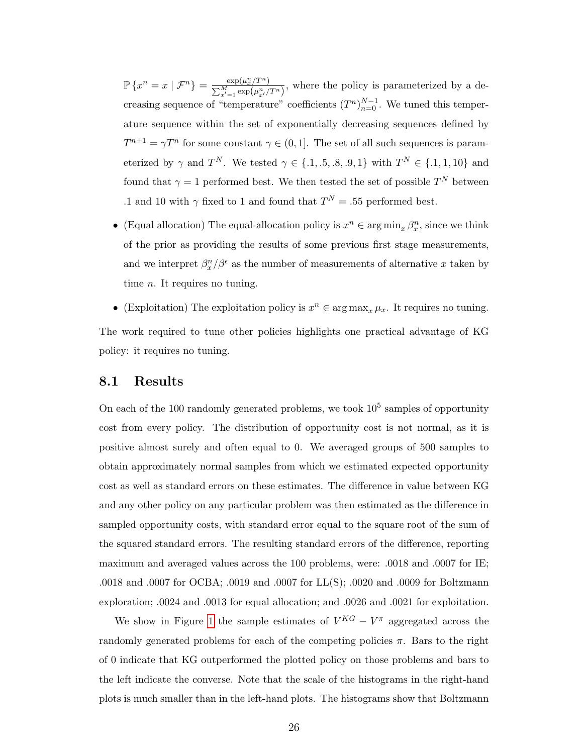$\mathbb{P}\{x^n = x \mid \mathcal{F}^n\} = \frac{\exp(\mu_x^n/T^n)}{\sum_{x'=1}^M \exp(\mu_{x'}^n/T^n)}$, where the policy is parameterized by a decreasing sequence of "temperature" coefficients $(T^n)_{n=0}^{N-1}$. We tuned this temperature sequence within the set of exponentially decreasing sequences defined by $T^{n+1} = \gamma T^n$ for some constant $\gamma \in (0, 1]$. The set of all such sequences is parameterized by $\gamma$ and $T^N$. We tested $\gamma \in \{.1, .5, .8, .9, 1\}$ with $T^N \in \{.1, 1, 10\}$ and found that $\gamma = 1$ performed best. We then tested the set of possible $T^N$ between .1 and 10 with $\gamma$ fixed to 1 and found that $T^N = .55$ performed best.

- (Equal allocation) The equal-allocation policy is $x^n \in \arg\min_x \beta_x^n$, since we think of the prior as providing the results of some previous first stage measurements, and we interpret $\beta_x^n/\beta^\epsilon$ as the number of measurements of alternative $x$ taken by time $n$. It requires no tuning.
- (Exploitation) The exploitation policy is $x^n \in \arg\max_x \mu_x$. It requires no tuning.

The work required to tune other policies highlights one practical advantage of KG policy: it requires no tuning.

## 8.1 Results

On each of the 100 randomly generated problems, we took $10^5$ samples of opportunity cost from every policy. The distribution of opportunity cost is not normal, as it is positive almost surely and often equal to 0. We averaged groups of 500 samples to obtain approximately normal samples from which we estimated expected opportunity cost as well as standard errors on these estimates. The difference in value between KG and any other policy on any particular problem was then estimated as the difference in sampled opportunity costs, with standard error equal to the square root of the sum of the squared standard errors. The resulting standard errors of the difference, reporting maximum and averaged values across the 100 problems, were: .0018 and .0007 for IE; .0018 and .0007 for OCBA; .0019 and .0007 for LL(S); .0020 and .0009 for Boltzmann exploration; .0024 and .0013 for equal allocation; and .0026 and .0021 for exploitation.

We show in Figure 1 the sample estimates of $V^{KG} - V^\pi$ aggregated across the randomly generated problems for each of the competing policies $\pi$. Bars to the right of 0 indicate that KG outperformed the plotted policy on those problems and bars to the left indicate the converse. Note that the scale of the histograms in the right-hand plots is much smaller than in the left-hand plots. The histograms show that Boltzmann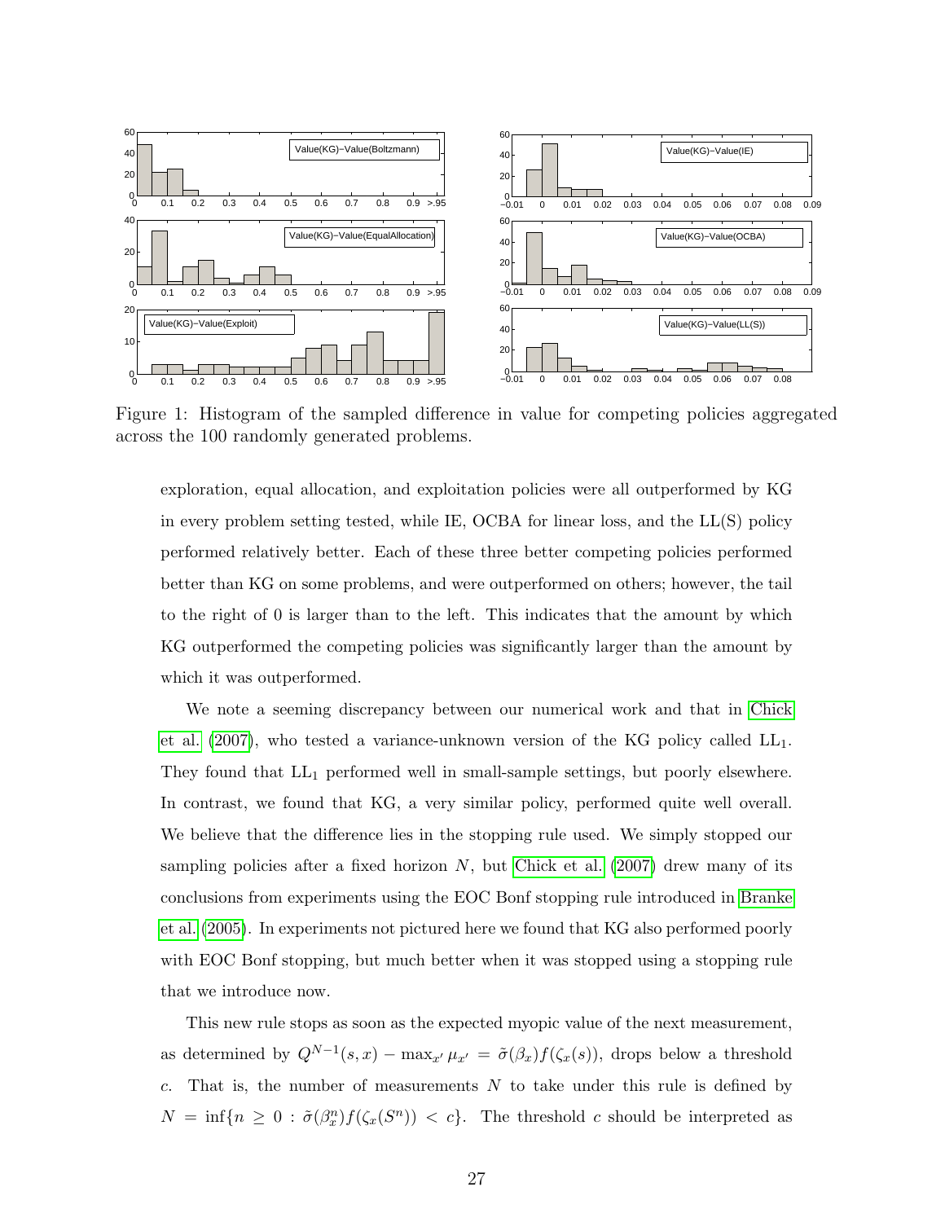Figure 1: Histogram of the sampled difference in value for competing policies aggregated across the 100 randomly generated problems.

exploration, equal allocation, and exploitation policies were all outperformed by KG in every problem setting tested, while IE, OCBA for linear loss, and the LL(S) policy performed relatively better. Each of these three better competing policies performed better than KG on some problems, and were outperformed on others; however, the tail to the right of 0 is larger than to the left. This indicates that the amount by which KG outperformed the competing policies was significantly larger than the amount by which it was outperformed.

We note a seeming discrepancy between our numerical work and that in Chick et al. (2007), who tested a variance-unknown version of the KG policy called $LL_1$. They found that $LL_1$ performed well in small-sample settings, but poorly elsewhere. In contrast, we found that KG, a very similar policy, performed quite well overall. We believe that the difference lies in the stopping rule used. We simply stopped our sampling policies after a fixed horizon $N$, but Chick et al. (2007) drew many of its conclusions from experiments using the EOC Bonf stopping rule introduced in Branke et al. (2005). In experiments not pictured here we found that KG also performed poorly with EOC Bonf stopping, but much better when it was stopped using a stopping rule that we introduce now.

This new rule stops as soon as the expected myopic value of the next measurement, as determined by $Q^{N-1}(s,x) - \max_{x'} \mu_{x'} = \tilde{\sigma}(\beta_x) f(\zeta_x(s))$, drops below a threshold $c$. That is, the number of measurements $N$ to take under this rule is defined by $N = \inf\{n \geq 0 : \tilde{\sigma}(\beta_x^n) f(\zeta_x(S^n)) < c\}$. The threshold $c$ should be interpreted as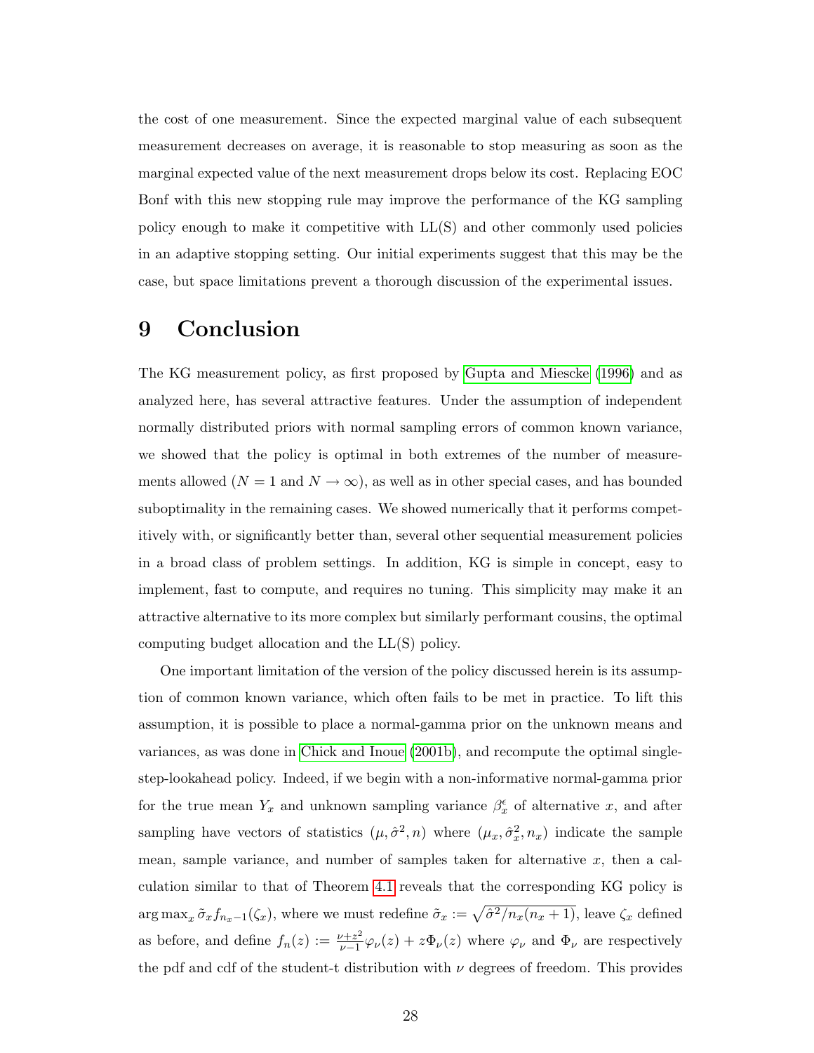the cost of one measurement. Since the expected marginal value of each subsequent measurement decreases on average, it is reasonable to stop measuring as soon as the marginal expected value of the next measurement drops below its cost. Replacing EOC Bonf with this new stopping rule may improve the performance of the KG sampling policy enough to make it competitive with LL(S) and other commonly used policies in an adaptive stopping setting. Our initial experiments suggest that this may be the case, but space limitations prevent a thorough discussion of the experimental issues.

# 9 Conclusion

The KG measurement policy, as first proposed by Gupta and Miescke (1996) and as analyzed here, has several attractive features. Under the assumption of independent normally distributed priors with normal sampling errors of common known variance, we showed that the policy is optimal in both extremes of the number of measurements allowed ($N = 1$ and $N \to \infty$), as well as in other special cases, and has bounded suboptimality in the remaining cases. We showed numerically that it performs competitively with, or significantly better than, several other sequential measurement policies in a broad class of problem settings. In addition, KG is simple in concept, easy to implement, fast to compute, and requires no tuning. This simplicity may make it an attractive alternative to its more complex but similarly performant cousins, the optimal computing budget allocation and the LL(S) policy.

One important limitation of the version of the policy discussed herein is its assumption of common known variance, which often fails to be met in practice. To lift this assumption, it is possible to place a normal-gamma prior on the unknown means and variances, as was done in Chick and Inoue (2001b), and recompute the optimal single-step-lookahead policy. Indeed, if we begin with a non-informative normal-gamma prior for the true mean $Y_x$ and unknown sampling variance $\beta^\epsilon_x$ of alternative $x$, and after sampling have vectors of statistics $(\mu, \hat{\sigma}^2, n)$ where $(\mu_x, \hat{\sigma}^2_x, n_x)$ indicate the sample mean, sample variance, and number of samples taken for alternative $x$, then a calculation similar to that of Theorem 4.1 reveals that the corresponding KG policy is $\arg\max_x \tilde{\sigma}_x f_{n_x - 1}(\zeta_x)$, where we must redefine $\tilde{\sigma}_x := \sqrt{\hat{\sigma}^2 / n_x(n_x+1)}$, leave $\zeta_x$ defined as before, and define $f_n(z) := \frac{\nu + z^2}{\nu - 1}\varphi_\nu(z) + z\Phi_\nu(z)$ where $\varphi_\nu$ and $\Phi_\nu$ are respectively the pdf and cdf of the student-t distribution with $\nu$ degrees of freedom. This provides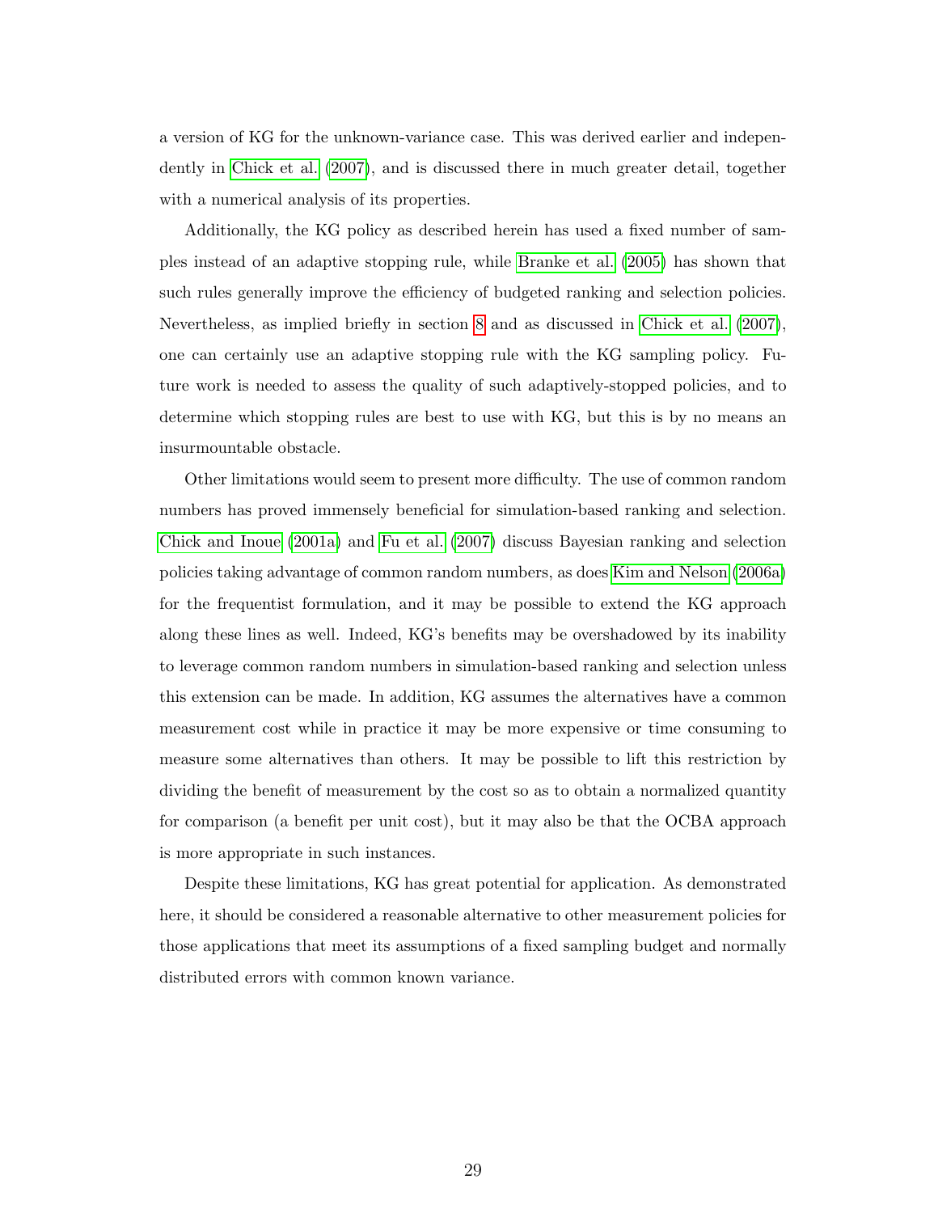a version of KG for the unknown-variance case. This was derived earlier and independently in Chick et al. (2007), and is discussed there in much greater detail, together with a numerical analysis of its properties.

Additionally, the KG policy as described herein has used a fixed number of samples instead of an adaptive stopping rule, while Branke et al. (2005) has shown that such rules generally improve the efficiency of budgeted ranking and selection policies. Nevertheless, as implied briefly in section 8 and as discussed in Chick et al. (2007), one can certainly use an adaptive stopping rule with the KG sampling policy. Future work is needed to assess the quality of such adaptively-stopped policies, and to determine which stopping rules are best to use with KG, but this is by no means an insurmountable obstacle.

Other limitations would seem to present more difficulty. The use of common random numbers has proved immensely beneficial for simulation-based ranking and selection. Chick and Inoue (2001a) and Fu et al. (2007) discuss Bayesian ranking and selection policies taking advantage of common random numbers, as does Kim and Nelson (2006a) for the frequentist formulation, and it may be possible to extend the KG approach along these lines as well. Indeed, KG's benefits may be overshadowed by its inability to leverage common random numbers in simulation-based ranking and selection unless this extension can be made. In addition, KG assumes the alternatives have a common measurement cost while in practice it may be more expensive or time consuming to measure some alternatives than others. It may be possible to lift this restriction by dividing the benefit of measurement by the cost so as to obtain a normalized quantity for comparison (a benefit per unit cost), but it may also be that the OCBA approach is more appropriate in such instances.

Despite these limitations, KG has great potential for application. As demonstrated here, it should be considered a reasonable alternative to other measurement policies for those applications that meet its assumptions of a fixed sampling budget and normally distributed errors with common known variance.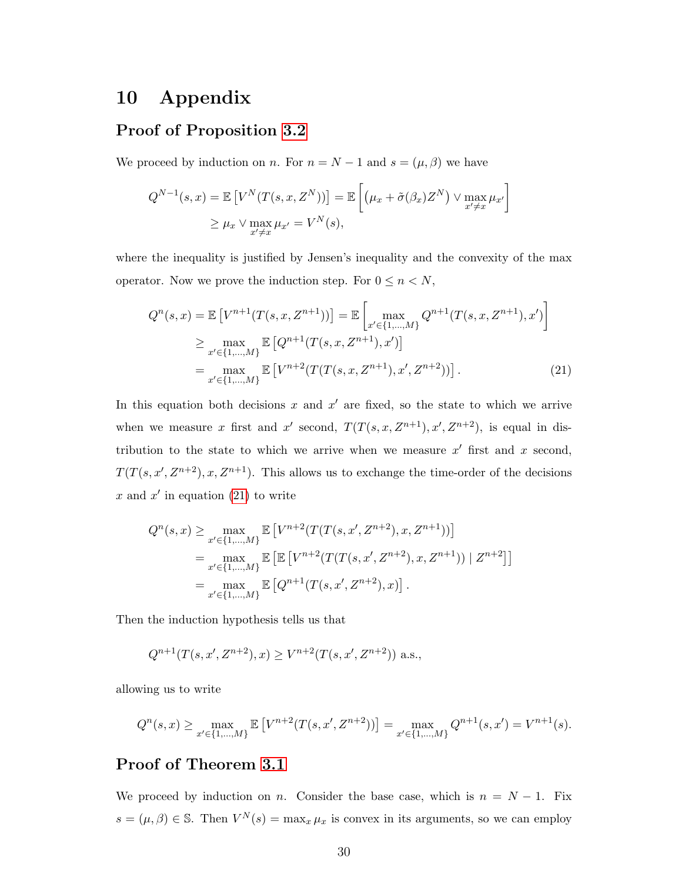# 10 Appendix

## Proof of Proposition 3.2

We proceed by induction on $n$. For $n = N-1$ and $s = (\mu, \beta)$ we have

$$
\begin{aligned}
Q^{N-1}(s,x) &= \mathbb{E}\left[V^N(T(s,x,Z^N))\right] = \mathbb{E}\left[\left(\mu_x + \tilde{\sigma}(\beta_x)Z^N\right) \vee \max_{x' \neq x} \mu_{x'}\right] \\
&\geq \mu_x \vee \max_{x' \neq x} \mu_{x'} = V^N(s),
\end{aligned}
$$

where the inequality is justified by Jensen's inequality and the convexity of the max operator. Now we prove the induction step. For $0 \leq n < N$,

$$
\begin{aligned}
Q^n(s,x) &= \mathbb{E}\left[V^{n+1}(T(s,x,Z^{n+1}))\right] = \mathbb{E}\left[\max_{x' \in \{1,\ldots,M\}} Q^{n+1}(T(s,x,Z^{n+1}),x')\right] \\
&\geq \max_{x' \in \{1,\ldots,M\}} \mathbb{E}\left[Q^{n+1}(T(s,x,Z^{n+1}),x')\right] \\
&= \max_{x' \in \{1,\ldots,M\}} \mathbb{E}\left[V^{n+2}(T(T(s,x,Z^{n+1}),x',Z^{n+2}))\right]. \qquad (21)
\end{aligned}
$$

In this equation both decisions $x$ and $x'$ are fixed, so the state to which we arrive when we measure $x$ first and $x'$ second, $T(T(s,x,Z^{n+1}),x',Z^{n+2})$, is equal in distribution to the state to which we arrive when we measure $x'$ first and $x$ second, $T(T(s,x',Z^{n+2}),x,Z^{n+1})$. This allows us to exchange the time-order of the decisions $x$ and $x'$ in equation (21) to write

$$
\begin{aligned}
Q^n(s,x) &\geq \max_{x' \in \{1,\ldots,M\}} \mathbb{E}\left[V^{n+2}(T(T(s,x',Z^{n+2}),x,Z^{n+1}))\right] \\
&= \max_{x' \in \{1,\ldots,M\}} \mathbb{E}\left[\mathbb{E}\left[V^{n+2}(T(T(s,x',Z^{n+2}),x,Z^{n+1})) \mid Z^{n+2}\right]\right] \\
&= \max_{x' \in \{1,\ldots,M\}} \mathbb{E}\left[Q^{n+1}(T(s,x',Z^{n+2}),x)\right].
\end{aligned}
$$

Then the induction hypothesis tells us that

$$
Q^{n+1}(T(s,x',Z^{n+2}),x) \geq V^{n+2}(T(s,x',Z^{n+2})) \text{ a.s.},
$$

allowing us to write

$$
Q^n(s,x) \geq \max_{x' \in \{1,\ldots,M\}} \mathbb{E}\left[V^{n+2}(T(s,x',Z^{n+2}))\right] = \max_{x' \in \{1,\ldots,M\}} Q^{n+1}(s,x') = V^{n+1}(s).
$$

## Proof of Theorem 3.1

We proceed by induction on $n$. Consider the base case, which is $n = N-1$. Fix $s = (\mu, \beta) \in \mathbb{S}$. Then $V^N(s) = \max_x \mu_x$ is convex in its arguments, so we can employ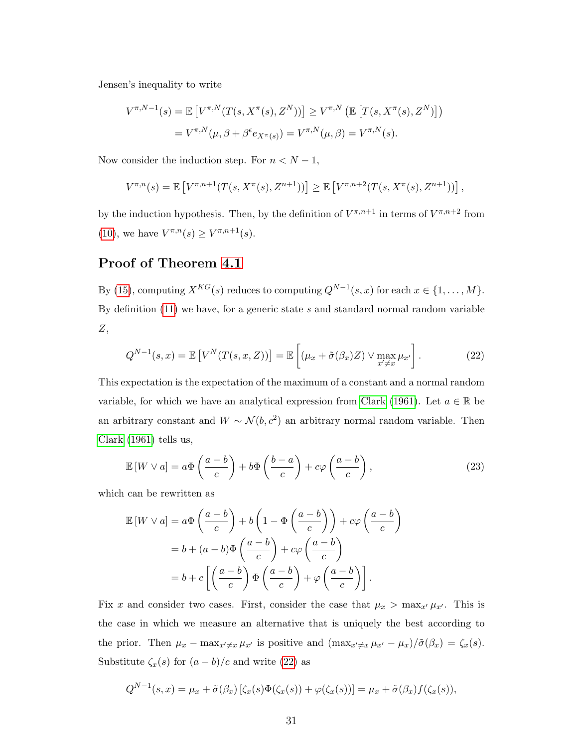Jensen's inequality to write

$$V^{\pi,N-1}(s) = \mathbb{E}\left[V^{\pi,N}(T(s,X^{\pi}(s),Z^N))\right] \geq V^{\pi,N}\left(\mathbb{E}\left[T(s,X^{\pi}(s),Z^N)\right]\right)$$
$$= V^{\pi,N}(\mu, \beta + \beta^{\epsilon} e_{X^{\pi}(s)}) = V^{\pi,N}(\mu,\beta) = V^{\pi,N}(s).$$

Now consider the induction step. For $n < N-1$,

$$V^{\pi,n}(s) = \mathbb{E}\left[V^{\pi,n+1}(T(s,X^{\pi}(s),Z^{n+1}))\right] \geq \mathbb{E}\left[V^{\pi,n+2}(T(s,X^{\pi}(s),Z^{n+1}))\right],$$

by the induction hypothesis. Then, by the definition of $V^{\pi,n+1}$ in terms of $V^{\pi,n+2}$ from (10), we have $V^{\pi,n}(s) \geq V^{\pi,n+1}(s)$.

## Proof of Theorem 4.1

By (15), computing $X^{KG}(s)$ reduces to computing $Q^{N-1}(s,x)$ for each $x \in \{1,\ldots,M\}$. By definition (11) we have, for a generic state $s$ and standard normal random variable $Z$,

$$Q^{N-1}(s,x) = \mathbb{E}\left[V^N(T(s,x,Z))\right] = \mathbb{E}\left[(\mu_x + \tilde{\sigma}(\beta_x)Z) \vee \max_{x' \neq x} \mu_{x'}\right]. \tag{22}$$

This expectation is the expectation of the maximum of a constant and a normal random variable, for which we have an analytical expression from Clark (1961). Let $a \in \mathbb{R}$ be an arbitrary constant and $W \sim \mathcal{N}(b,c^2)$ an arbitrary normal random variable. Then Clark (1961) tells us,

$$\mathbb{E}\left[W \vee a\right] = a\Phi\left(\frac{a-b}{c}\right) + b\Phi\left(\frac{b-a}{c}\right) + c\varphi\left(\frac{a-b}{c}\right), \tag{23}$$

which can be rewritten as

$$\mathbb{E}\left[W \vee a\right] = a\Phi\left(\frac{a-b}{c}\right) + b\left(1 - \Phi\left(\frac{a-b}{c}\right)\right) + c\varphi\left(\frac{a-b}{c}\right)$$
$$= b + (a-b)\Phi\left(\frac{a-b}{c}\right) + c\varphi\left(\frac{a-b}{c}\right)$$
$$= b + c\left[\left(\frac{a-b}{c}\right)\Phi\left(\frac{a-b}{c}\right) + \varphi\left(\frac{a-b}{c}\right)\right].$$

Fix $x$ and consider two cases. First, consider the case that $\mu_x > \max_{x'} \mu_{x'}$. This is the case in which we measure an alternative that is uniquely the best according to the prior. Then $\mu_x - \max_{x' \neq x} \mu_{x'}$ is positive and $(\max_{x' \neq x} \mu_{x'} - \mu_x)/\tilde{\sigma}(\beta_x) = \zeta_x(s)$. Substitute $\zeta_x(s)$ for $(a-b)/c$ and write (22) as

$$Q^{N-1}(s,x) = \mu_x + \tilde{\sigma}(\beta_x)\left[\zeta_x(s)\Phi(\zeta_x(s)) + \varphi(\zeta_x(s))\right] = \mu_x + \tilde{\sigma}(\beta_x) f(\zeta_x(s)),$$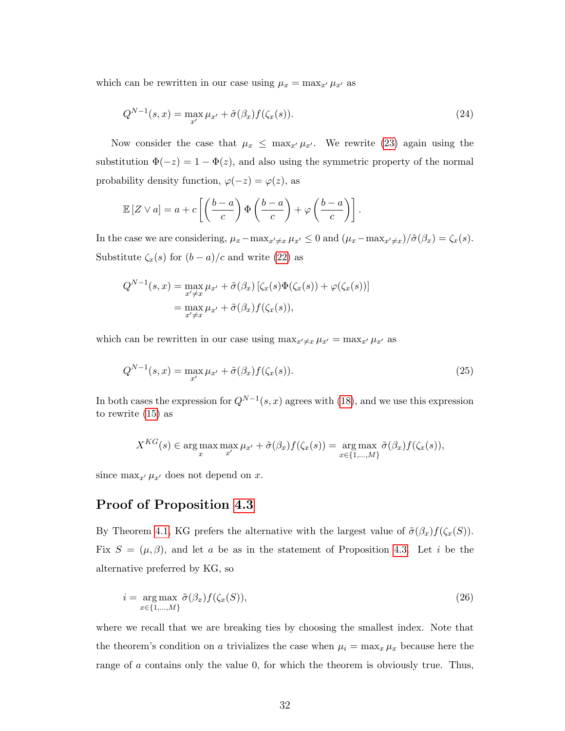which can be rewritten in our case using $\mu_x = \max_{x'} \mu_{x'}$ as

$$Q^{N-1}(s,x) = \max_{x'} \mu_{x'} + \tilde{\sigma}(\beta_x) f(\zeta_x(s)). \tag{24}$$

Now consider the case that $\mu_x \le \max_{x'} \mu_{x'}$. We rewrite (23) again using the substitution $\Phi(-z) = 1 - \Phi(z)$, and also using the symmetric property of the normal probability density function, $\varphi(-z) = \varphi(z)$, as

$$\mathbb{E}\left[Z \vee a\right] = a + c\left[\left(\frac{b-a}{c}\right)\Phi\left(\frac{b-a}{c}\right) + \varphi\left(\frac{b-a}{c}\right)\right].$$

In the case we are considering, $\mu_x - \max_{x' \neq x} \mu_{x'} \le 0$ and $(\mu_x - \max_{x' \neq x})/\tilde{\sigma}(\beta_x) = \zeta_x(s)$. Substitute $\zeta_x(s)$ for $(b-a)/c$ and write (22) as

$$\begin{aligned}
Q^{N-1}(s,x) &= \max_{x' \neq x} \mu_{x'} + \tilde{\sigma}(\beta_x)\left[\zeta_x(s)\Phi(\zeta_x(s)) + \varphi(\zeta_x(s))\right] \\
&= \max_{x' \neq x} \mu_{x'} + \tilde{\sigma}(\beta_x) f(\zeta_x(s)),
\end{aligned}$$

which can be rewritten in our case using $\max_{x' \neq x} \mu_{x'} = \max_{x'} \mu_{x'}$ as

$$Q^{N-1}(s,x) = \max_{x'} \mu_{x'} + \tilde{\sigma}(\beta_x) f(\zeta_x(s)). \tag{25}$$

In both cases the expression for $Q^{N-1}(s,x)$ agrees with (18), and we use this expression to rewrite (15) as

$$X^{KG}(s) \in \arg\max_{x} \max_{x'} \mu_{x'} + \tilde{\sigma}(\beta_x) f(\zeta_x(s)) = \arg\max_{x \in \{1,\ldots,M\}} \tilde{\sigma}(\beta_x) f(\zeta_x(s)),$$

since $\max_{x'} \mu_{x'}$ does not depend on $x$.

## Proof of Proposition 4.3

By Theorem 4.1, KG prefers the alternative with the largest value of $\tilde{\sigma}(\beta_x) f(\zeta_x(S))$. Fix $S = (\mu, \beta)$, and let $a$ be as in the statement of Proposition 4.3. Let $i$ be the alternative preferred by KG, so

$$i = \arg\max_{x \in \{1,\ldots,M\}} \tilde{\sigma}(\beta_x) f(\zeta_x(S)), \tag{26}$$

where we recall that we are breaking ties by choosing the smallest index. Note that the theorem's condition on $a$ trivializes the case when $\mu_i = \max_x \mu_x$ because here the range of $a$ contains only the value 0, for which the theorem is obviously true. Thus,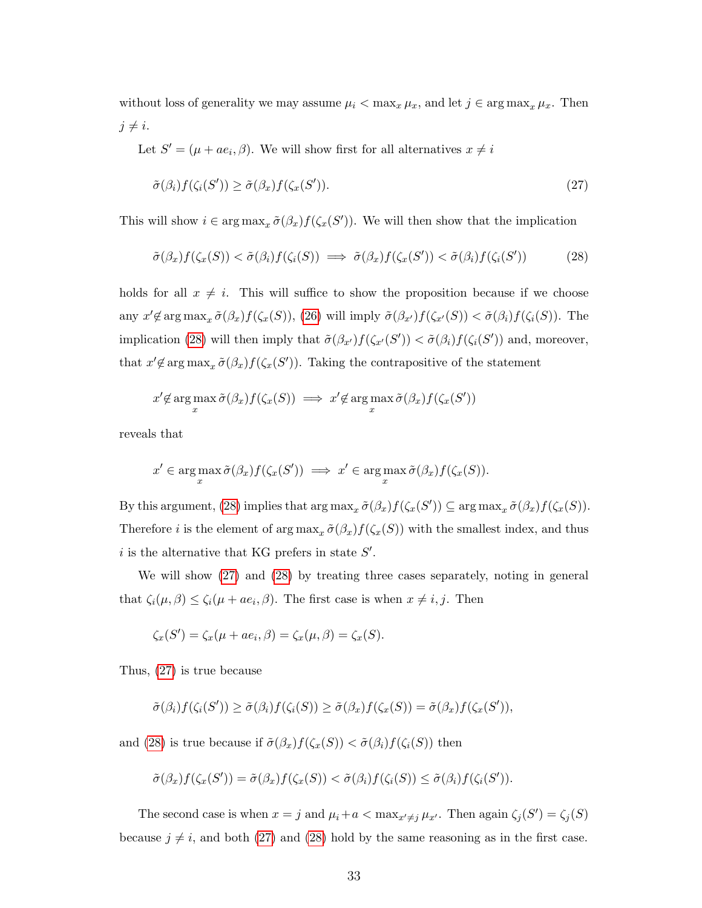without loss of generality we may assume $\mu_i < \max_x \mu_x$, and let $j \in \arg\max_x \mu_x$. Then $j \neq i$.

Let $S' = (\mu + ae_i, \beta)$. We will show first for all alternatives $x \neq i$

$$\tilde{\sigma}(\beta_i) f(\zeta_i(S')) \geq \tilde{\sigma}(\beta_x) f(\zeta_x(S')). \tag{27}$$

This will show $i \in \arg\max_x \tilde{\sigma}(\beta_x) f(\zeta_x(S'))$. We will then show that the implication

$$\tilde{\sigma}(\beta_x) f(\zeta_x(S)) < \tilde{\sigma}(\beta_i) f(\zeta_i(S)) \implies \tilde{\sigma}(\beta_x) f(\zeta_x(S')) < \tilde{\sigma}(\beta_i) f(\zeta_i(S')) \tag{28}$$

holds for all $x \neq i$. This will suffice to show the proposition because if we choose any $x' \notin \arg\max_x \tilde{\sigma}(\beta_x) f(\zeta_x(S))$, (26) will imply $\tilde{\sigma}(\beta_{x'}) f(\zeta_{x'}(S)) < \tilde{\sigma}(\beta_i) f(\zeta_i(S))$. The implication (28) will then imply that $\tilde{\sigma}(\beta_{x'}) f(\zeta_{x'}(S')) < \tilde{\sigma}(\beta_i) f(\zeta_i(S'))$ and, moreover, that $x' \notin \arg\max_x \tilde{\sigma}(\beta_x) f(\zeta_x(S'))$. Taking the contrapositive of the statement

$$x' \notin \arg\max_x \tilde{\sigma}(\beta_x) f(\zeta_x(S)) \implies x' \notin \arg\max_x \tilde{\sigma}(\beta_x) f(\zeta_x(S'))$$

reveals that

$$x' \in \arg\max_x \tilde{\sigma}(\beta_x) f(\zeta_x(S')) \implies x' \in \arg\max_x \tilde{\sigma}(\beta_x) f(\zeta_x(S)).$$

By this argument, (28) implies that $\arg\max_x \tilde{\sigma}(\beta_x) f(\zeta_x(S')) \subseteq \arg\max_x \tilde{\sigma}(\beta_x) f(\zeta_x(S))$. Therefore $i$ is the element of $\arg\max_x \tilde{\sigma}(\beta_x) f(\zeta_x(S))$ with the smallest index, and thus $i$ is the alternative that KG prefers in state $S'$.

We will show (27) and (28) by treating three cases separately, noting in general that $\zeta_i(\mu, \beta) \leq \zeta_i(\mu + ae_i, \beta)$. The first case is when $x \neq i, j$. Then

$$\zeta_x(S') = \zeta_x(\mu + ae_i, \beta) = \zeta_x(\mu, \beta) = \zeta_x(S).$$

Thus, (27) is true because

$$\tilde{\sigma}(\beta_i) f(\zeta_i(S')) \geq \tilde{\sigma}(\beta_i) f(\zeta_i(S)) \geq \tilde{\sigma}(\beta_x) f(\zeta_x(S)) = \tilde{\sigma}(\beta_x) f(\zeta_x(S')),$$

and (28) is true because if $\tilde{\sigma}(\beta_x) f(\zeta_x(S)) < \tilde{\sigma}(\beta_i) f(\zeta_i(S))$ then

$$\tilde{\sigma}(\beta_x) f(\zeta_x(S')) = \tilde{\sigma}(\beta_x) f(\zeta_x(S)) < \tilde{\sigma}(\beta_i) f(\zeta_i(S)) \leq \tilde{\sigma}(\beta_i) f(\zeta_i(S')).$$

The second case is when $x = j$ and $\mu_i + a < \max_{x' \neq j} \mu_{x'}$. Then again $\zeta_j(S') = \zeta_j(S)$ because $j \neq i$, and both (27) and (28) hold by the same reasoning as in the first case.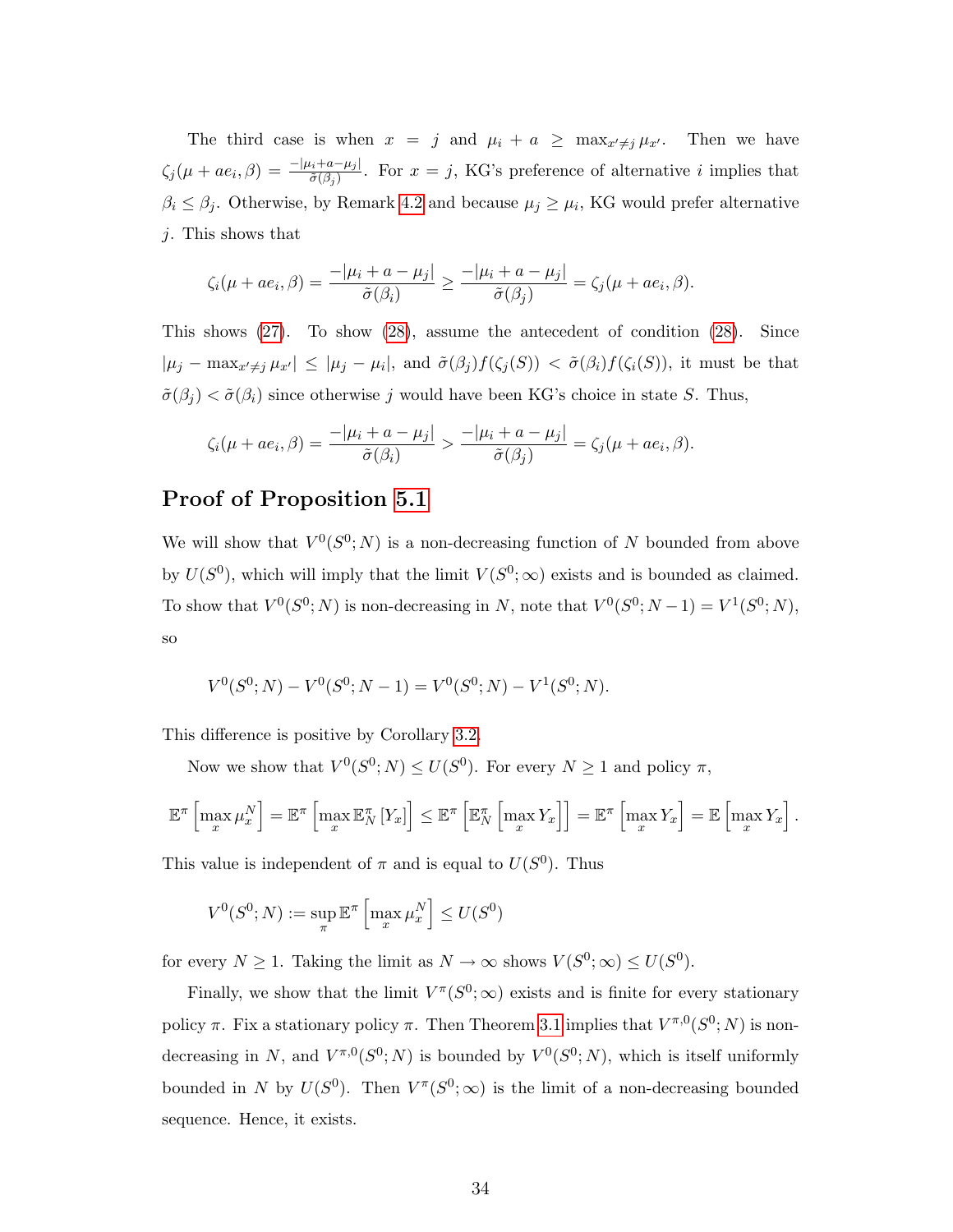The third case is when $x = j$ and $\mu_i + a \geq \max_{x' \neq j} \mu_{x'}$. Then we have $\zeta_j(\mu + ae_i, \beta) = \frac{-|\mu_i + a - \mu_j|}{\tilde{\sigma}(\beta_j)}$. For $x = j$, KG's preference of alternative $i$ implies that $\beta_i \leq \beta_j$. Otherwise, by Remark 4.2 and because $\mu_j \geq \mu_i$, KG would prefer alternative $j$. This shows that

$$\zeta_i(\mu + ae_i, \beta) = \frac{-|\mu_i + a - \mu_j|}{\tilde{\sigma}(\beta_i)} \geq \frac{-|\mu_i + a - \mu_j|}{\tilde{\sigma}(\beta_j)} = \zeta_j(\mu + ae_i, \beta).$$

This shows (27). To show (28), assume the antecedent of condition (28). Since $|\mu_j - \max_{x' \neq j} \mu_{x'}| \leq |\mu_j - \mu_i|$, and $\tilde{\sigma}(\beta_j) f(\zeta_j(S)) < \tilde{\sigma}(\beta_i) f(\zeta_i(S))$, it must be that $\tilde{\sigma}(\beta_j) < \tilde{\sigma}(\beta_i)$ since otherwise $j$ would have been KG's choice in state $S$. Thus,

$$\zeta_i(\mu + ae_i, \beta) = \frac{-|\mu_i + a - \mu_j|}{\tilde{\sigma}(\beta_i)} > \frac{-|\mu_i + a - \mu_j|}{\tilde{\sigma}(\beta_j)} = \zeta_j(\mu + ae_i, \beta).$$

## Proof of Proposition 5.1

We will show that $V^0(S^0; N)$ is a non-decreasing function of $N$ bounded from above by $U(S^0)$, which will imply that the limit $V(S^0; \infty)$ exists and is bounded as claimed. To show that $V^0(S^0; N)$ is non-decreasing in $N$, note that $V^0(S^0; N-1) = V^1(S^0; N)$, so

$$V^0(S^0; N) - V^0(S^0; N-1) = V^0(S^0; N) - V^1(S^0; N).$$

This difference is positive by Corollary 3.2.

Now we show that $V^0(S^0; N) \leq U(S^0)$. For every $N \geq 1$ and policy $\pi$,

$$\mathbb{E}^\pi \left[ \max_x \mu_x^N \right] = \mathbb{E}^\pi \left[ \max_x \mathbb{E}_N^\pi \left[ Y_x \right] \right] \leq \mathbb{E}^\pi \left[ \mathbb{E}_N^\pi \left[ \max_x Y_x \right] \right] = \mathbb{E}^\pi \left[ \max_x Y_x \right] = \mathbb{E} \left[ \max_x Y_x \right].$$

This value is independent of $\pi$ and is equal to $U(S^0)$. Thus

$$V^0(S^0; N) := \sup_\pi \mathbb{E}^\pi \left[ \max_x \mu_x^N \right] \leq U(S^0)$$

for every $N \geq 1$. Taking the limit as $N \to \infty$ shows $V(S^0; \infty) \leq U(S^0)$.

Finally, we show that the limit $V^\pi(S^0; \infty)$ exists and is finite for every stationary policy $\pi$. Fix a stationary policy $\pi$. Then Theorem 3.1 implies that $V^{\pi,0}(S^0; N)$ is non-decreasing in $N$, and $V^{\pi,0}(S^0; N)$ is bounded by $V^0(S^0; N)$, which is itself uniformly bounded in $N$ by $U(S^0)$. Then $V^\pi(S^0; \infty)$ is the limit of a non-decreasing bounded sequence. Hence, it exists.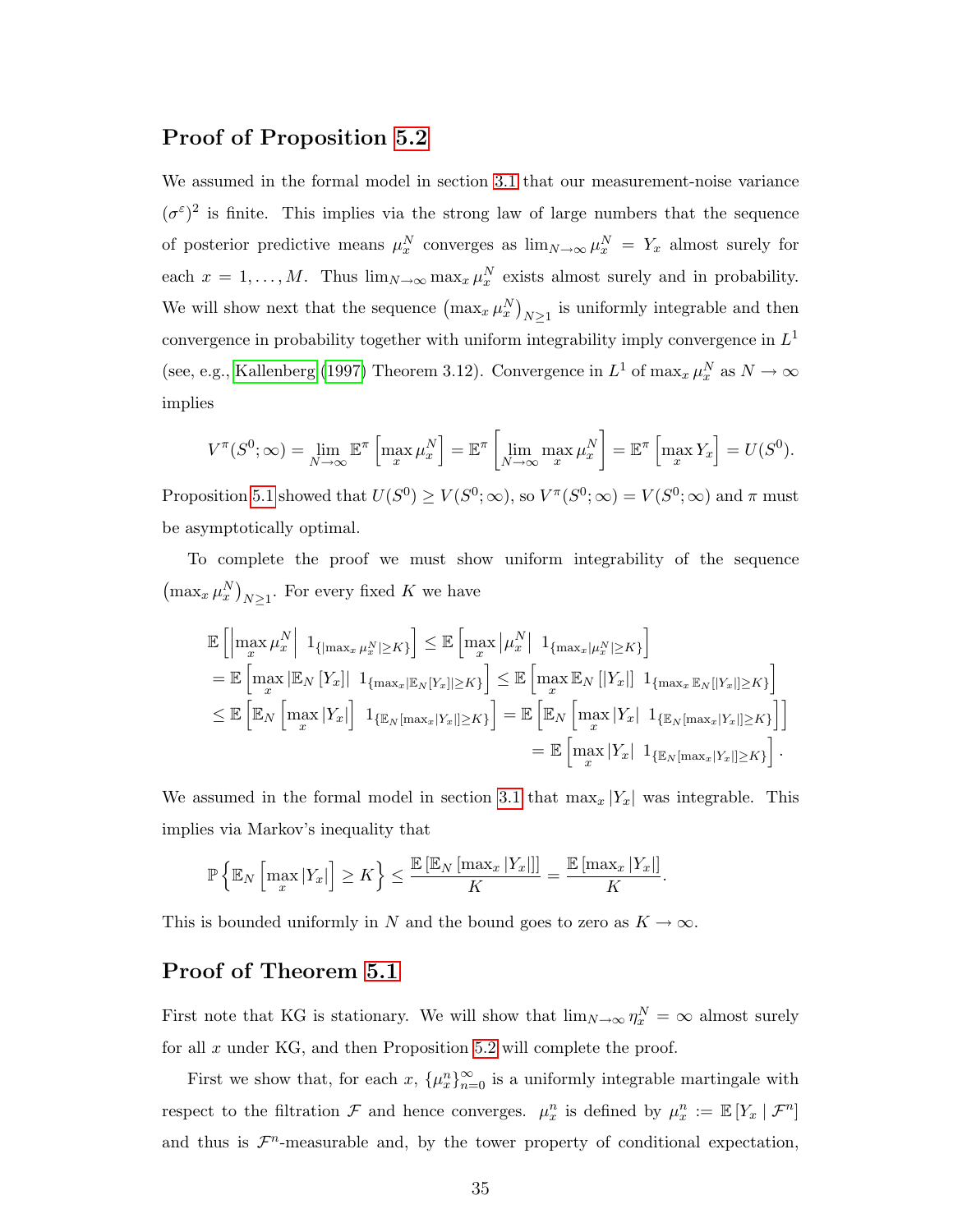## Proof of Proposition 5.2

We assumed in the formal model in section 3.1 that our measurement-noise variance $(\sigma^\varepsilon)^2$ is finite. This implies via the strong law of large numbers that the sequence of posterior predictive means $\mu_x^N$ converges as $\lim_{N\to\infty} \mu_x^N = Y_x$ almost surely for each $x = 1, \ldots, M$. Thus $\lim_{N\to\infty} \max_x \mu_x^N$ exists almost surely and in probability. We will show next that the sequence $\left(\max_x \mu_x^N\right)_{N\geq 1}$ is uniformly integrable and then convergence in probability together with uniform integrability imply convergence in $L^1$ (see, e.g., Kallenberg (1997) Theorem 3.12). Convergence in $L^1$ of $\max_x \mu_x^N$ as $N \to \infty$ implies

$$V^\pi(S^0;\infty) = \lim_{N\to\infty} \mathbb{E}^\pi\left[\max_x \mu_x^N\right] = \mathbb{E}^\pi\left[\lim_{N\to\infty} \max_x \mu_x^N\right] = \mathbb{E}^\pi\left[\max_x Y_x\right] = U(S^0).$$

Proposition 5.1 showed that $U(S^0) \geq V(S^0;\infty)$, so $V^\pi(S^0;\infty) = V(S^0;\infty)$ and $\pi$ must be asymptotically optimal.

To complete the proof we must show uniform integrability of the sequence $\left(\max_x \mu_x^N\right)_{N\geq 1}$. For every fixed $K$ we have

$$\begin{aligned}
\mathbb{E}\left[\left|\max_x \mu_x^N\right| \ 1_{\{|\max_x \mu_x^N| \geq K\}}\right] &\leq \mathbb{E}\left[\max_x \left|\mu_x^N\right| \ 1_{\{\max_x |\mu_x^N| \geq K\}}\right] \\
&= \mathbb{E}\left[\max_x \left|\mathbb{E}_N\left[Y_x\right]\right| \ 1_{\{\max_x |\mathbb{E}_N[Y_x]| \geq K\}}\right] \leq \mathbb{E}\left[\max_x \mathbb{E}_N\left[|Y_x|\right] \ 1_{\{\max_x \mathbb{E}_N[|Y_x|] \geq K\}}\right] \\
&\leq \mathbb{E}\left[\mathbb{E}_N\left[\max_x |Y_x|\right] \ 1_{\{\mathbb{E}_N[\max_x |Y_x|] \geq K\}}\right] = \mathbb{E}\left[\mathbb{E}_N\left[\max_x |Y_x| \ 1_{\{\mathbb{E}_N[\max_x |Y_x|] \geq K\}}\right]\right] \\
&= \mathbb{E}\left[\max_x |Y_x| \ 1_{\{\mathbb{E}_N[\max_x |Y_x|] \geq K\}}\right].
\end{aligned}$$

We assumed in the formal model in section 3.1 that $\max_x |Y_x|$ was integrable. This implies via Markov's inequality that

$$\mathbb{P}\left\{\mathbb{E}_N\left[\max_x |Y_x|\right] \geq K\right\} \leq \frac{\mathbb{E}\left[\mathbb{E}_N\left[\max_x |Y_x|\right]\right]}{K} = \frac{\mathbb{E}\left[\max_x |Y_x|\right]}{K}.$$

This is bounded uniformly in $N$ and the bound goes to zero as $K \to \infty$.

## Proof of Theorem 5.1

First note that KG is stationary. We will show that $\lim_{N\to\infty} \eta_x^N = \infty$ almost surely for all $x$ under KG, and then Proposition 5.2 will complete the proof.

First we show that, for each $x$, $\{\mu_x^n\}_{n=0}^\infty$ is a uniformly integrable martingale with respect to the filtration $\mathcal{F}$ and hence converges. $\mu_x^n$ is defined by $\mu_x^n := \mathbb{E}\left[Y_x \mid \mathcal{F}^n\right]$ and thus is $\mathcal{F}^n$-measurable and, by the tower property of conditional expectation,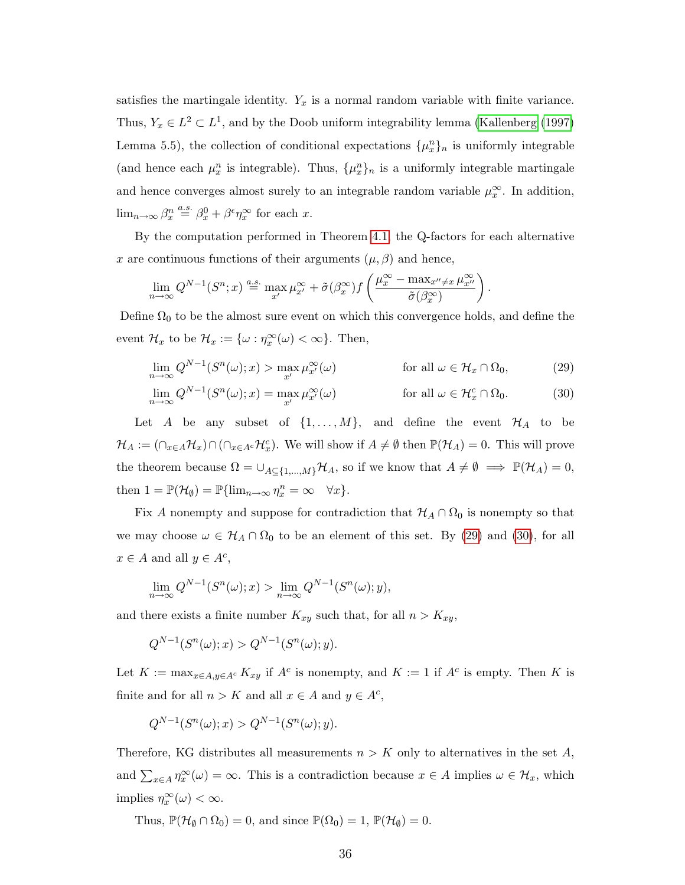satisfies the martingale identity. $Y_x$ is a normal random variable with finite variance. Thus, $Y_x \in L^2 \subset L^1$, and by the Doob uniform integrability lemma (Kallenberg (1997) Lemma 5.5), the collection of conditional expectations $\{\mu_x^n\}_n$ is uniformly integrable (and hence each $\mu_x^n$ is integrable). Thus, $\{\mu_x^n\}_n$ is a uniformly integrable martingale and hence converges almost surely to an integrable random variable $\mu_x^\infty$. In addition, $\lim_{n\to\infty} \beta_x^n \stackrel{a.s.}{=} \beta_x^0 + \beta^\epsilon \eta_x^\infty$ for each $x$.

By the computation performed in Theorem 4.1, the Q-factors for each alternative $x$ are continuous functions of their arguments $(\mu, \beta)$ and hence,

$$\lim_{n\to\infty} Q^{N-1}(S^n; x) \stackrel{a.s.}{=} \max_{x'} \mu_{x'}^\infty + \tilde{\sigma}(\beta_x^\infty) f\left(\frac{\mu_x^\infty - \max_{x''\neq x} \mu_{x''}^\infty}{\tilde{\sigma}(\beta_x^\infty)}\right).$$

Define $\Omega_0$ to be the almost sure event on which this convergence holds, and define the event $\mathcal{H}_x$ to be $\mathcal{H}_x := \{\omega : \eta_x^\infty(\omega) < \infty\}$. Then,

$$\lim_{n\to\infty} Q^{N-1}(S^n(\omega); x) > \max_{x'} \mu_{x'}^\infty(\omega) \qquad \text{for all } \omega \in \mathcal{H}_x \cap \Omega_0, \tag{29}$$

$$\lim_{n\to\infty} Q^{N-1}(S^n(\omega); x) = \max_{x'} \mu_{x'}^\infty(\omega) \qquad \text{for all } \omega \in \mathcal{H}_x^c \cap \Omega_0. \tag{30}$$

Let $A$ be any subset of $\{1, \ldots, M\}$, and define the event $\mathcal{H}_A$ to be $\mathcal{H}_A := (\cap_{x\in A} \mathcal{H}_x) \cap (\cap_{x\in A^c} \mathcal{H}_x^c)$. We will show if $A \neq \emptyset$ then $\mathbb{P}(\mathcal{H}_A) = 0$. This will prove the theorem because $\Omega = \cup_{A\subseteq\{1,\ldots,M\}} \mathcal{H}_A$, so if we know that $A \neq \emptyset \implies \mathbb{P}(\mathcal{H}_A) = 0$, then $1 = \mathbb{P}(\mathcal{H}_\emptyset) = \mathbb{P}\{\lim_{n\to\infty} \eta_x^n = \infty \quad \forall x\}$.

Fix $A$ nonempty and suppose for contradiction that $\mathcal{H}_A \cap \Omega_0$ is nonempty so that we may choose $\omega \in \mathcal{H}_A \cap \Omega_0$ to be an element of this set. By (29) and (30), for all $x \in A$ and all $y \in A^c$,

$$\lim_{n\to\infty} Q^{N-1}(S^n(\omega); x) > \lim_{n\to\infty} Q^{N-1}(S^n(\omega); y),$$

and there exists a finite number $K_{xy}$ such that, for all $n > K_{xy}$,

$$Q^{N-1}(S^n(\omega); x) > Q^{N-1}(S^n(\omega); y).$$

Let $K := \max_{x\in A, y\in A^c} K_{xy}$ if $A^c$ is nonempty, and $K := 1$ if $A^c$ is empty. Then $K$ is finite and for all $n > K$ and all $x \in A$ and $y \in A^c$,

$$Q^{N-1}(S^n(\omega); x) > Q^{N-1}(S^n(\omega); y).$$

Therefore, KG distributes all measurements $n > K$ only to alternatives in the set $A$, and $\sum_{x\in A} \eta_x^\infty(\omega) = \infty$. This is a contradiction because $x \in A$ implies $\omega \in \mathcal{H}_x$, which implies $\eta_x^\infty(\omega) < \infty$.

Thus, $\mathbb{P}(\mathcal{H}_\emptyset \cap \Omega_0) = 0$, and since $\mathbb{P}(\Omega_0) = 1$, $\mathbb{P}(\mathcal{H}_\emptyset) = 0$.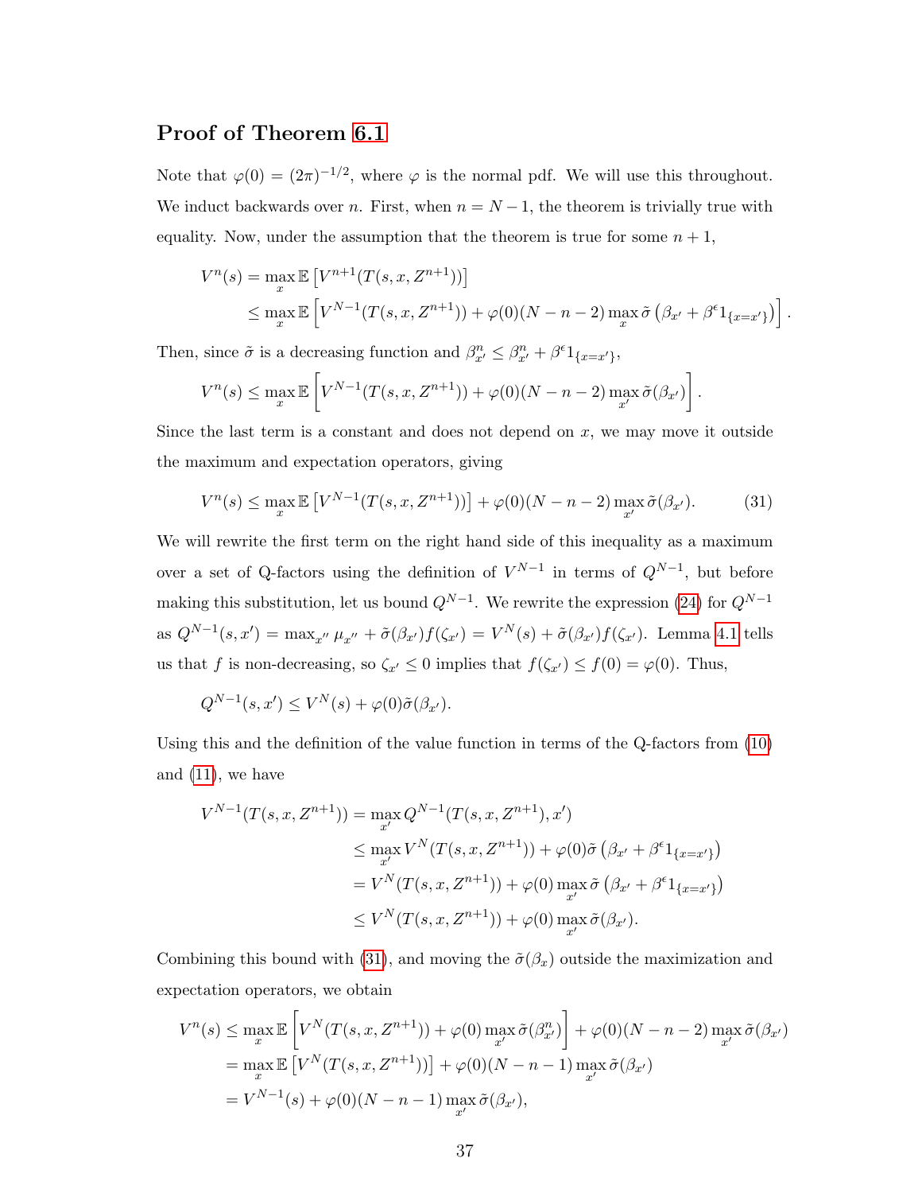## Proof of Theorem 6.1

Note that $\varphi(0) = (2\pi)^{-1/2}$, where $\varphi$ is the normal pdf. We will use this throughout. We induct backwards over $n$. First, when $n = N-1$, the theorem is trivially true with equality. Now, under the assumption that the theorem is true for some $n+1$,

$$
\begin{aligned}
V^n(s) &= \max_x \mathbb{E}\left[V^{n+1}(T(s,x,Z^{n+1}))\right] \\
&\leq \max_x \mathbb{E}\left[V^{N-1}(T(s,x,Z^{n+1})) + \varphi(0)(N-n-2)\max_x \tilde{\sigma}\left(\beta_{x'} + \beta^{\epsilon} 1_{\{x=x'\}}\right)\right].
\end{aligned}
$$

Then, since $\tilde{\sigma}$ is a decreasing function and $\beta^n_{x'} \leq \beta^n_{x'} + \beta^{\epsilon} 1_{\{x=x'\}}$,

$$
V^n(s) \leq \max_x \mathbb{E}\left[V^{N-1}(T(s,x,Z^{n+1})) + \varphi(0)(N-n-2)\max_{x'} \tilde{\sigma}(\beta_{x'})\right].
$$

Since the last term is a constant and does not depend on $x$, we may move it outside the maximum and expectation operators, giving

$$
V^n(s) \leq \max_x \mathbb{E}\left[V^{N-1}(T(s,x,Z^{n+1}))\right] + \varphi(0)(N-n-2)\max_{x'} \tilde{\sigma}(\beta_{x'}). \tag{31}
$$

We will rewrite the first term on the right hand side of this inequality as a maximum over a set of Q-factors using the definition of $V^{N-1}$ in terms of $Q^{N-1}$, but before making this substitution, let us bound $Q^{N-1}$. We rewrite the expression (24) for $Q^{N-1}$ as $Q^{N-1}(s,x') = \max_{x''} \mu_{x''} + \tilde{\sigma}(\beta_{x'}) f(\zeta_{x'}) = V^N(s) + \tilde{\sigma}(\beta_{x'}) f(\zeta_{x'})$. Lemma 4.1 tells us that $f$ is non-decreasing, so $\zeta_{x'} \leq 0$ implies that $f(\zeta_{x'}) \leq f(0) = \varphi(0)$. Thus,

$$
Q^{N-1}(s,x') \leq V^N(s) + \varphi(0)\tilde{\sigma}(\beta_{x'}).
$$

Using this and the definition of the value function in terms of the Q-factors from (10) and (11), we have

$$
\begin{aligned}
V^{N-1}(T(s,x,Z^{n+1})) &= \max_{x'} Q^{N-1}(T(s,x,Z^{n+1}),x') \\
&\leq \max_{x'} V^N(T(s,x,Z^{n+1})) + \varphi(0)\tilde{\sigma}\left(\beta_{x'} + \beta^{\epsilon} 1_{\{x=x'\}}\right) \\
&= V^N(T(s,x,Z^{n+1})) + \varphi(0)\max_{x'} \tilde{\sigma}\left(\beta_{x'} + \beta^{\epsilon} 1_{\{x=x'\}}\right) \\
&\leq V^N(T(s,x,Z^{n+1})) + \varphi(0)\max_{x'} \tilde{\sigma}(\beta_{x'}).
\end{aligned}
$$

Combining this bound with (31), and moving the $\tilde{\sigma}(\beta_x)$ outside the maximization and expectation operators, we obtain

$$
\begin{aligned}
V^n(s) &\leq \max_x \mathbb{E}\left[V^N(T(s,x,Z^{n+1})) + \varphi(0)\max_{x'} \tilde{\sigma}(\beta^n_{x'})\right] + \varphi(0)(N-n-2)\max_{x'} \tilde{\sigma}(\beta_{x'}) \\
&= \max_x \mathbb{E}\left[V^N(T(s,x,Z^{n+1}))\right] + \varphi(0)(N-n-1)\max_{x'} \tilde{\sigma}(\beta_{x'}) \\
&= V^{N-1}(s) + \varphi(0)(N-n-1)\max_{x'} \tilde{\sigma}(\beta_{x'}),
\end{aligned}
$$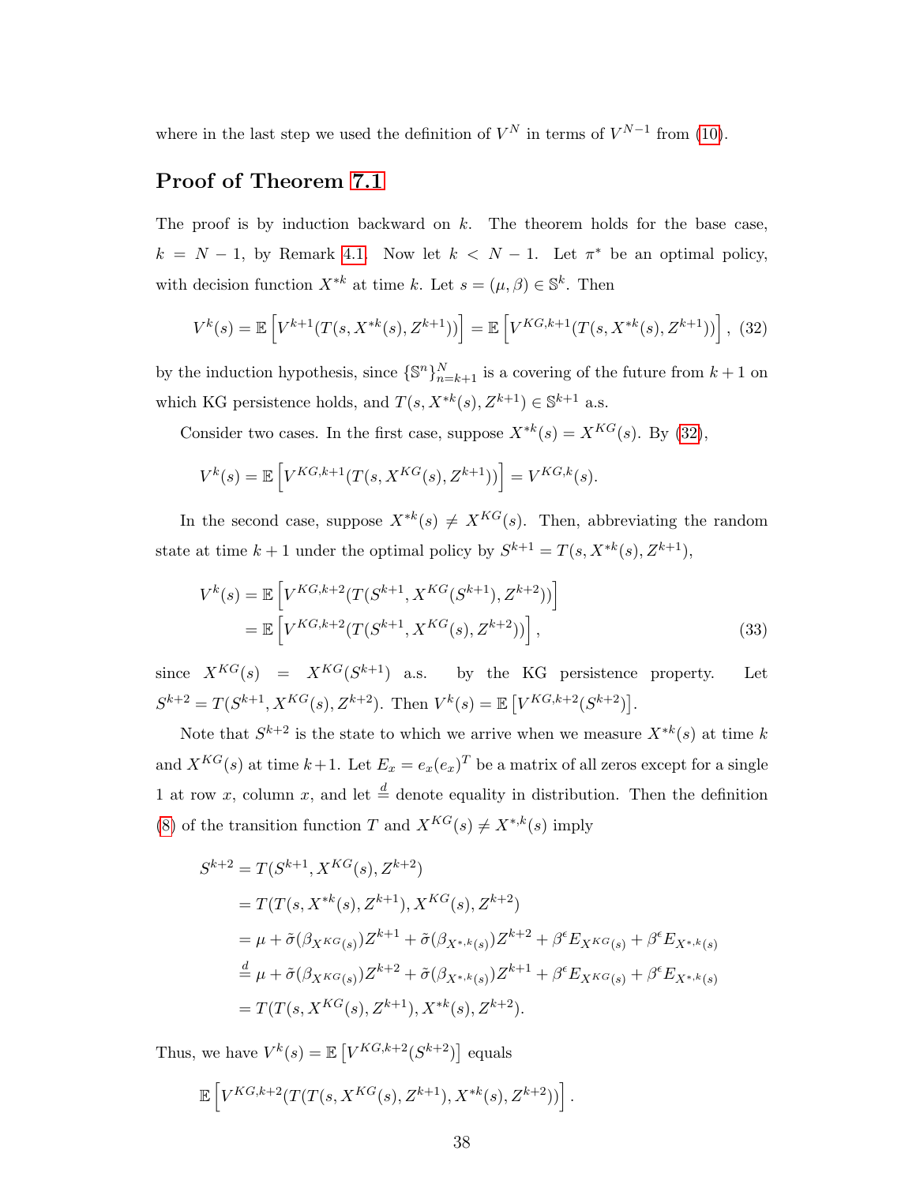where in the last step we used the definition of $V^N$ in terms of $V^{N-1}$ from (10).

## Proof of Theorem 7.1

The proof is by induction backward on $k$. The theorem holds for the base case, $k = N-1$, by Remark 4.1. Now let $k < N-1$. Let $\pi^*$ be an optimal policy, with decision function $X^{*k}$ at time $k$. Let $s = (\mu, \beta) \in \mathbb{S}^k$. Then

$$V^k(s) = \mathbb{E}\left[V^{k+1}(T(s, X^{*k}(s), Z^{k+1}))\right] = \mathbb{E}\left[V^{KG,k+1}(T(s, X^{*k}(s), Z^{k+1}))\right], \quad (32)$$

by the induction hypothesis, since $\{\mathbb{S}^n\}_{n=k+1}^N$ is a covering of the future from $k+1$ on which KG persistence holds, and $T(s, X^{*k}(s), Z^{k+1}) \in \mathbb{S}^{k+1}$ a.s.

Consider two cases. In the first case, suppose $X^{*k}(s) = X^{KG}(s)$. By (32),

$$V^k(s) = \mathbb{E}\left[V^{KG,k+1}(T(s, X^{KG}(s), Z^{k+1}))\right] = V^{KG,k}(s).$$

In the second case, suppose $X^{*k}(s) \neq X^{KG}(s)$. Then, abbreviating the random state at time $k+1$ under the optimal policy by $S^{k+1} = T(s, X^{*k}(s), Z^{k+1})$,

$$\begin{aligned} V^k(s) &= \mathbb{E}\left[V^{KG,k+2}(T(S^{k+1}, X^{KG}(S^{k+1}), Z^{k+2}))\right] \\ &= \mathbb{E}\left[V^{KG,k+2}(T(S^{k+1}, X^{KG}(s), Z^{k+2}))\right], \end{aligned} \quad (33)$$

since $X^{KG}(s) = X^{KG}(S^{k+1})$ a.s. by the KG persistence property. Let $S^{k+2} = T(S^{k+1}, X^{KG}(s), Z^{k+2})$. Then $V^k(s) = \mathbb{E}\left[V^{KG,k+2}(S^{k+2})\right]$.

Note that $S^{k+2}$ is the state to which we arrive when we measure $X^{*k}(s)$ at time $k$ and $X^{KG}(s)$ at time $k+1$. Let $E_x = e_x(e_x)^T$ be a matrix of all zeros except for a single 1 at row $x$, column $x$, and let $\stackrel{d}{=}$ denote equality in distribution. Then the definition (8) of the transition function $T$ and $X^{KG}(s) \neq X^{*,k}(s)$ imply

$$\begin{aligned} S^{k+2} &= T(S^{k+1}, X^{KG}(s), Z^{k+2}) \\ &= T(T(s, X^{*k}(s), Z^{k+1}), X^{KG}(s), Z^{k+2}) \\ &= \mu + \tilde{\sigma}(\beta_{X^{KG}(s)})Z^{k+1} + \tilde{\sigma}(\beta_{X^{*,k}(s)})Z^{k+2} + \beta^\epsilon E_{X^{KG}(s)} + \beta^\epsilon E_{X^{*,k}(s)} \\ &\stackrel{d}{=} \mu + \tilde{\sigma}(\beta_{X^{KG}(s)})Z^{k+2} + \tilde{\sigma}(\beta_{X^{*,k}(s)})Z^{k+1} + \beta^\epsilon E_{X^{KG}(s)} + \beta^\epsilon E_{X^{*,k}(s)} \\ &= T(T(s, X^{KG}(s), Z^{k+1}), X^{*k}(s), Z^{k+2}). \end{aligned}$$

Thus, we have $V^k(s) = \mathbb{E}\left[V^{KG,k+2}(S^{k+2})\right]$ equals

$$\mathbb{E}\left[V^{KG,k+2}(T(T(s, X^{KG}(s), Z^{k+1}), X^{*k}(s), Z^{k+2}))\right].$$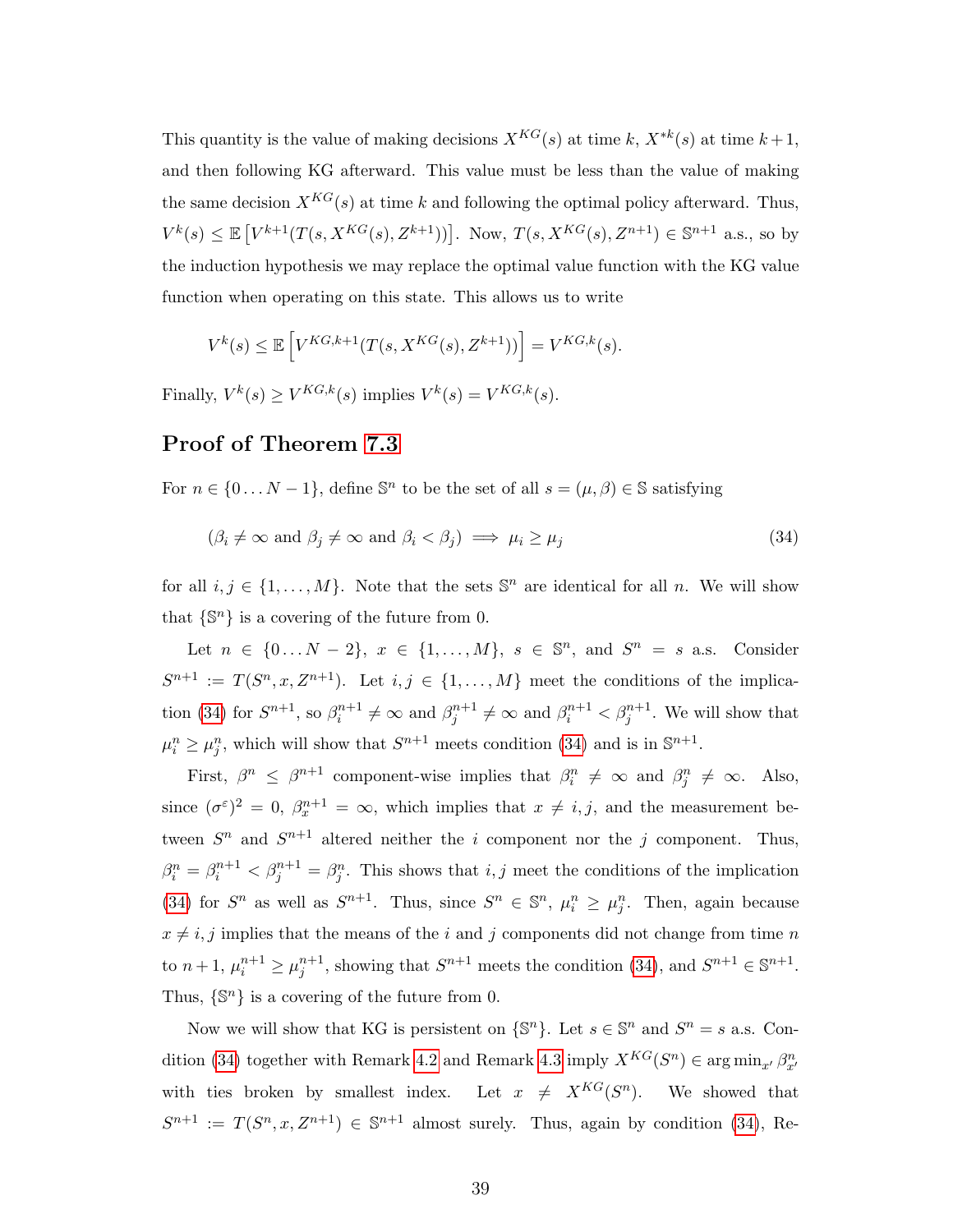This quantity is the value of making decisions $X^{KG}(s)$ at time $k$, $X^{*k}(s)$ at time $k+1$, and then following KG afterward. This value must be less than the value of making the same decision $X^{KG}(s)$ at time $k$ and following the optimal policy afterward. Thus, $V^k(s) \leq \mathbb{E}\left[V^{k+1}(T(s, X^{KG}(s), Z^{k+1}))\right]$. Now, $T(s, X^{KG}(s), Z^{n+1}) \in \mathbb{S}^{n+1}$ a.s., so by the induction hypothesis we may replace the optimal value function with the KG value function when operating on this state. This allows us to write

$$V^k(s) \leq \mathbb{E}\left[V^{KG,k+1}(T(s, X^{KG}(s), Z^{k+1}))\right] = V^{KG,k}(s).$$

Finally, $V^k(s) \geq V^{KG,k}(s)$ implies $V^k(s) = V^{KG,k}(s)$.

## Proof of Theorem 7.3

For $n \in \{0 \dots N-1\}$, define $\mathbb{S}^n$ to be the set of all $s = (\mu, \beta) \in \mathbb{S}$ satisfying

$$(\beta_i \neq \infty \text{ and } \beta_j \neq \infty \text{ and } \beta_i < \beta_j) \implies \mu_i \geq \mu_j \tag{34}$$

for all $i, j \in \{1, \dots, M\}$. Note that the sets $\mathbb{S}^n$ are identical for all $n$. We will show that $\{\mathbb{S}^n\}$ is a covering of the future from 0.

Let $n \in \{0 \dots N-2\}$, $x \in \{1, \dots, M\}$, $s \in \mathbb{S}^n$, and $S^n = s$ a.s. Consider $S^{n+1} := T(S^n, x, Z^{n+1})$. Let $i, j \in \{1, \dots, M\}$ meet the conditions of the implication (34) for $S^{n+1}$, so $\beta_i^{n+1} \neq \infty$ and $\beta_j^{n+1} \neq \infty$ and $\beta_i^{n+1} < \beta_j^{n+1}$. We will show that $\mu_i^n \geq \mu_j^n$, which will show that $S^{n+1}$ meets condition (34) and is in $\mathbb{S}^{n+1}$.

First, $\beta^n \leq \beta^{n+1}$ component-wise implies that $\beta_i^n \neq \infty$ and $\beta_j^n \neq \infty$. Also, since $(\sigma^\varepsilon)^2 = 0$, $\beta_x^{n+1} = \infty$, which implies that $x \neq i, j$, and the measurement between $S^n$ and $S^{n+1}$ altered neither the $i$ component nor the $j$ component. Thus, $\beta_i^n = \beta_i^{n+1} < \beta_j^{n+1} = \beta_j^n$. This shows that $i, j$ meet the conditions of the implication (34) for $S^n$ as well as $S^{n+1}$. Thus, since $S^n \in \mathbb{S}^n$, $\mu_i^n \geq \mu_j^n$. Then, again because $x \neq i, j$ implies that the means of the $i$ and $j$ components did not change from time $n$ to $n+1$, $\mu_i^{n+1} \geq \mu_j^{n+1}$, showing that $S^{n+1}$ meets the condition (34), and $S^{n+1} \in \mathbb{S}^{n+1}$. Thus, $\{\mathbb{S}^n\}$ is a covering of the future from 0.

Now we will show that KG is persistent on $\{\mathbb{S}^n\}$. Let $s \in \mathbb{S}^n$ and $S^n = s$ a.s. Condition (34) together with Remark 4.2 and Remark 4.3 imply $X^{KG}(S^n) \in \arg\min_{x'} \beta_{x'}^n$ with ties broken by smallest index. Let $x \neq X^{KG}(S^n)$. We showed that $S^{n+1} := T(S^n, x, Z^{n+1}) \in \mathbb{S}^{n+1}$ almost surely. Thus, again by condition (34), Re-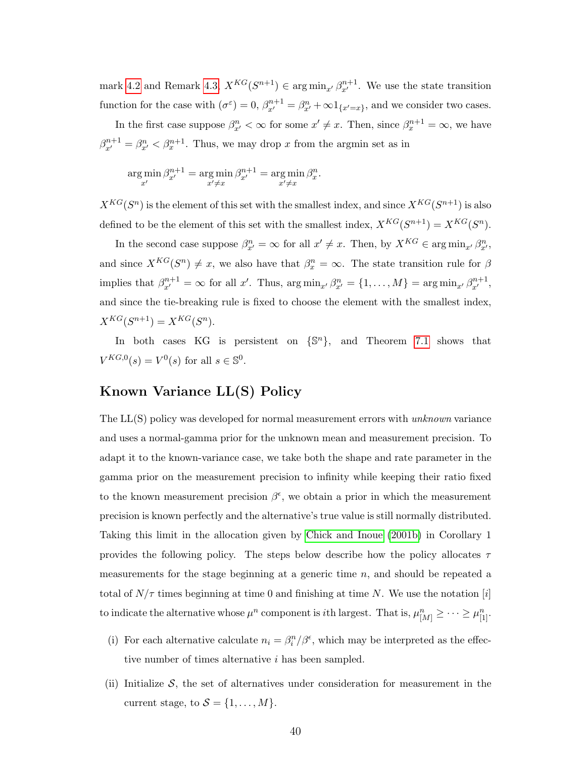mark 4.2 and Remark 4.3, $X^{KG}(S^{n+1}) \in \arg\min_{x'} \beta^{n+1}_{x'}$. We use the state transition function for the case with $(\sigma^\varepsilon) = 0$, $\beta^{n+1}_{x'} = \beta^n_{x'} + \infty 1_{\{x'=x\}}$, and we consider two cases.

In the first case suppose $\beta^n_{x'} < \infty$ for some $x' \neq x$. Then, since $\beta^{n+1}_x = \infty$, we have $\beta^{n+1}_{x'} = \beta^n_{x'} < \beta^{n+1}_x$. Thus, we may drop $x$ from the argmin set as in

$$\arg\min_{x'} \beta^{n+1}_{x'} = \arg\min_{x' \neq x} \beta^{n+1}_{x'} = \arg\min_{x' \neq x} \beta^n_x.$$

$X^{KG}(S^n)$ is the element of this set with the smallest index, and since $X^{KG}(S^{n+1})$ is also defined to be the element of this set with the smallest index, $X^{KG}(S^{n+1}) = X^{KG}(S^n)$.

In the second case suppose $\beta^n_{x'} = \infty$ for all $x' \neq x$. Then, by $X^{KG} \in \arg\min_{x'} \beta^n_{x'}$, and since $X^{KG}(S^n) \neq x$, we also have that $\beta^n_x = \infty$. The state transition rule for $\beta$ implies that $\beta^{n+1}_{x'} = \infty$ for all $x'$. Thus, $\arg\min_{x'} \beta^n_{x'} = \{1, \ldots, M\} = \arg\min_{x'} \beta^{n+1}_{x'}$, and since the tie-breaking rule is fixed to choose the element with the smallest index, $X^{KG}(S^{n+1}) = X^{KG}(S^n)$.

In both cases KG is persistent on $\{\mathbb{S}^n\}$, and Theorem 7.1 shows that $V^{KG,0}(s) = V^0(s)$ for all $s \in \mathbb{S}^0$.

## Known Variance LL(S) Policy

The LL(S) policy was developed for normal measurement errors with *unknown* variance and uses a normal-gamma prior for the unknown mean and measurement precision. To adapt it to the known-variance case, we take both the shape and rate parameter in the gamma prior on the measurement precision to infinity while keeping their ratio fixed to the known measurement precision $\beta^\epsilon$, we obtain a prior in which the measurement precision is known perfectly and the alternative's true value is still normally distributed. Taking this limit in the allocation given by Chick and Inoue (2001b) in Corollary 1 provides the following policy. The steps below describe how the policy allocates $\tau$ measurements for the stage beginning at a generic time $n$, and should be repeated a total of $N/\tau$ times beginning at time 0 and finishing at time $N$. We use the notation $[i]$ to indicate the alternative whose $\mu^n$ component is $i$th largest. That is, $\mu^n_{[M]} \geq \cdots \geq \mu^n_{[1]}$.

(i) For each alternative calculate $n_i = \beta^n_i / \beta^\epsilon$, which may be interpreted as the effective number of times alternative $i$ has been sampled.

(ii) Initialize $\mathcal{S}$, the set of alternatives under consideration for measurement in the current stage, to $\mathcal{S} = \{1, \ldots, M\}$.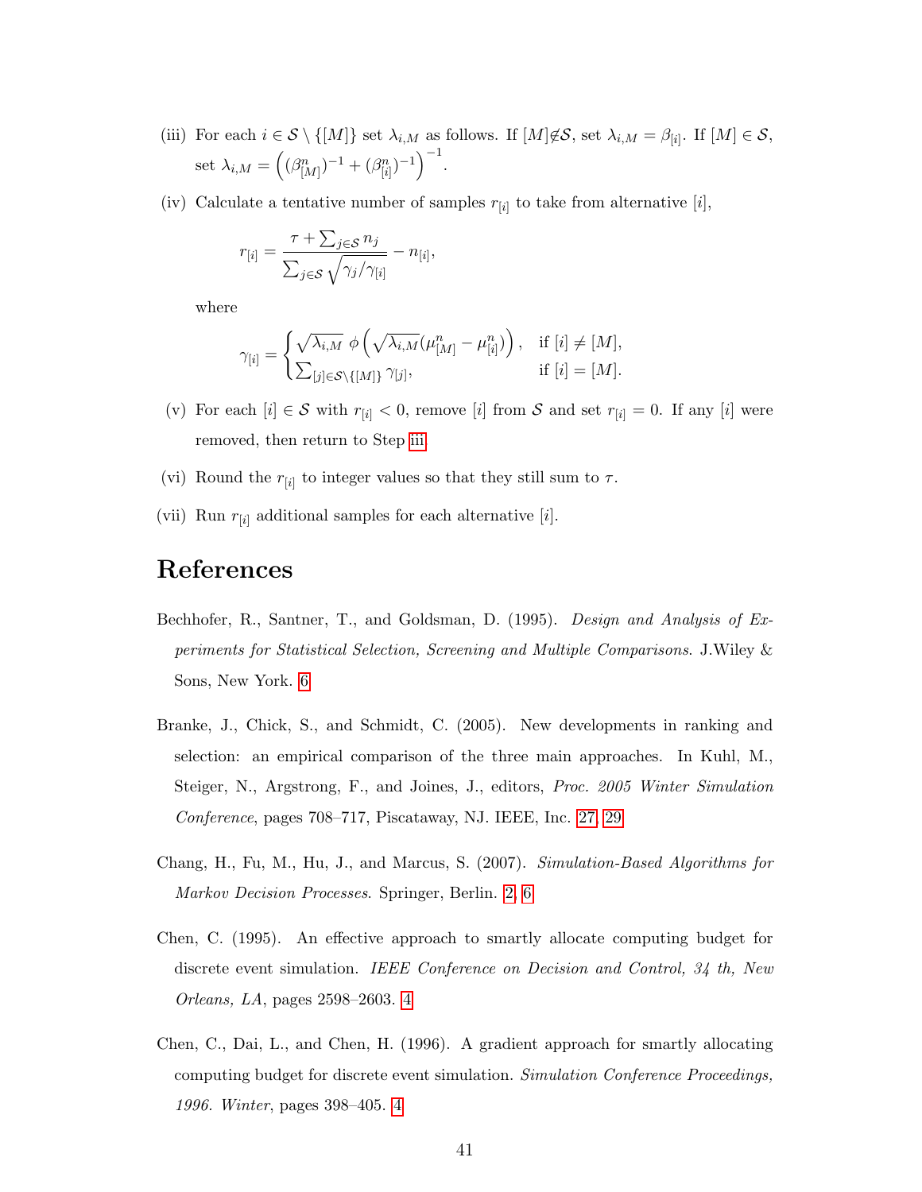(iii) For each $i \in \mathcal{S} \setminus \{[M]\}$ set $\lambda_{i,M}$ as follows. If $[M] \notin \mathcal{S}$, set $\lambda_{i,M} = \beta_{[i]}$. If $[M] \in \mathcal{S}$, set $\lambda_{i,M} = \left( (\beta^n_{[M]})^{-1} + (\beta^n_{[i]})^{-1} \right)^{-1}$.

(iv) Calculate a tentative number of samples $r_{[i]}$ to take from alternative $[i]$,

$$r_{[i]} = \frac{\tau + \sum_{j \in \mathcal{S}} n_j}{\sum_{j \in \mathcal{S}} \sqrt{\gamma_j / \gamma_{[i]}}} - n_{[i]},$$

where

$$\gamma_{[i]} = \begin{cases} \sqrt{\lambda_{i,M}} \; \phi\left( \sqrt{\lambda_{i,M}} (\mu^n_{[M]} - \mu^n_{[i]}) \right), & \text{if } [i] \neq [M], \\ \sum_{[j] \in \mathcal{S} \setminus \{[M]\}} \gamma_{[j]}, & \text{if } [i] = [M]. \end{cases}$$

(v) For each $[i] \in \mathcal{S}$ with $r_{[i]} < 0$, remove $[i]$ from $\mathcal{S}$ and set $r_{[i]} = 0$. If any $[i]$ were removed, then return to Step iii.

(vi) Round the $r_{[i]}$ to integer values so that they still sum to $\tau$.

(vii) Run $r_{[i]}$ additional samples for each alternative $[i]$.

# References

Bechhofer, R., Santner, T., and Goldsman, D. (1995). *Design and Analysis of Experiments for Statistical Selection, Screening and Multiple Comparisons*. J.Wiley & Sons, New York. 6

Branke, J., Chick, S., and Schmidt, C. (2005). New developments in ranking and selection: an empirical comparison of the three main approaches. In Kuhl, M., Steiger, N., Argstrong, F., and Joines, J., editors, *Proc. 2005 Winter Simulation Conference*, pages 708–717, Piscataway, NJ. IEEE, Inc. 27, 29

Chang, H., Fu, M., Hu, J., and Marcus, S. (2007). *Simulation-Based Algorithms for Markov Decision Processes*. Springer, Berlin. 2, 6

Chen, C. (1995). An effective approach to smartly allocate computing budget for discrete event simulation. *IEEE Conference on Decision and Control, 34 th, New Orleans, LA*, pages 2598–2603. 4

Chen, C., Dai, L., and Chen, H. (1996). A gradient approach for smartly allocating computing budget for discrete event simulation. *Simulation Conference Proceedings, 1996. Winter*, pages 398–405. 4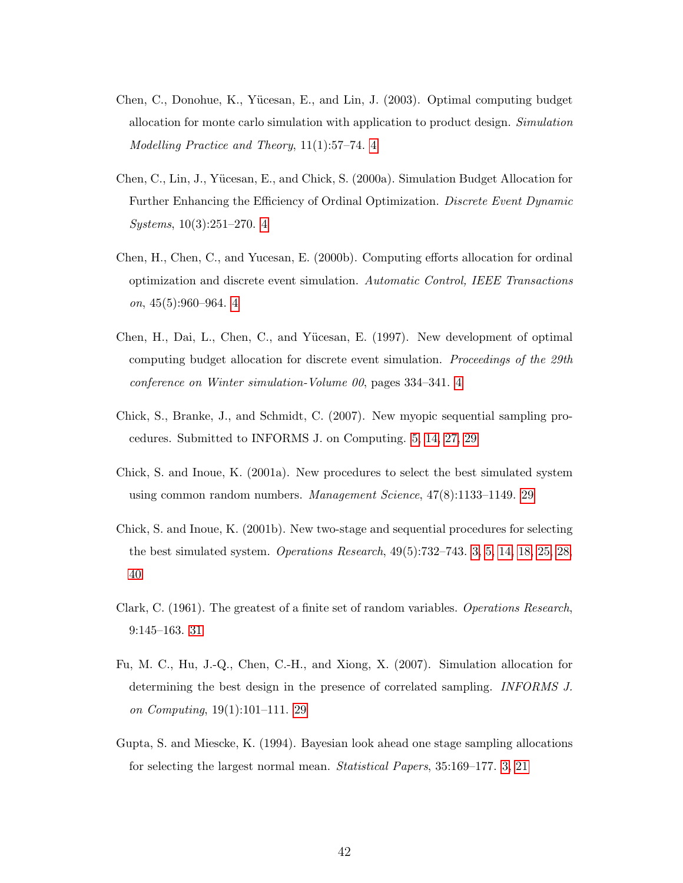Chen, C., Donohue, K., Yücesan, E., and Lin, J. (2003). Optimal computing budget allocation for monte carlo simulation with application to product design. *Simulation Modelling Practice and Theory*, 11(1):57–74. 4

Chen, C., Lin, J., Yücesan, E., and Chick, S. (2000a). Simulation Budget Allocation for Further Enhancing the Efficiency of Ordinal Optimization. *Discrete Event Dynamic Systems*, 10(3):251–270. 4

Chen, H., Chen, C., and Yucesan, E. (2000b). Computing efforts allocation for ordinal optimization and discrete event simulation. *Automatic Control, IEEE Transactions on*, 45(5):960–964. 4

Chen, H., Dai, L., Chen, C., and Yücesan, E. (1997). New development of optimal computing budget allocation for discrete event simulation. *Proceedings of the 29th conference on Winter simulation-Volume 00*, pages 334–341. 4

Chick, S., Branke, J., and Schmidt, C. (2007). New myopic sequential sampling procedures. Submitted to INFORMS J. on Computing. 5, 14, 27, 29

Chick, S. and Inoue, K. (2001a). New procedures to select the best simulated system using common random numbers. *Management Science*, 47(8):1133–1149. 29

Chick, S. and Inoue, K. (2001b). New two-stage and sequential procedures for selecting the best simulated system. *Operations Research*, 49(5):732–743. 3, 5, 14, 18, 25, 28, 40

Clark, C. (1961). The greatest of a finite set of random variables. *Operations Research*, 9:145–163. 31

Fu, M. C., Hu, J.-Q., Chen, C.-H., and Xiong, X. (2007). Simulation allocation for determining the best design in the presence of correlated sampling. *INFORMS J. on Computing*, 19(1):101–111. 29

Gupta, S. and Miescke, K. (1994). Bayesian look ahead one stage sampling allocations for selecting the largest normal mean. *Statistical Papers*, 35:169–177. 3, 21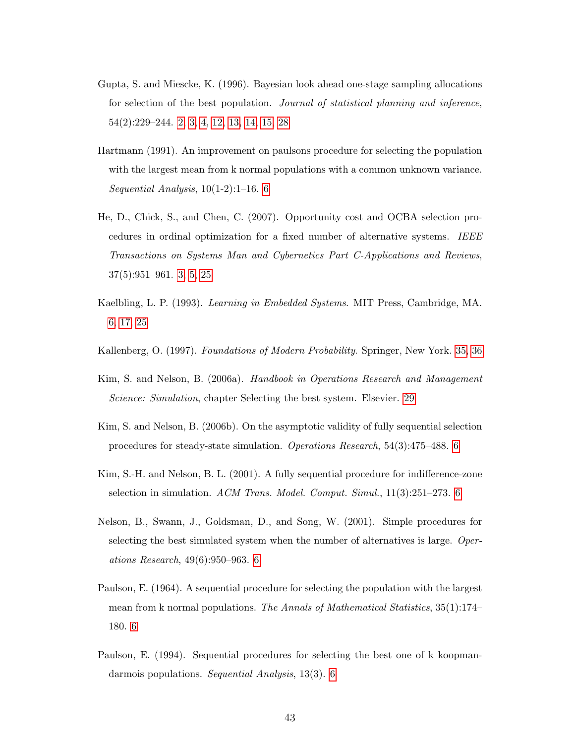Gupta, S. and Miescke, K. (1996). Bayesian look ahead one-stage sampling allocations for selection of the best population. *Journal of statistical planning and inference*, 54(2):229–244. 2, 3, 4, 12, 13, 14, 15, 28

Hartmann (1991). An improvement on paulsons procedure for selecting the population with the largest mean from k normal populations with a common unknown variance. *Sequential Analysis*, 10(1-2):1–16. 6

He, D., Chick, S., and Chen, C. (2007). Opportunity cost and OCBA selection procedures in ordinal optimization for a fixed number of alternative systems. *IEEE Transactions on Systems Man and Cybernetics Part C-Applications and Reviews*, 37(5):951–961. 3, 5, 25

Kaelbling, L. P. (1993). *Learning in Embedded Systems*. MIT Press, Cambridge, MA. 6, 17, 25

Kallenberg, O. (1997). *Foundations of Modern Probability*. Springer, New York. 35, 36

Kim, S. and Nelson, B. (2006a). *Handbook in Operations Research and Management Science: Simulation*, chapter Selecting the best system. Elsevier. 29

Kim, S. and Nelson, B. (2006b). On the asymptotic validity of fully sequential selection procedures for steady-state simulation. *Operations Research*, 54(3):475–488. 6

Kim, S.-H. and Nelson, B. L. (2001). A fully sequential procedure for indifference-zone selection in simulation. *ACM Trans. Model. Comput. Simul.*, 11(3):251–273. 6

Nelson, B., Swann, J., Goldsman, D., and Song, W. (2001). Simple procedures for selecting the best simulated system when the number of alternatives is large. *Operations Research*, 49(6):950–963. 6

Paulson, E. (1964). A sequential procedure for selecting the population with the largest mean from k normal populations. *The Annals of Mathematical Statistics*, 35(1):174–180. 6

Paulson, E. (1994). Sequential procedures for selecting the best one of k koopman-darmois populations. *Sequential Analysis*, 13(3). 6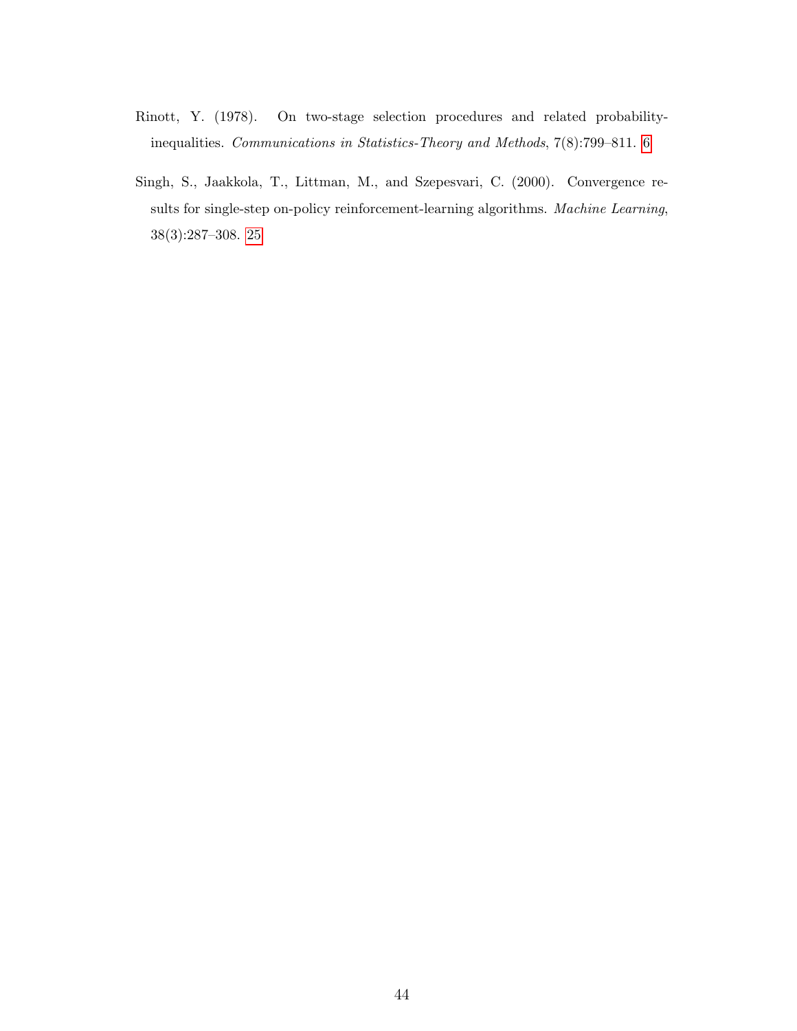Rinott, Y. (1978). On two-stage selection procedures and related probability-inequalities. *Communications in Statistics-Theory and Methods*, 7(8):799–811. 6

Singh, S., Jaakkola, T., Littman, M., and Szepesvari, C. (2000). Convergence results for single-step on-policy reinforcement-learning algorithms. *Machine Learning*, 38(3):287–308. 25